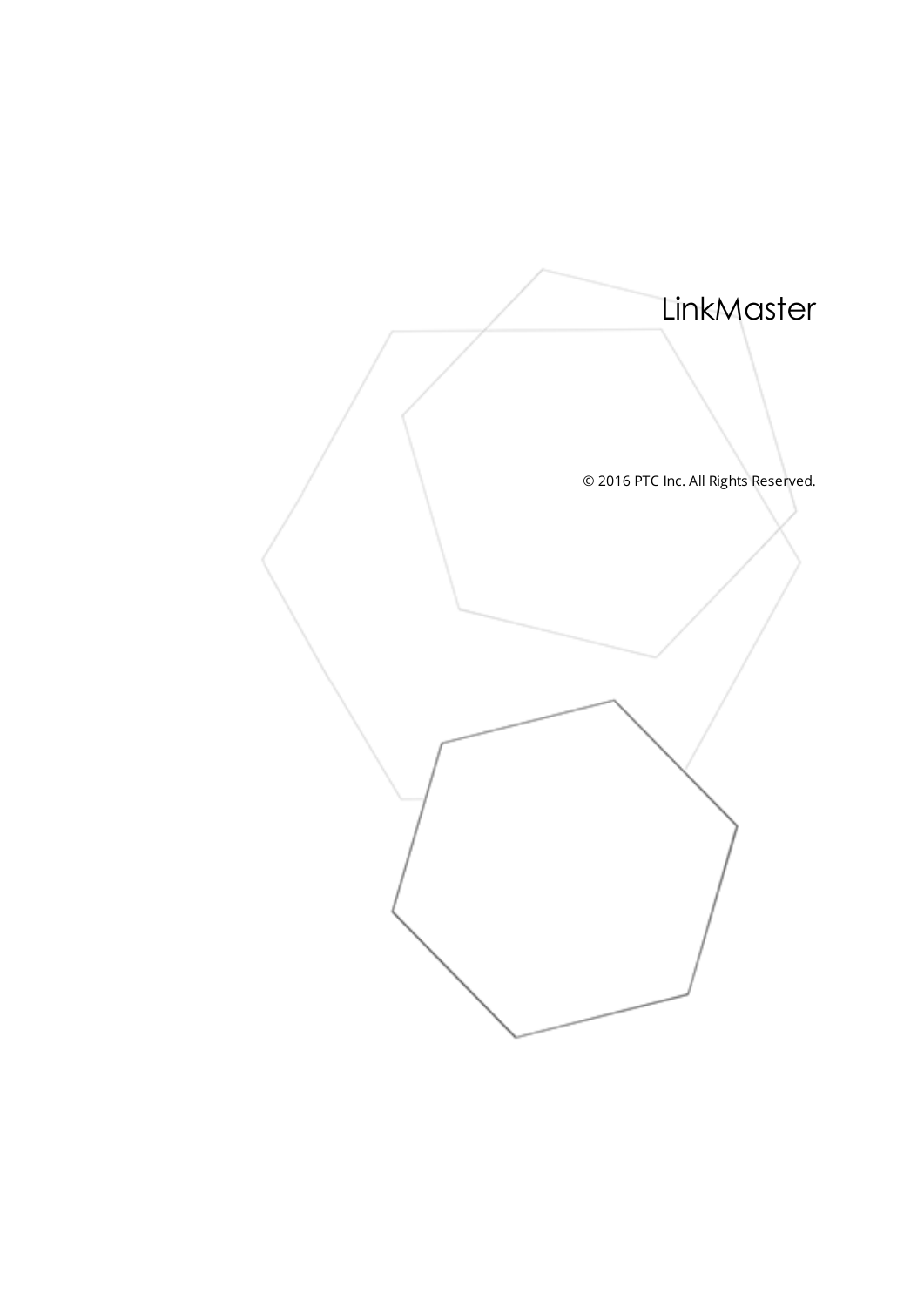# LinkMaster

© 2016 PTC Inc. All Rights Reserved.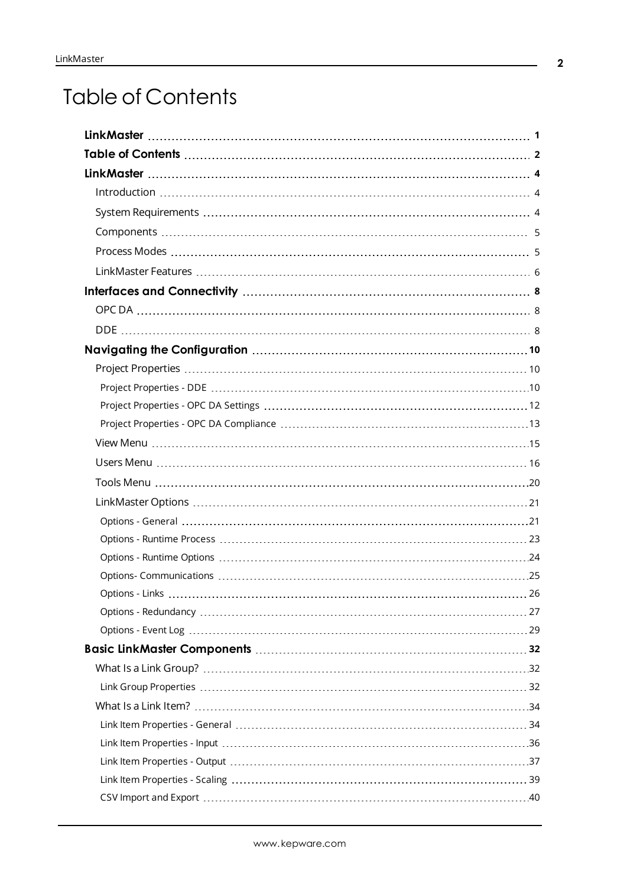# Table of Contents

**LinkMaster** 1

**Table of Contents** 2

**LinkMaster** 4

- Introduction 4
- System Requirements 4
- Components 5
- Process Modes 5
- LinkMaster Features 6

**Interfaces and Connectivity** 8

- OPC DA 8
- DDE 8

**Navigating the Configuration** 10

- Project Properties 10
  - Project Properties - DDE 10
  - Project Properties - OPC DA Settings 12
  - Project Properties - OPC DA Compliance 13
- View Menu 15
- Users Menu 16
- Tools Menu 20
- LinkMaster Options 21
  - Options - General 21
  - Options - Runtime Process 23
  - Options - Runtime Options 24
  - Options- Communications 25
  - Options - Links 26
  - Options - Redundancy 27
  - Options - Event Log 29

**Basic LinkMaster Components** 32

- What Is a Link Group? 32
  - Link Group Properties 32
- What Is a Link Item? 34
  - Link Item Properties - General 34
  - Link Item Properties - Input 36
  - Link Item Properties - Output 37
  - Link Item Properties - Scaling 39
  - CSV Import and Export 40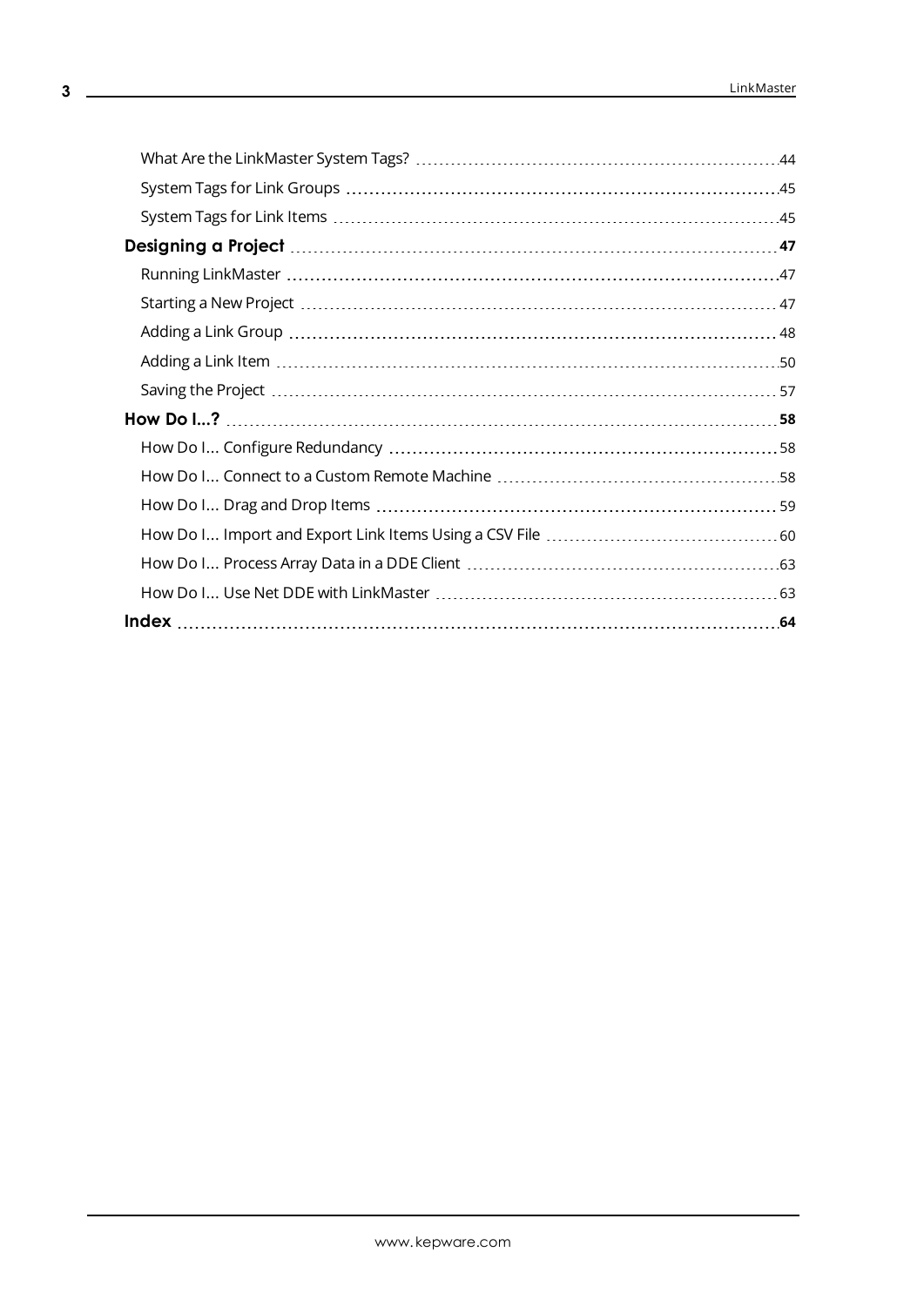What Are the LinkMaster System Tags? 44

System Tags for Link Groups 45

System Tags for Link Items 45

**Designing a Project 47**

Running LinkMaster 47

Starting a New Project 47

Adding a Link Group 48

Adding a Link Item 50

Saving the Project 57

**How Do I...? 58**

How Do I... Configure Redundancy 58

How Do I... Connect to a Custom Remote Machine 58

How Do I... Drag and Drop Items 59

How Do I... Import and Export Link Items Using a CSV File 60

How Do I... Process Array Data in a DDE Client 63

How Do I... Use Net DDE with LinkMaster 63

**Index 64**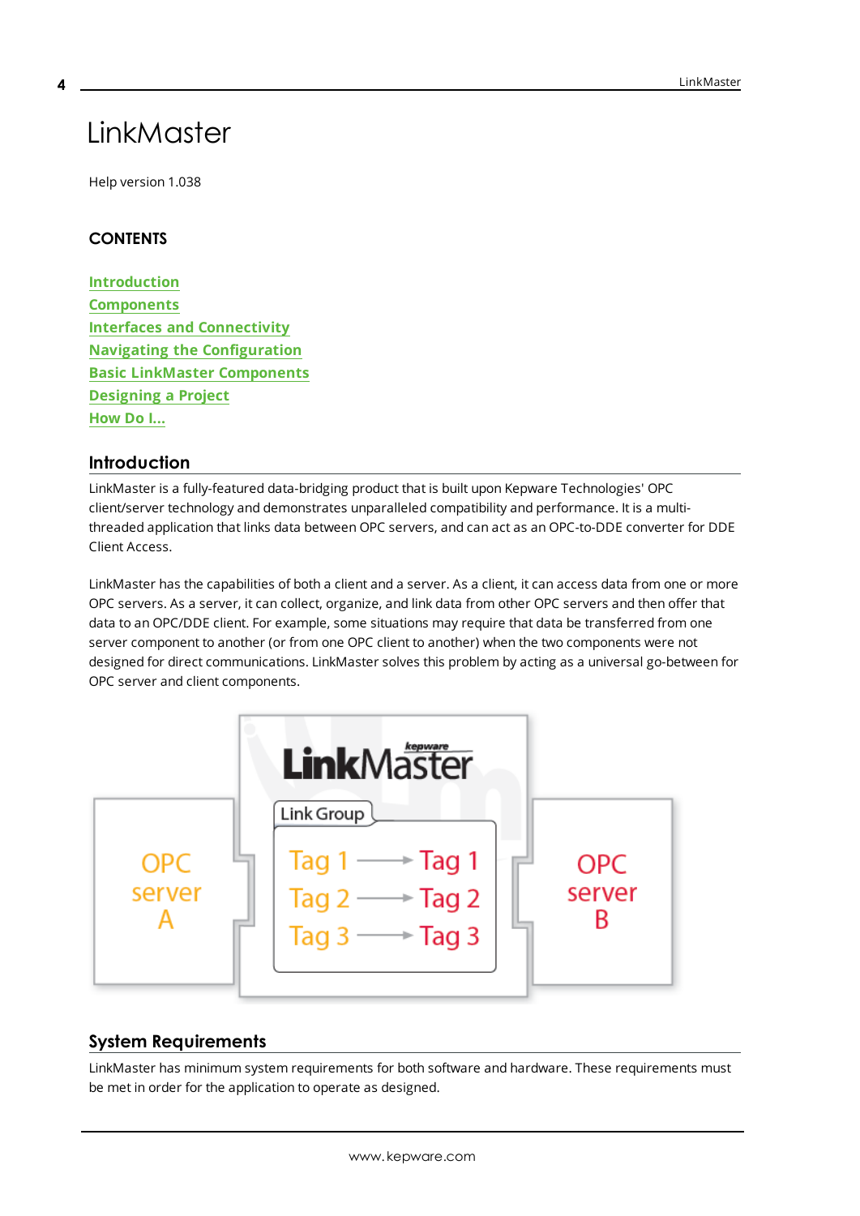# LinkMaster

Help version 1.038

## CONTENTS

[Introduction](#)
[Components](#)
[Interfaces and Connectivity](#)
[Navigating the Configuration](#)
[Basic LinkMaster Components](#)
[Designing a Project](#)
[How Do I...](#)

## Introduction

LinkMaster is a fully-featured data-bridging product that is built upon Kepware Technologies' OPC client/server technology and demonstrates unparalleled compatibility and performance. It is a multi-threaded application that links data between OPC servers, and can act as an OPC-to-DDE converter for DDE Client Access.

LinkMaster has the capabilities of both a client and a server. As a client, it can access data from one or more OPC servers. As a server, it can collect, organize, and link data from other OPC servers and then offer that data to an OPC/DDE client. For example, some situations may require that data be transferred from one server component to another (or from one OPC client to another) when the two components were not designed for direct communications. LinkMaster solves this problem by acting as a universal go-between for OPC server and client components.

## System Requirements

LinkMaster has minimum system requirements for both software and hardware. These requirements must be met in order for the application to operate as designed.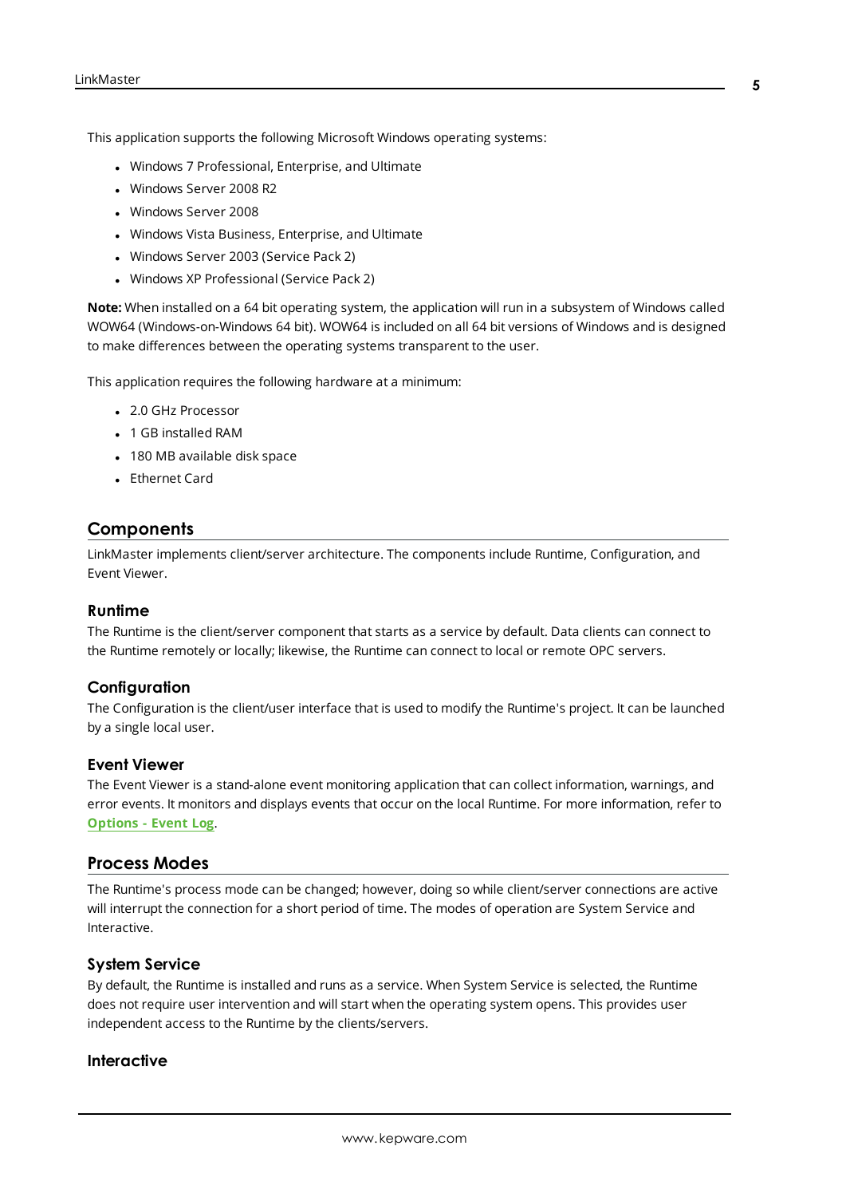This application supports the following Microsoft Windows operating systems:

- Windows 7 Professional, Enterprise, and Ultimate
- Windows Server 2008 R2
- Windows Server 2008
- Windows Vista Business, Enterprise, and Ultimate
- Windows Server 2003 (Service Pack 2)
- Windows XP Professional (Service Pack 2)

**Note:** When installed on a 64 bit operating system, the application will run in a subsystem of Windows called WOW64 (Windows-on-Windows 64 bit). WOW64 is included on all 64 bit versions of Windows and is designed to make differences between the operating systems transparent to the user.

This application requires the following hardware at a minimum:

- 2.0 GHz Processor
- 1 GB installed RAM
- 180 MB available disk space
- Ethernet Card

## Components

LinkMaster implements client/server architecture. The components include Runtime, Configuration, and Event Viewer.

### Runtime

The Runtime is the client/server component that starts as a service by default. Data clients can connect to the Runtime remotely or locally; likewise, the Runtime can connect to local or remote OPC servers.

### Configuration

The Configuration is the client/user interface that is used to modify the Runtime's project. It can be launched by a single local user.

### Event Viewer

The Event Viewer is a stand-alone event monitoring application that can collect information, warnings, and error events. It monitors and displays events that occur on the local Runtime. For more information, refer to **Options - Event Log**.

## Process Modes

The Runtime's process mode can be changed; however, doing so while client/server connections are active will interrupt the connection for a short period of time. The modes of operation are System Service and Interactive.

### System Service

By default, the Runtime is installed and runs as a service. When System Service is selected, the Runtime does not require user intervention and will start when the operating system opens. This provides user independent access to the Runtime by the clients/servers.

### Interactive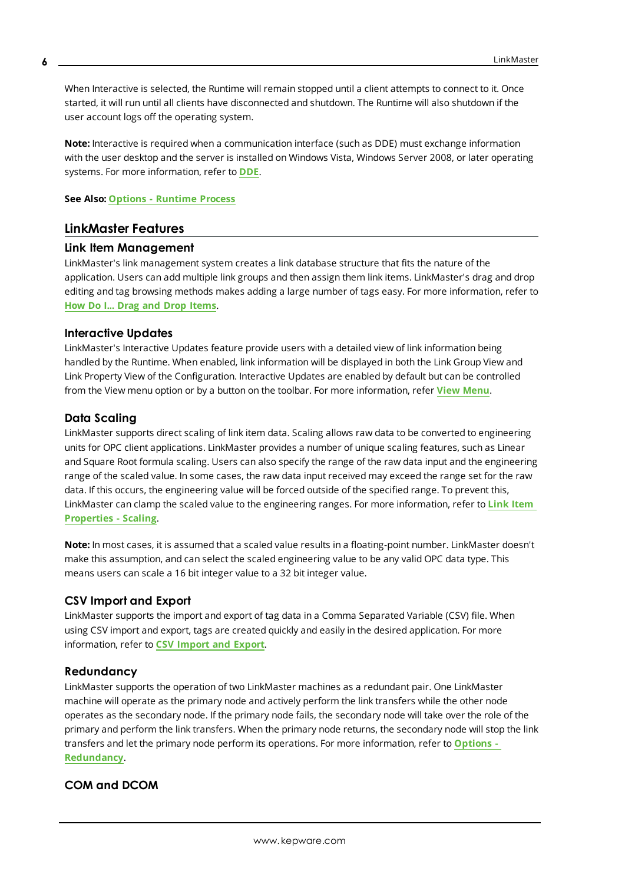When Interactive is selected, the Runtime will remain stopped until a client attempts to connect to it. Once started, it will run until all clients have disconnected and shutdown. The Runtime will also shutdown if the user account logs off the operating system.

**Note:** Interactive is required when a communication interface (such as DDE) must exchange information with the user desktop and the server is installed on Windows Vista, Windows Server 2008, or later operating systems. For more information, refer to **DDE**.

**See Also:** **Options - Runtime Process**

## LinkMaster Features

### Link Item Management

LinkMaster's link management system creates a link database structure that fits the nature of the application. Users can add multiple link groups and then assign them link items. LinkMaster's drag and drop editing and tag browsing methods makes adding a large number of tags easy. For more information, refer to **How Do I... Drag and Drop Items**.

### Interactive Updates

LinkMaster's Interactive Updates feature provide users with a detailed view of link information being handled by the Runtime. When enabled, link information will be displayed in both the Link Group View and Link Property View of the Configuration. Interactive Updates are enabled by default but can be controlled from the View menu option or by a button on the toolbar. For more information, refer **View Menu**.

### Data Scaling

LinkMaster supports direct scaling of link item data. Scaling allows raw data to be converted to engineering units for OPC client applications. LinkMaster provides a number of unique scaling features, such as Linear and Square Root formula scaling. Users can also specify the range of the raw data input and the engineering range of the scaled value. In some cases, the raw data input received may exceed the range set for the raw data. If this occurs, the engineering value will be forced outside of the specified range. To prevent this, LinkMaster can clamp the scaled value to the engineering ranges. For more information, refer to **Link Item Properties - Scaling**.

**Note:** In most cases, it is assumed that a scaled value results in a floating-point number. LinkMaster doesn't make this assumption, and can select the scaled engineering value to be any valid OPC data type. This means users can scale a 16 bit integer value to a 32 bit integer value.

### CSV Import and Export

LinkMaster supports the import and export of tag data in a Comma Separated Variable (CSV) file. When using CSV import and export, tags are created quickly and easily in the desired application. For more information, refer to **CSV Import and Export**.

### Redundancy

LinkMaster supports the operation of two LinkMaster machines as a redundant pair. One LinkMaster machine will operate as the primary node and actively perform the link transfers while the other node operates as the secondary node. If the primary node fails, the secondary node will take over the role of the primary and perform the link transfers. When the primary node returns, the secondary node will stop the link transfers and let the primary node perform its operations. For more information, refer to **Options - Redundancy**.

### COM and DCOM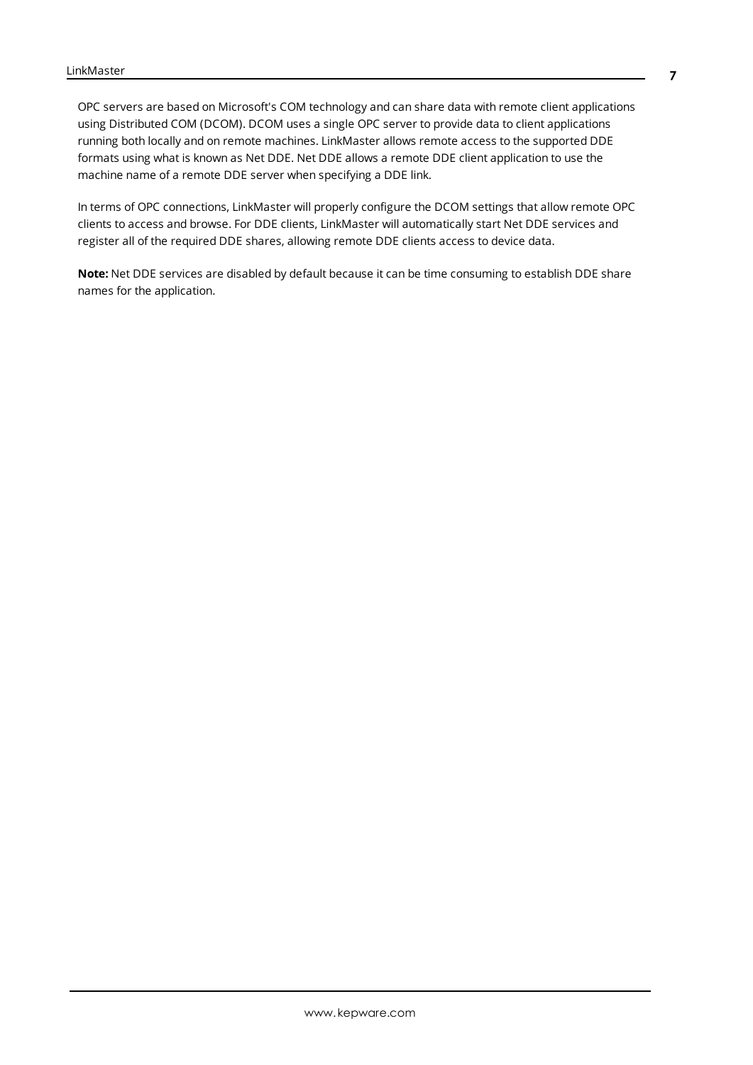OPC servers are based on Microsoft's COM technology and can share data with remote client applications using Distributed COM (DCOM). DCOM uses a single OPC server to provide data to client applications running both locally and on remote machines. LinkMaster allows remote access to the supported DDE formats using what is known as Net DDE. Net DDE allows a remote DDE client application to use the machine name of a remote DDE server when specifying a DDE link.

In terms of OPC connections, LinkMaster will properly configure the DCOM settings that allow remote OPC clients to access and browse. For DDE clients, LinkMaster will automatically start Net DDE services and register all of the required DDE shares, allowing remote DDE clients access to device data.

**Note:** Net DDE services are disabled by default because it can be time consuming to establish DDE share names for the application.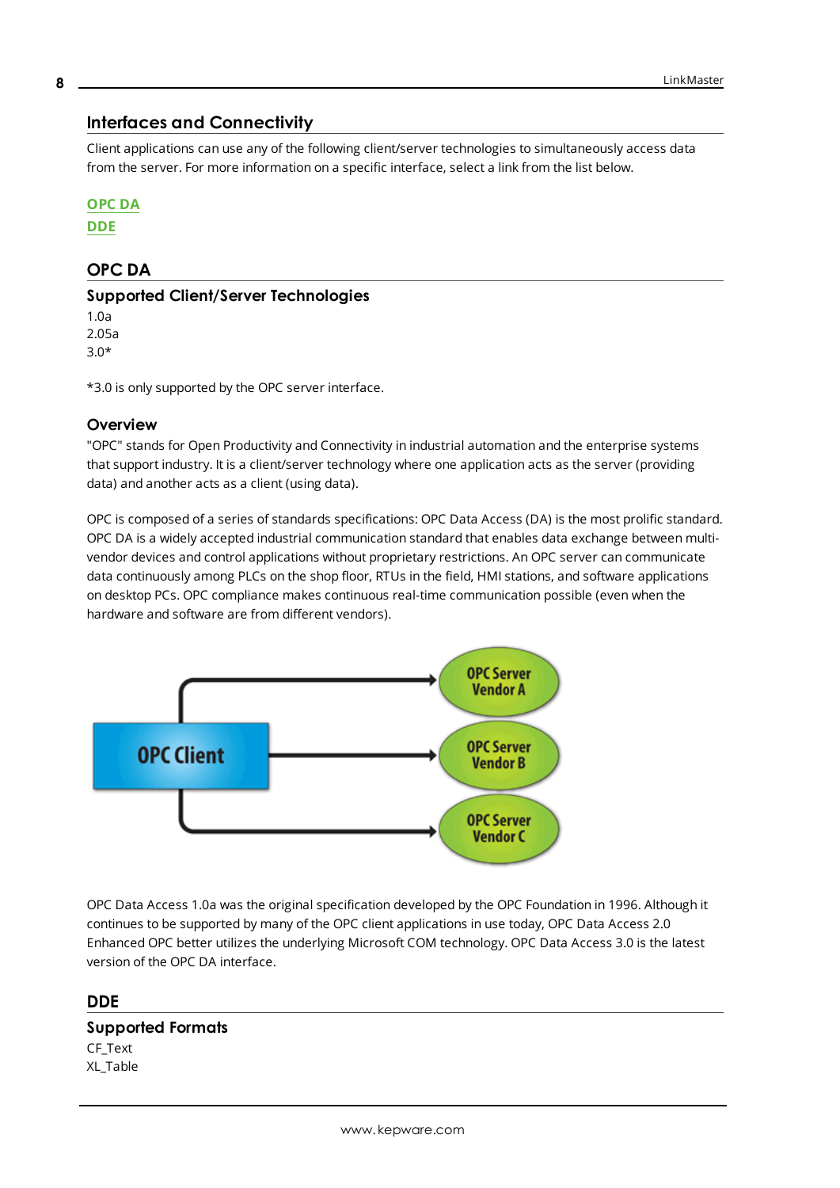## Interfaces and Connectivity

Client applications can use any of the following client/server technologies to simultaneously access data from the server. For more information on a specific interface, select a link from the list below.

OPC DA
DDE

## OPC DA

### Supported Client/Server Technologies

1.0a
2.05a
3.0*

*3.0 is only supported by the OPC server interface.

### Overview

"OPC" stands for Open Productivity and Connectivity in industrial automation and the enterprise systems that support industry. It is a client/server technology where one application acts as the server (providing data) and another acts as a client (using data).

OPC is composed of a series of standards specifications: OPC Data Access (DA) is the most prolific standard. OPC DA is a widely accepted industrial communication standard that enables data exchange between multi-vendor devices and control applications without proprietary restrictions. An OPC server can communicate data continuously among PLCs on the shop floor, RTUs in the field, HMI stations, and software applications on desktop PCs. OPC compliance makes continuous real-time communication possible (even when the hardware and software are from different vendors).

OPC Data Access 1.0a was the original specification developed by the OPC Foundation in 1996. Although it continues to be supported by many of the OPC client applications in use today, OPC Data Access 2.0 Enhanced OPC better utilizes the underlying Microsoft COM technology. OPC Data Access 3.0 is the latest version of the OPC DA interface.

## DDE

### Supported Formats

CF_Text
XL_Table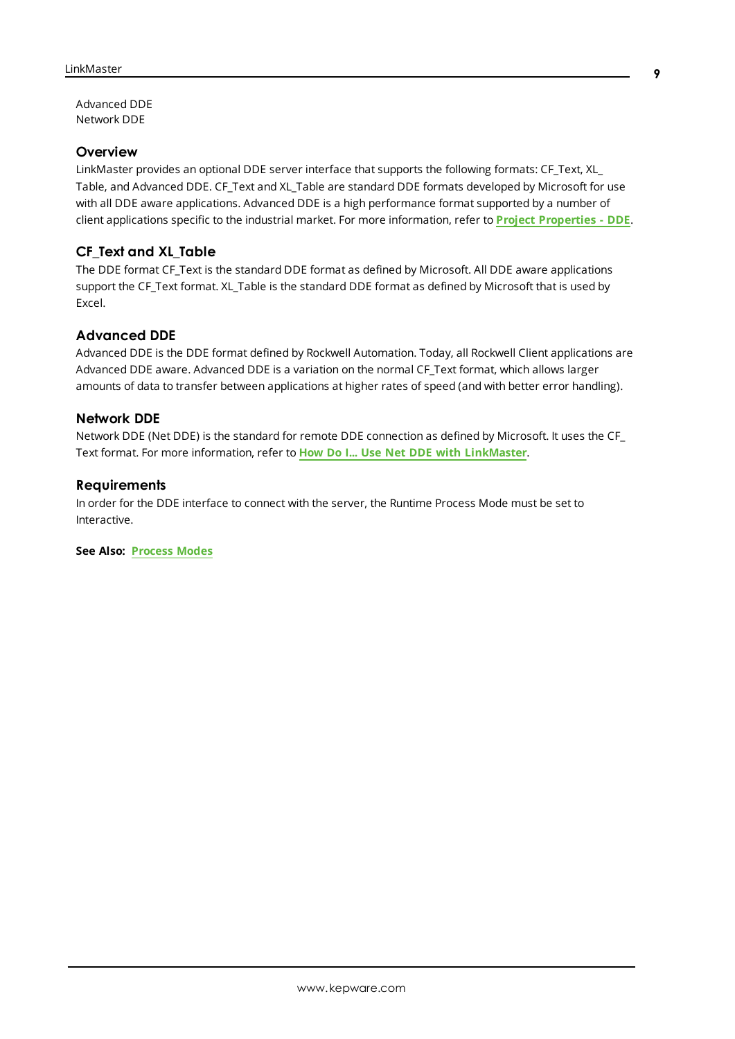Advanced DDE
Network DDE

### Overview

LinkMaster provides an optional DDE server interface that supports the following formats: CF_Text, XL_Table, and Advanced DDE. CF_Text and XL_Table are standard DDE formats developed by Microsoft for use with all DDE aware applications. Advanced DDE is a high performance format supported by a number of client applications specific to the industrial market. For more information, refer to **Project Properties - DDE**.

### CF_Text and XL_Table

The DDE format CF_Text is the standard DDE format as defined by Microsoft. All DDE aware applications support the CF_Text format. XL_Table is the standard DDE format as defined by Microsoft that is used by Excel.

### Advanced DDE

Advanced DDE is the DDE format defined by Rockwell Automation. Today, all Rockwell Client applications are Advanced DDE aware. Advanced DDE is a variation on the normal CF_Text format, which allows larger amounts of data to transfer between applications at higher rates of speed (and with better error handling).

### Network DDE

Network DDE (Net DDE) is the standard for remote DDE connection as defined by Microsoft. It uses the CF_Text format. For more information, refer to **How Do I... Use Net DDE with LinkMaster**.

### Requirements

In order for the DDE interface to connect with the server, the Runtime Process Mode must be set to Interactive.

**See Also:** **Process Modes**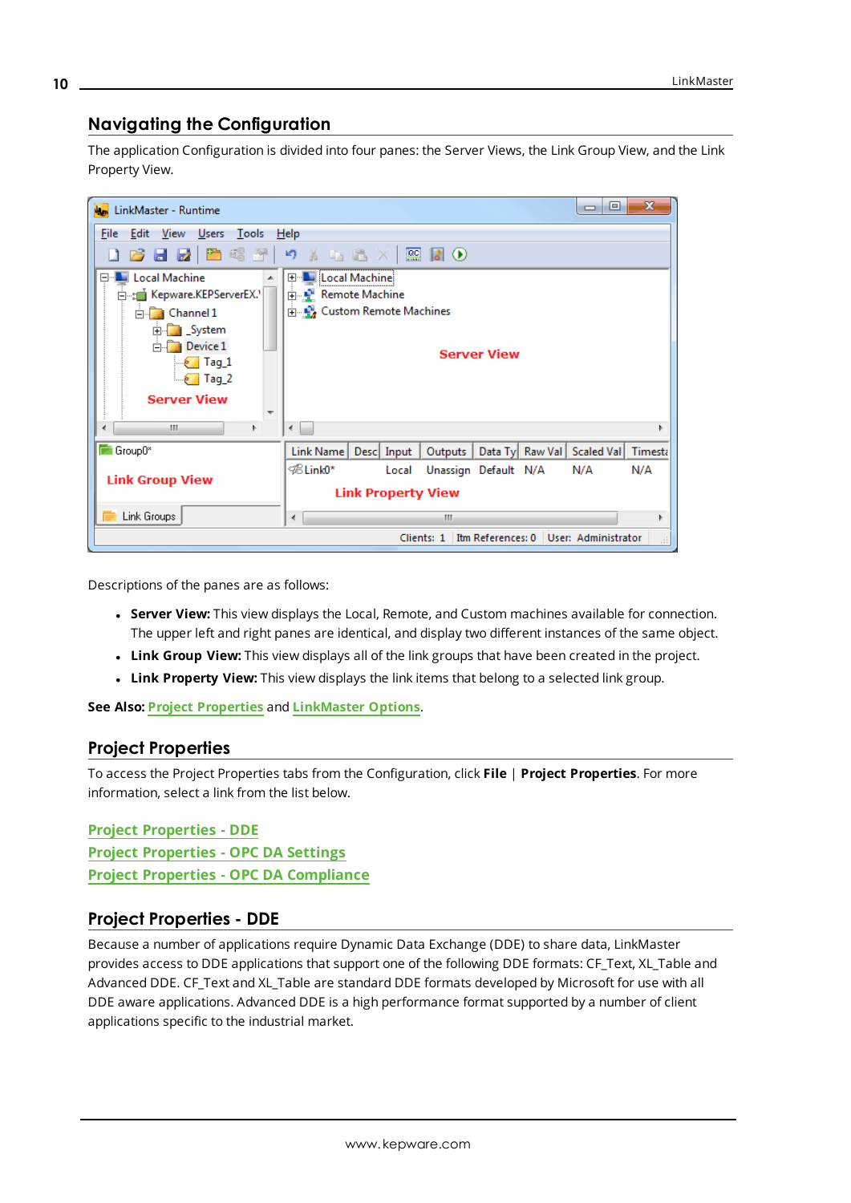## Navigating the Configuration

The application Configuration is divided into four panes: the Server Views, the Link Group View, and the Link Property View.

Descriptions of the panes are as follows:

- **Server View:** This view displays the Local, Remote, and Custom machines available for connection. The upper left and right panes are identical, and display two different instances of the same object.
- **Link Group View:** This view displays all of the link groups that have been created in the project.
- **Link Property View:** This view displays the link items that belong to a selected link group.

**See Also:** Project Properties and LinkMaster Options.

## Project Properties

To access the Project Properties tabs from the Configuration, click **File** | **Project Properties**. For more information, select a link from the list below.

Project Properties - DDE
Project Properties - OPC DA Settings
Project Properties - OPC DA Compliance

## Project Properties - DDE

Because a number of applications require Dynamic Data Exchange (DDE) to share data, LinkMaster provides access to DDE applications that support one of the following DDE formats: CF_Text, XL_Table and Advanced DDE. CF_Text and XL_Table are standard DDE formats developed by Microsoft for use with all DDE aware applications. Advanced DDE is a high performance format supported by a number of client applications specific to the industrial market.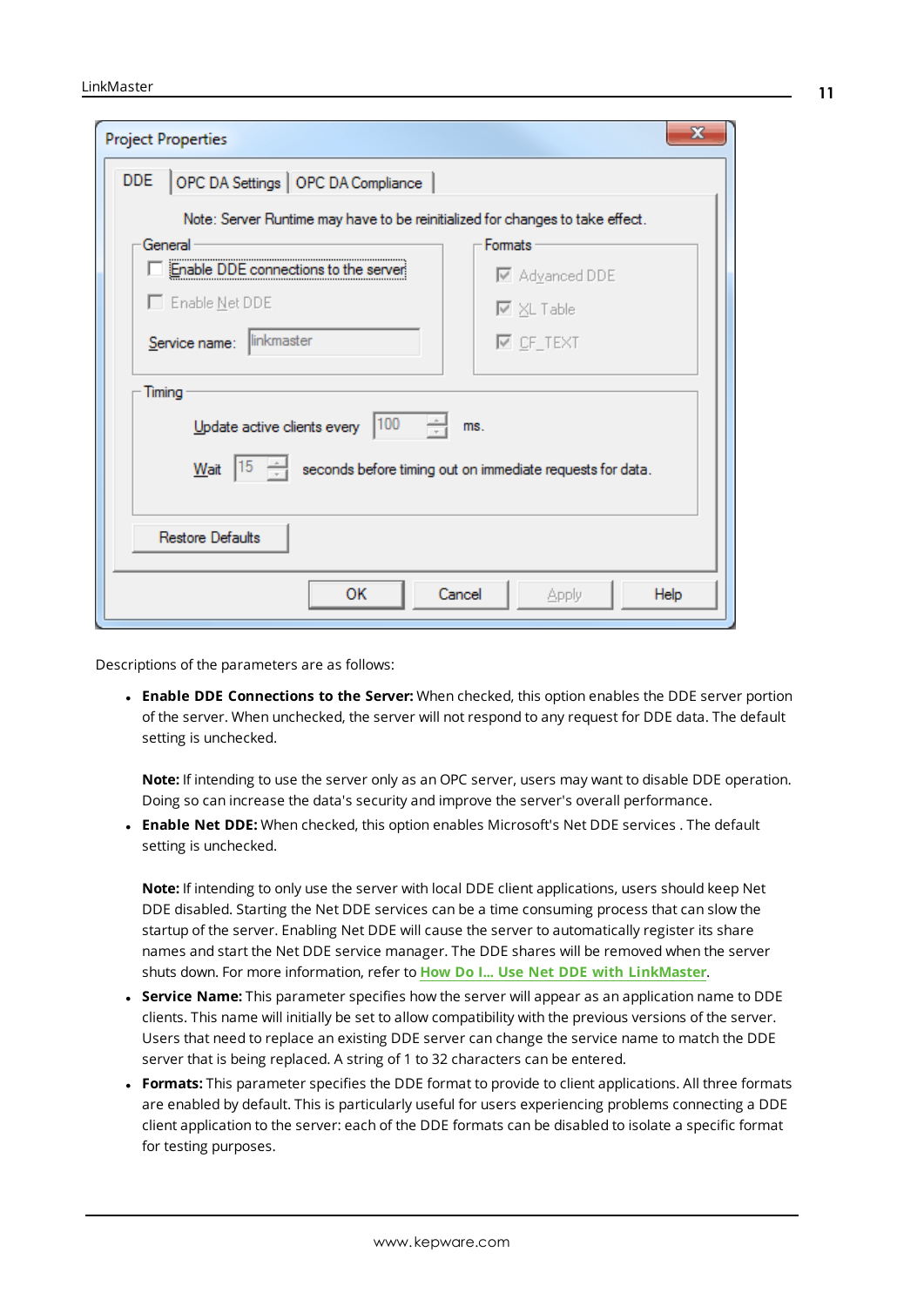Descriptions of the parameters are as follows:

- **Enable DDE Connections to the Server:** When checked, this option enables the DDE server portion of the server. When unchecked, the server will not respond to any request for DDE data. The default setting is unchecked.

  **Note:** If intending to use the server only as an OPC server, users may want to disable DDE operation. Doing so can increase the data's security and improve the server's overall performance.
- **Enable Net DDE:** When checked, this option enables Microsoft's Net DDE services . The default setting is unchecked.

  **Note:** If intending to only use the server with local DDE client applications, users should keep Net DDE disabled. Starting the Net DDE services can be a time consuming process that can slow the startup of the server. Enabling Net DDE will cause the server to automatically register its share names and start the Net DDE service manager. The DDE shares will be removed when the server shuts down. For more information, refer to **How Do I... Use Net DDE with LinkMaster**.
- **Service Name:** This parameter specifies how the server will appear as an application name to DDE clients. This name will initially be set to allow compatibility with the previous versions of the server. Users that need to replace an existing DDE server can change the service name to match the DDE server that is being replaced. A string of 1 to 32 characters can be entered.
- **Formats:** This parameter specifies the DDE format to provide to client applications. All three formats are enabled by default. This is particularly useful for users experiencing problems connecting a DDE client application to the server: each of the DDE formats can be disabled to isolate a specific format for testing purposes.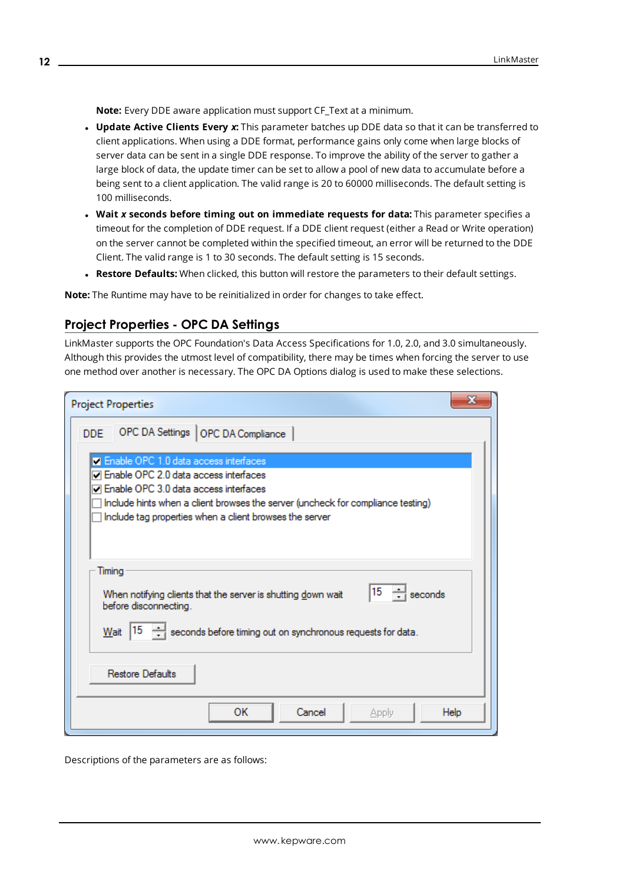**Note:** Every DDE aware application must support CF_Text at a minimum.

- **Update Active Clients Every *x*:** This parameter batches up DDE data so that it can be transferred to client applications. When using a DDE format, performance gains only come when large blocks of server data can be sent in a single DDE response. To improve the ability of the server to gather a large block of data, the update timer can be set to allow a pool of new data to accumulate before a being sent to a client application. The valid range is 20 to 60000 milliseconds. The default setting is 100 milliseconds.
- **Wait *x* seconds before timing out on immediate requests for data:** This parameter specifies a timeout for the completion of DDE request. If a DDE client request (either a Read or Write operation) on the server cannot be completed within the specified timeout, an error will be returned to the DDE Client. The valid range is 1 to 30 seconds. The default setting is 15 seconds.
- **Restore Defaults:** When clicked, this button will restore the parameters to their default settings.

**Note:** The Runtime may have to be reinitialized in order for changes to take effect.

## Project Properties - OPC DA Settings

LinkMaster supports the OPC Foundation's Data Access Specifications for 1.0, 2.0, and 3.0 simultaneously. Although this provides the utmost level of compatibility, there may be times when forcing the server to use one method over another is necessary. The OPC DA Options dialog is used to make these selections.

Descriptions of the parameters are as follows: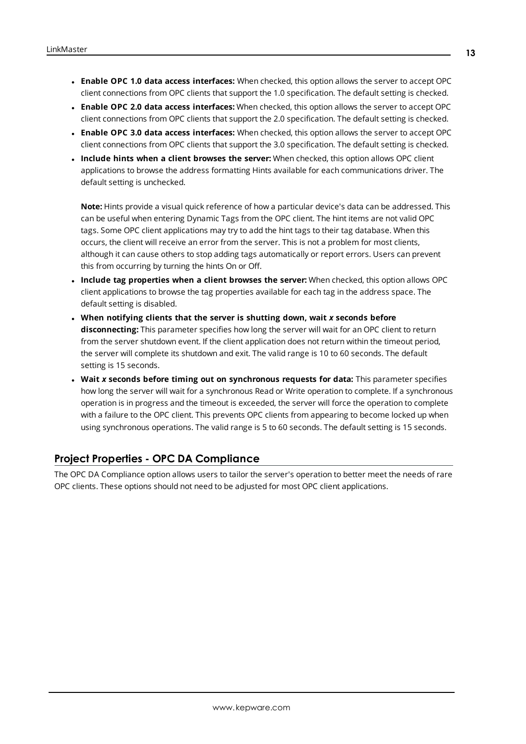- **Enable OPC 1.0 data access interfaces:** When checked, this option allows the server to accept OPC client connections from OPC clients that support the 1.0 specification. The default setting is checked.
- **Enable OPC 2.0 data access interfaces:** When checked, this option allows the server to accept OPC client connections from OPC clients that support the 2.0 specification. The default setting is checked.
- **Enable OPC 3.0 data access interfaces:** When checked, this option allows the server to accept OPC client connections from OPC clients that support the 3.0 specification. The default setting is checked.
- **Include hints when a client browses the server:** When checked, this option allows OPC client applications to browse the address formatting Hints available for each communications driver. The default setting is unchecked.

  **Note:** Hints provide a visual quick reference of how a particular device's data can be addressed. This can be useful when entering Dynamic Tags from the OPC client. The hint items are not valid OPC tags. Some OPC client applications may try to add the hint tags to their tag database. When this occurs, the client will receive an error from the server. This is not a problem for most clients, although it can cause others to stop adding tags automatically or report errors. Users can prevent this from occurring by turning the hints On or Off.
- **Include tag properties when a client browses the server:** When checked, this option allows OPC client applications to browse the tag properties available for each tag in the address space. The default setting is disabled.
- **When notifying clients that the server is shutting down, wait *x* seconds before disconnecting:** This parameter specifies how long the server will wait for an OPC client to return from the server shutdown event. If the client application does not return within the timeout period, the server will complete its shutdown and exit. The valid range is 10 to 60 seconds. The default setting is 15 seconds.
- **Wait *x* seconds before timing out on synchronous requests for data:** This parameter specifies how long the server will wait for a synchronous Read or Write operation to complete. If a synchronous operation is in progress and the timeout is exceeded, the server will force the operation to complete with a failure to the OPC client. This prevents OPC clients from appearing to become locked up when using synchronous operations. The valid range is 5 to 60 seconds. The default setting is 15 seconds.

## Project Properties - OPC DA Compliance

The OPC DA Compliance option allows users to tailor the server's operation to better meet the needs of rare OPC clients. These options should not need to be adjusted for most OPC client applications.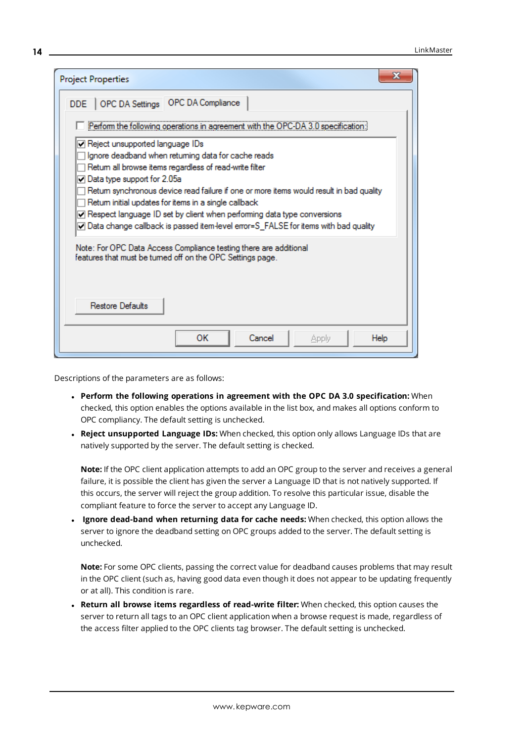Descriptions of the parameters are as follows:

- **Perform the following operations in agreement with the OPC DA 3.0 specification:** When checked, this option enables the options available in the list box, and makes all options conform to OPC compliancy. The default setting is unchecked.
- **Reject unsupported Language IDs:** When checked, this option only allows Language IDs that are natively supported by the server. The default setting is checked.

  **Note:** If the OPC client application attempts to add an OPC group to the server and receives a general failure, it is possible the client has given the server a Language ID that is not natively supported. If this occurs, the server will reject the group addition. To resolve this particular issue, disable the compliant feature to force the server to accept any Language ID.
- **Ignore dead-band when returning data for cache needs:** When checked, this option allows the server to ignore the deadband setting on OPC groups added to the server. The default setting is unchecked.

  **Note:** For some OPC clients, passing the correct value for deadband causes problems that may result in the OPC client (such as, having good data even though it does not appear to be updating frequently or at all). This condition is rare.
- **Return all browse items regardless of read-write filter:** When checked, this option causes the server to return all tags to an OPC client application when a browse request is made, regardless of the access filter applied to the OPC clients tag browser. The default setting is unchecked.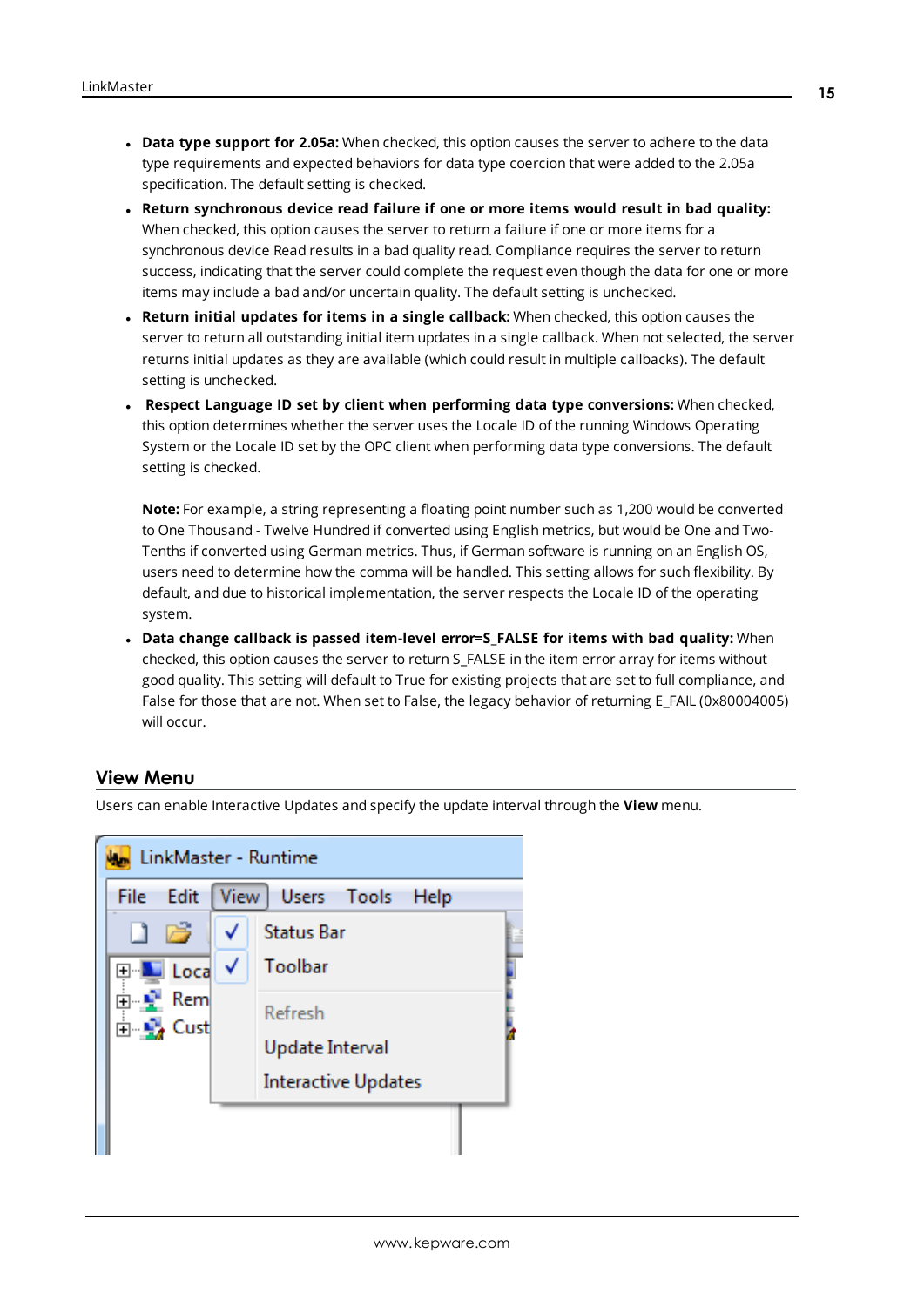- **Data type support for 2.05a:** When checked, this option causes the server to adhere to the data type requirements and expected behaviors for data type coercion that were added to the 2.05a specification. The default setting is checked.
- **Return synchronous device read failure if one or more items would result in bad quality:** When checked, this option causes the server to return a failure if one or more items for a synchronous device Read results in a bad quality read. Compliance requires the server to return success, indicating that the server could complete the request even though the data for one or more items may include a bad and/or uncertain quality. The default setting is unchecked.
- **Return initial updates for items in a single callback:** When checked, this option causes the server to return all outstanding initial item updates in a single callback. When not selected, the server returns initial updates as they are available (which could result in multiple callbacks). The default setting is unchecked.
- **Respect Language ID set by client when performing data type conversions:** When checked, this option determines whether the server uses the Locale ID of the running Windows Operating System or the Locale ID set by the OPC client when performing data type conversions. The default setting is checked.

  **Note:** For example, a string representing a floating point number such as 1,200 would be converted to One Thousand - Twelve Hundred if converted using English metrics, but would be One and Two-Tenths if converted using German metrics. Thus, if German software is running on an English OS, users need to determine how the comma will be handled. This setting allows for such flexibility. By default, and due to historical implementation, the server respects the Locale ID of the operating system.
- **Data change callback is passed item-level error=S_FALSE for items with bad quality:** When checked, this option causes the server to return S_FALSE in the item error array for items without good quality. This setting will default to True for existing projects that are set to full compliance, and False for those that are not. When set to False, the legacy behavior of returning E_FAIL (0x80004005) will occur.

## View Menu

Users can enable Interactive Updates and specify the update interval through the **View** menu.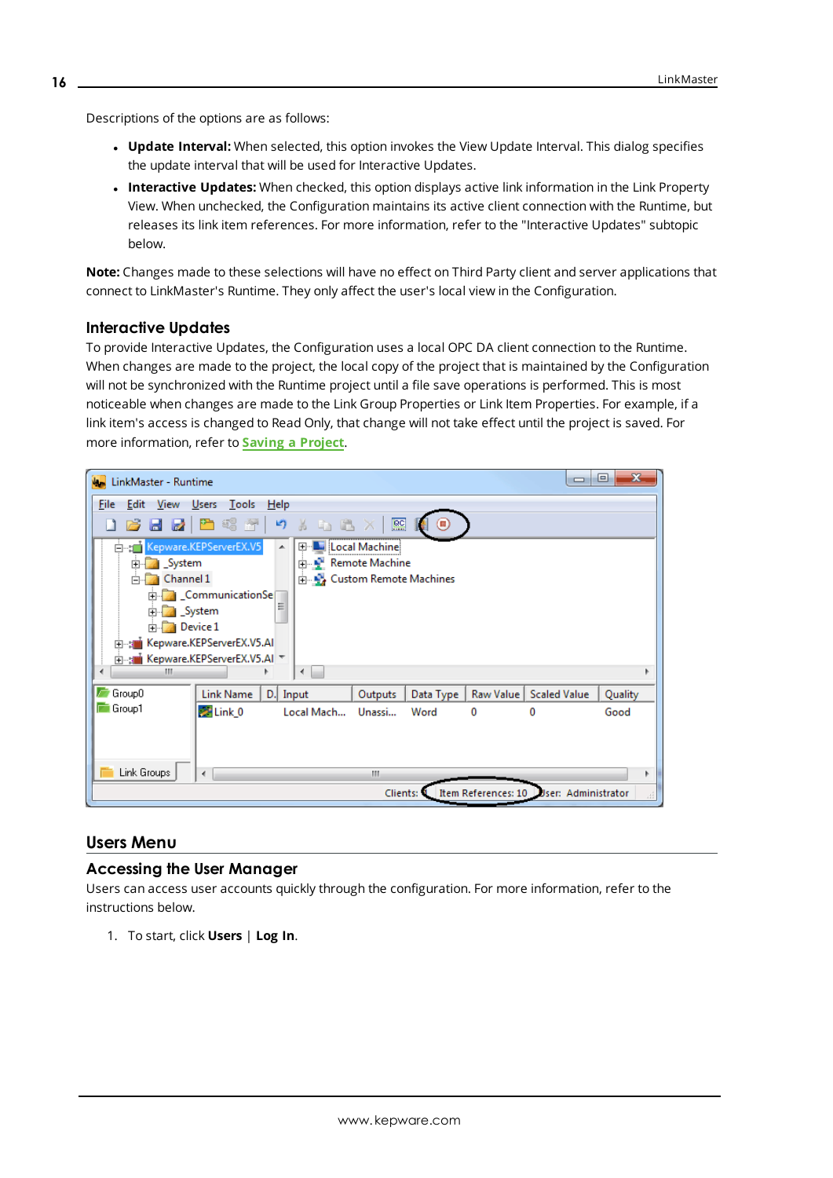Descriptions of the options are as follows:

- **Update Interval:** When selected, this option invokes the View Update Interval. This dialog specifies the update interval that will be used for Interactive Updates.
- **Interactive Updates:** When checked, this option displays active link information in the Link Property View. When unchecked, the Configuration maintains its active client connection with the Runtime, but releases its link item references. For more information, refer to the "Interactive Updates" subtopic below.

**Note:** Changes made to these selections will have no effect on Third Party client and server applications that connect to LinkMaster's Runtime. They only affect the user's local view in the Configuration.

### Interactive Updates

To provide Interactive Updates, the Configuration uses a local OPC DA client connection to the Runtime. When changes are made to the project, the local copy of the project that is maintained by the Configuration will not be synchronized with the Runtime project until a file save operations is performed. This is most noticeable when changes are made to the Link Group Properties or Link Item Properties. For example, if a link item's access is changed to Read Only, that change will not take effect until the project is saved. For more information, refer to **Saving a Project**.

## Users Menu

### Accessing the User Manager

Users can access user accounts quickly through the configuration. For more information, refer to the instructions below.

1. To start, click **Users** | **Log In**.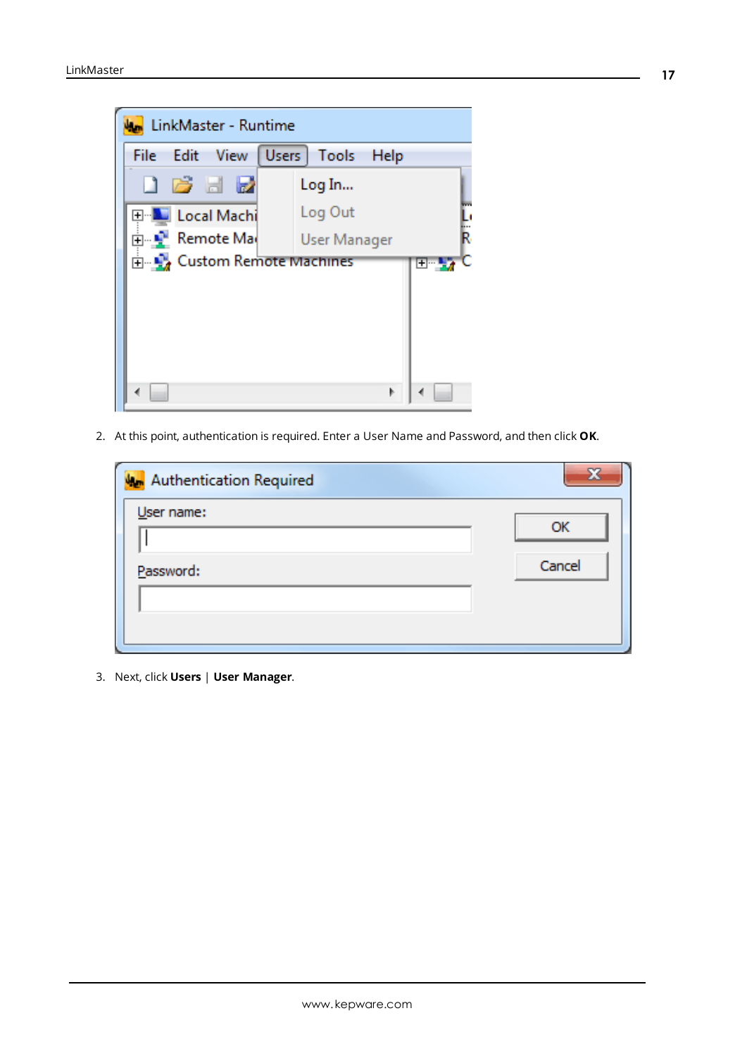2. At this point, authentication is required. Enter a User Name and Password, and then click **OK**.

3. Next, click **Users** | **User Manager**.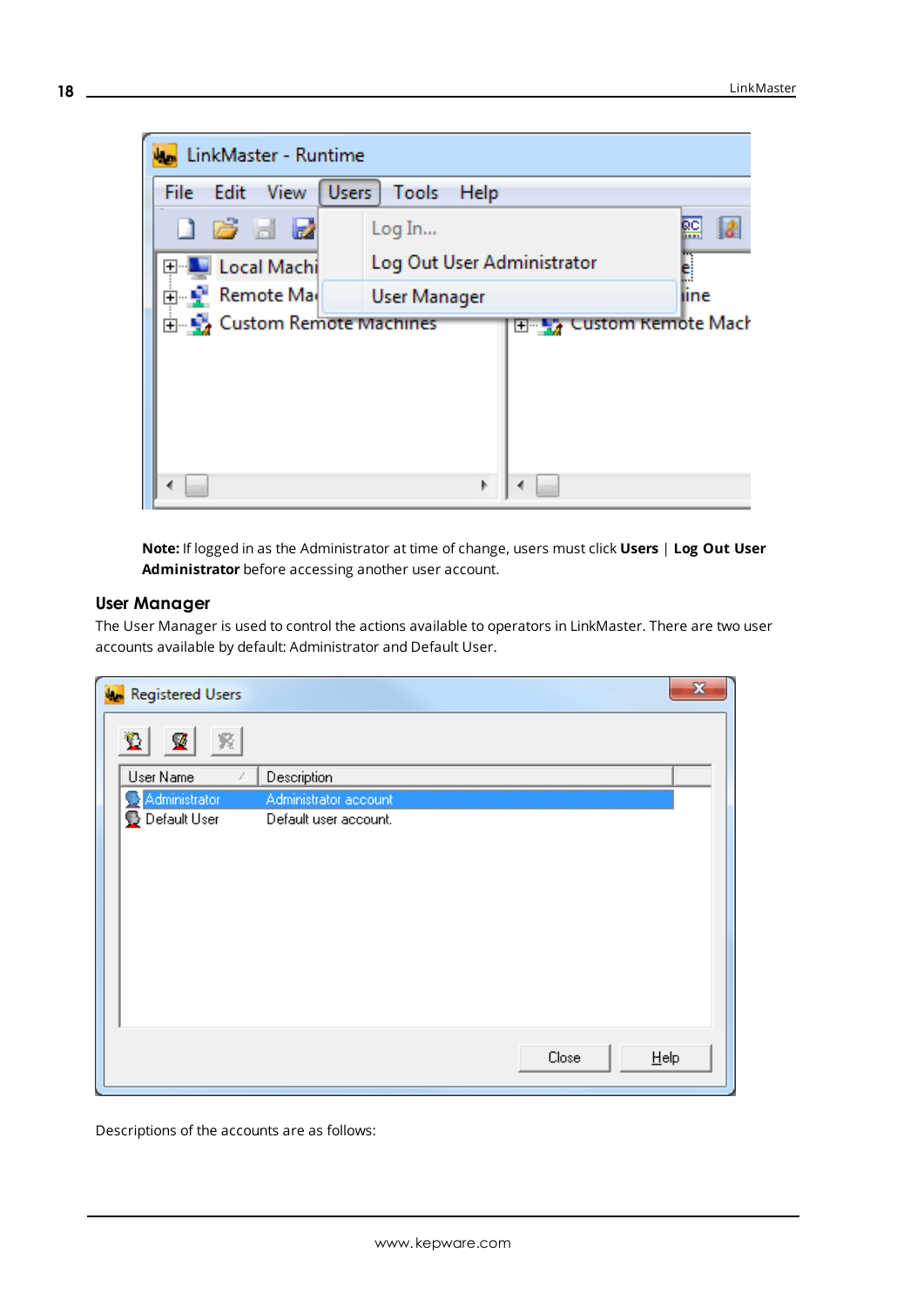**Note:** If logged in as the Administrator at time of change, users must click **Users** | **Log Out User Administrator** before accessing another user account.

### User Manager

The User Manager is used to control the actions available to operators in LinkMaster. There are two user accounts available by default: Administrator and Default User.

Descriptions of the accounts are as follows: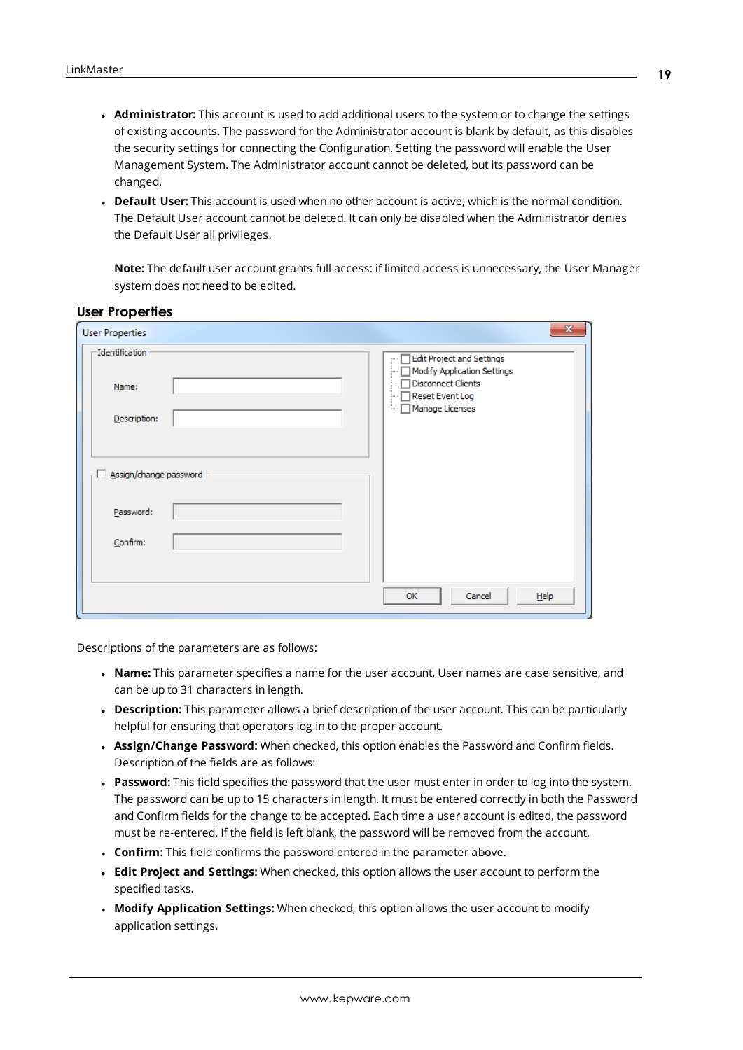- **Administrator:** This account is used to add additional users to the system or to change the settings of existing accounts. The password for the Administrator account is blank by default, as this disables the security settings for connecting the Configuration. Setting the password will enable the User Management System. The Administrator account cannot be deleted, but its password can be changed.
- **Default User:** This account is used when no other account is active, which is the normal condition. The Default User account cannot be deleted. It can only be disabled when the Administrator denies the Default User all privileges.

  **Note:** The default user account grants full access: if limited access is unnecessary, the User Manager system does not need to be edited.

## User Properties

Descriptions of the parameters are as follows:

- **Name:** This parameter specifies a name for the user account. User names are case sensitive, and can be up to 31 characters in length.
- **Description:** This parameter allows a brief description of the user account. This can be particularly helpful for ensuring that operators log in to the proper account.
- **Assign/Change Password:** When checked, this option enables the Password and Confirm fields. Description of the fields are as follows:
- **Password:** This field specifies the password that the user must enter in order to log into the system. The password can be up to 15 characters in length. It must be entered correctly in both the Password and Confirm fields for the change to be accepted. Each time a user account is edited, the password must be re-entered. If the field is left blank, the password will be removed from the account.
- **Confirm:** This field confirms the password entered in the parameter above.
- **Edit Project and Settings:** When checked, this option allows the user account to perform the specified tasks.
- **Modify Application Settings:** When checked, this option allows the user account to modify application settings.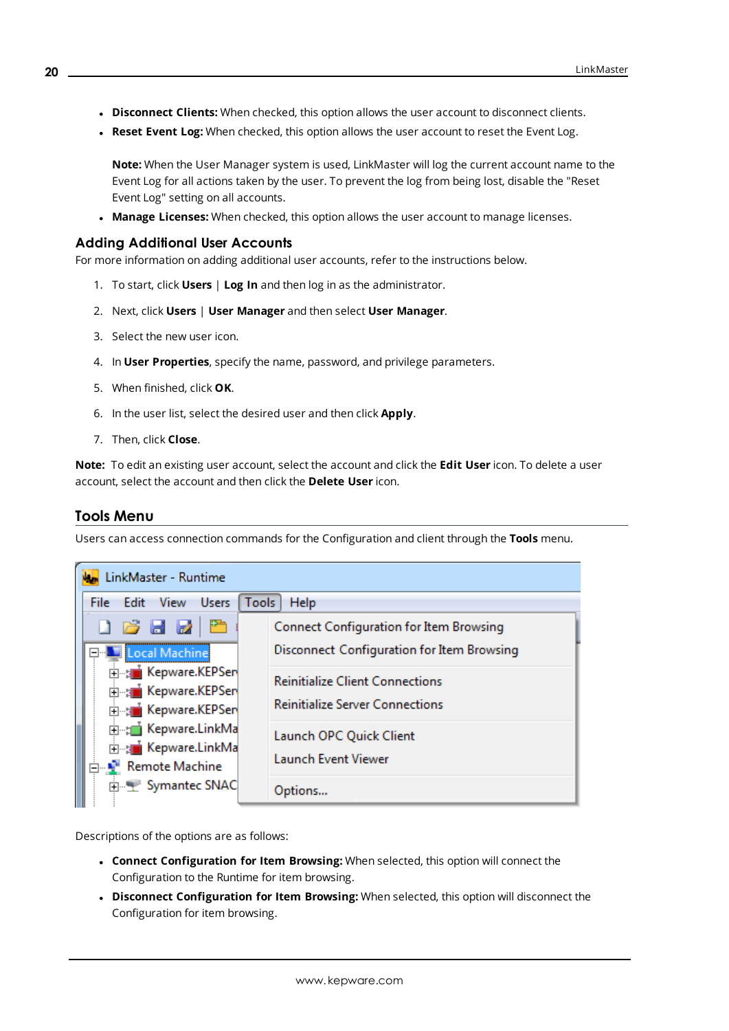- **Disconnect Clients:** When checked, this option allows the user account to disconnect clients.
- **Reset Event Log:** When checked, this option allows the user account to reset the Event Log.

  **Note:** When the User Manager system is used, LinkMaster will log the current account name to the Event Log for all actions taken by the user. To prevent the log from being lost, disable the "Reset Event Log" setting on all accounts.
- **Manage Licenses:** When checked, this option allows the user account to manage licenses.

### Adding Additional User Accounts

For more information on adding additional user accounts, refer to the instructions below.

1. To start, click **Users** | **Log In** and then log in as the administrator.
2. Next, click **Users** | **User Manager** and then select **User Manager**.
3. Select the new user icon.
4. In **User Properties**, specify the name, password, and privilege parameters.
5. When finished, click **OK**.
6. In the user list, select the desired user and then click **Apply**.
7. Then, click **Close**.

**Note:** To edit an existing user account, select the account and click the **Edit User** icon. To delete a user account, select the account and then click the **Delete User** icon.

## Tools Menu

Users can access connection commands for the Configuration and client through the **Tools** menu.

Descriptions of the options are as follows:

- **Connect Configuration for Item Browsing:** When selected, this option will connect the Configuration to the Runtime for item browsing.
- **Disconnect Configuration for Item Browsing:** When selected, this option will disconnect the Configuration for item browsing.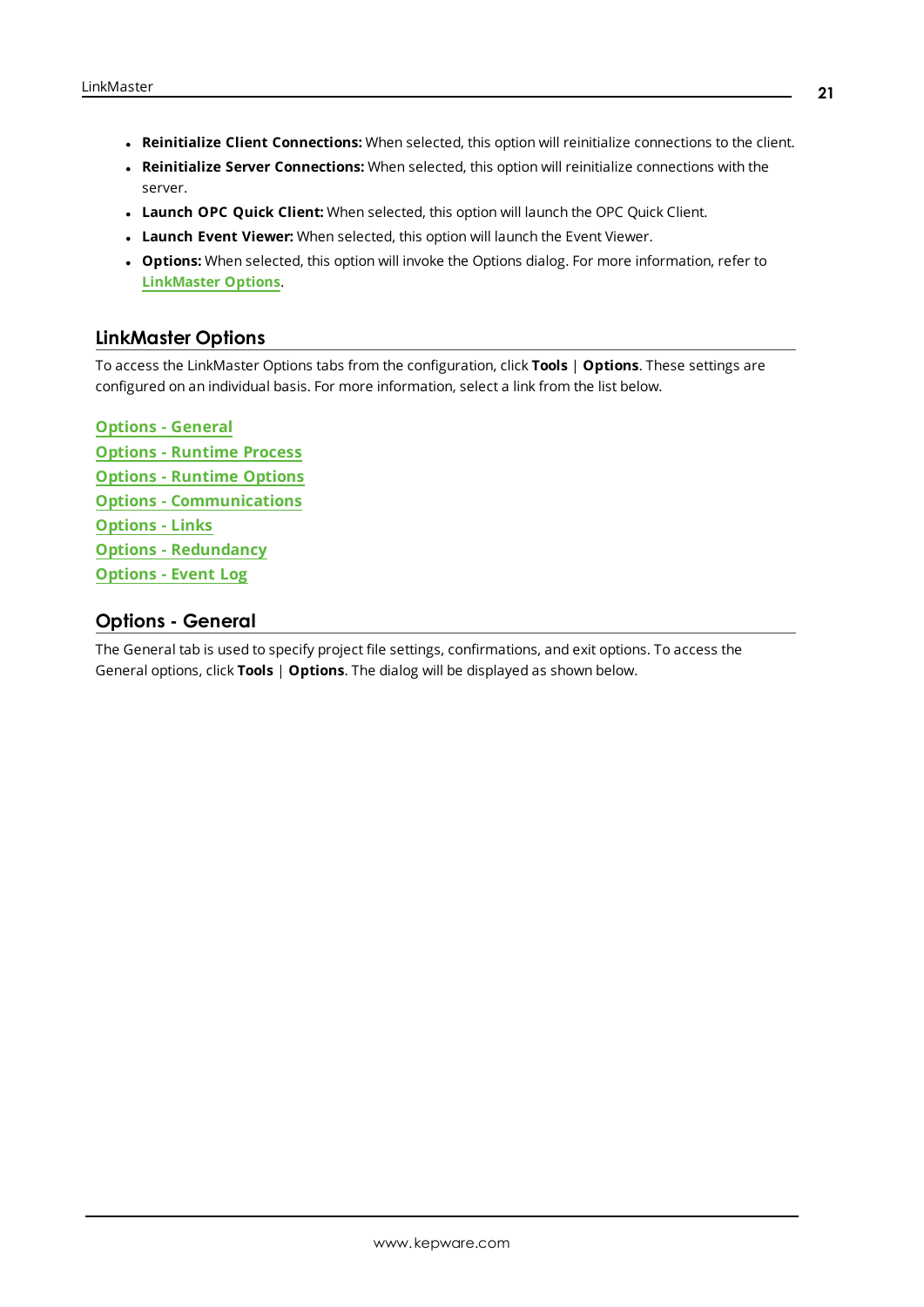- **Reinitialize Client Connections:** When selected, this option will reinitialize connections to the client.
- **Reinitialize Server Connections:** When selected, this option will reinitialize connections with the server.
- **Launch OPC Quick Client:** When selected, this option will launch the OPC Quick Client.
- **Launch Event Viewer:** When selected, this option will launch the Event Viewer.
- **Options:** When selected, this option will invoke the Options dialog. For more information, refer to **LinkMaster Options**.

## LinkMaster Options

To access the LinkMaster Options tabs from the configuration, click **Tools** | **Options**. These settings are configured on an individual basis. For more information, select a link from the list below.

**Options - General**
**Options - Runtime Process**
**Options - Runtime Options**
**Options - Communications**
**Options - Links**
**Options - Redundancy**
**Options - Event Log**

## Options - General

The General tab is used to specify project file settings, confirmations, and exit options. To access the General options, click **Tools** | **Options**. The dialog will be displayed as shown below.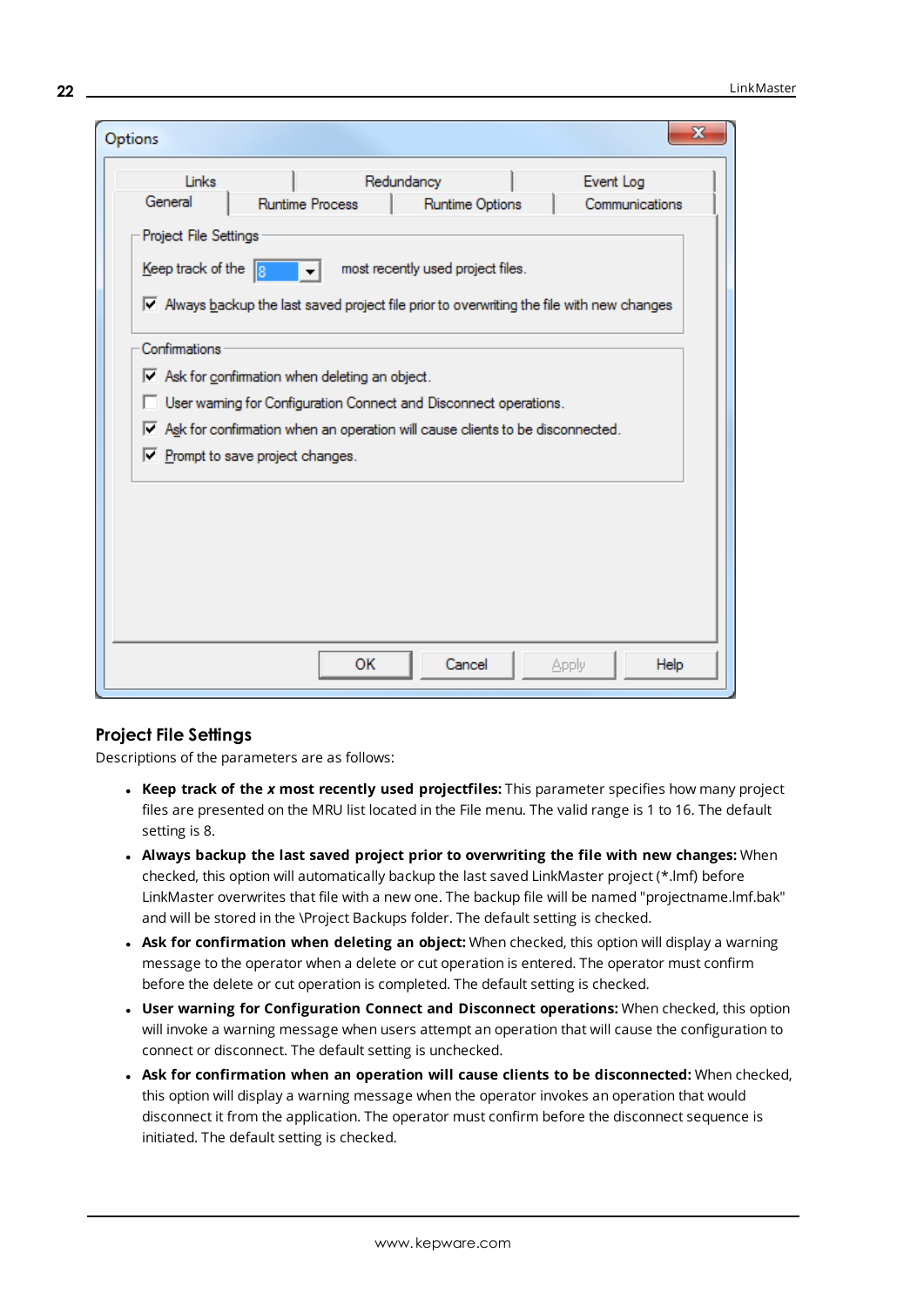## Project File Settings

Descriptions of the parameters are as follows:

- **Keep track of the *x* most recently used projectfiles:** This parameter specifies how many project files are presented on the MRU list located in the File menu. The valid range is 1 to 16. The default setting is 8.
- **Always backup the last saved project prior to overwriting the file with new changes:** When checked, this option will automatically backup the last saved LinkMaster project (*.lmf) before LinkMaster overwrites that file with a new one. The backup file will be named "projectname.lmf.bak" and will be stored in the \Project Backups folder. The default setting is checked.
- **Ask for confirmation when deleting an object:** When checked, this option will display a warning message to the operator when a delete or cut operation is entered. The operator must confirm before the delete or cut operation is completed. The default setting is checked.
- **User warning for Configuration Connect and Disconnect operations:** When checked, this option will invoke a warning message when users attempt an operation that will cause the configuration to connect or disconnect. The default setting is unchecked.
- **Ask for confirmation when an operation will cause clients to be disconnected:** When checked, this option will display a warning message when the operator invokes an operation that would disconnect it from the application. The operator must confirm before the disconnect sequence is initiated. The default setting is checked.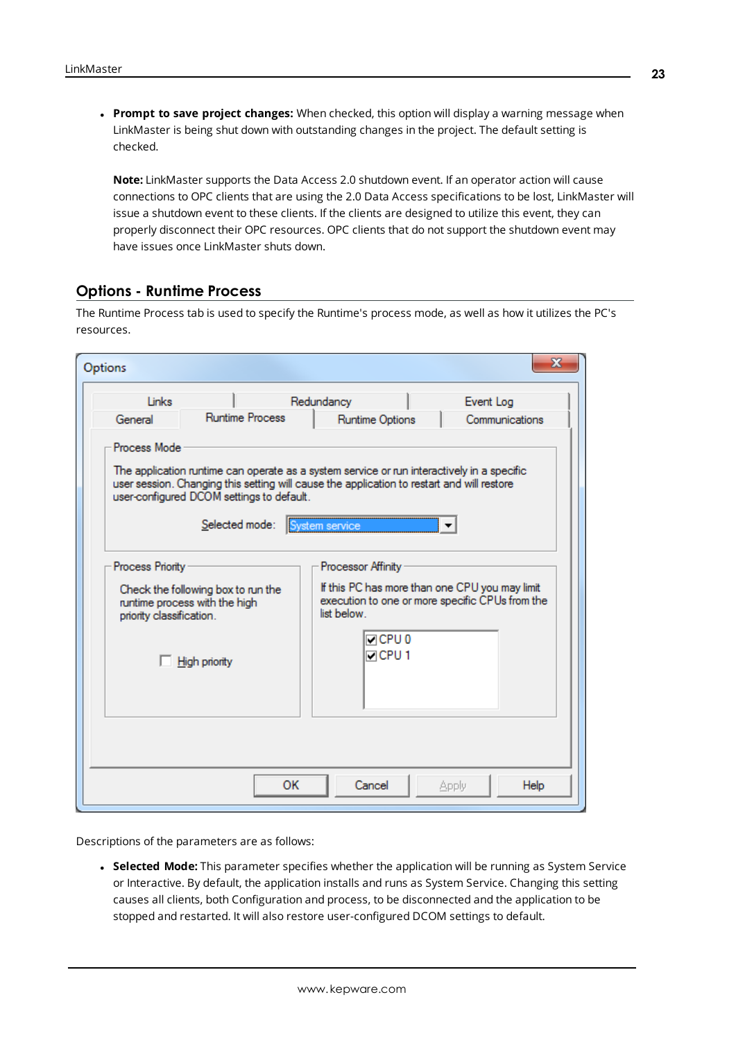- **Prompt to save project changes:** When checked, this option will display a warning message when LinkMaster is being shut down with outstanding changes in the project. The default setting is checked.

  **Note:** LinkMaster supports the Data Access 2.0 shutdown event. If an operator action will cause connections to OPC clients that are using the 2.0 Data Access specifications to be lost, LinkMaster will issue a shutdown event to these clients. If the clients are designed to utilize this event, they can properly disconnect their OPC resources. OPC clients that do not support the shutdown event may have issues once LinkMaster shuts down.

## Options - Runtime Process

The Runtime Process tab is used to specify the Runtime's process mode, as well as how it utilizes the PC's resources.

Descriptions of the parameters are as follows:

- **Selected Mode:** This parameter specifies whether the application will be running as System Service or Interactive. By default, the application installs and runs as System Service. Changing this setting causes all clients, both Configuration and process, to be disconnected and the application to be stopped and restarted. It will also restore user-configured DCOM settings to default.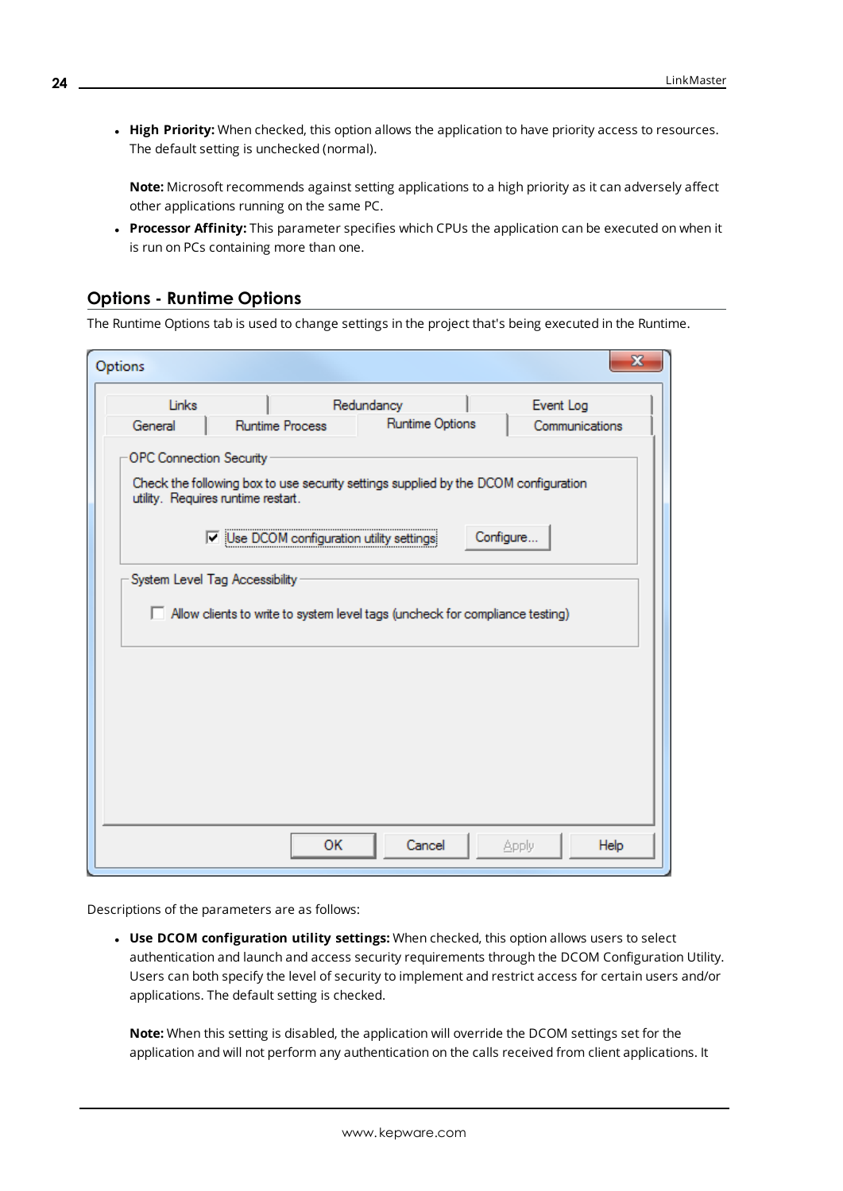- **High Priority:** When checked, this option allows the application to have priority access to resources. The default setting is unchecked (normal).

  **Note:** Microsoft recommends against setting applications to a high priority as it can adversely affect other applications running on the same PC.

- **Processor Affinity:** This parameter specifies which CPUs the application can be executed on when it is run on PCs containing more than one.

## Options - Runtime Options

The Runtime Options tab is used to change settings in the project that's being executed in the Runtime.

Descriptions of the parameters are as follows:

- **Use DCOM configuration utility settings:** When checked, this option allows users to select authentication and launch and access security requirements through the DCOM Configuration Utility. Users can both specify the level of security to implement and restrict access for certain users and/or applications. The default setting is checked.

  **Note:** When this setting is disabled, the application will override the DCOM settings set for the application and will not perform any authentication on the calls received from client applications. It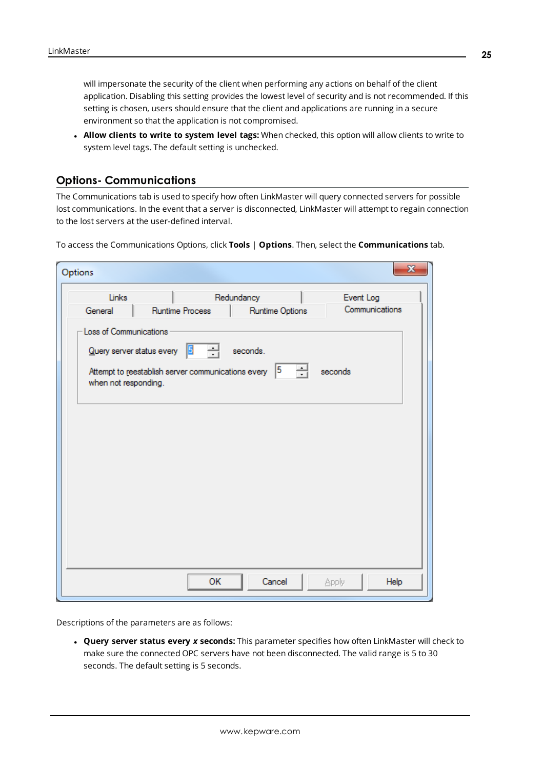will impersonate the security of the client when performing any actions on behalf of the client application. Disabling this setting provides the lowest level of security and is not recommended. If this setting is chosen, users should ensure that the client and applications are running in a secure environment so that the application is not compromised.

- **Allow clients to write to system level tags:** When checked, this option will allow clients to write to system level tags. The default setting is unchecked.

## Options- Communications

The Communications tab is used to specify how often LinkMaster will query connected servers for possible lost communications. In the event that a server is disconnected, LinkMaster will attempt to regain connection to the lost servers at the user-defined interval.

To access the Communications Options, click **Tools** | **Options**. Then, select the **Communications** tab.

Descriptions of the parameters are as follows:

- **Query server status every *x* seconds:** This parameter specifies how often LinkMaster will check to make sure the connected OPC servers have not been disconnected. The valid range is 5 to 30 seconds. The default setting is 5 seconds.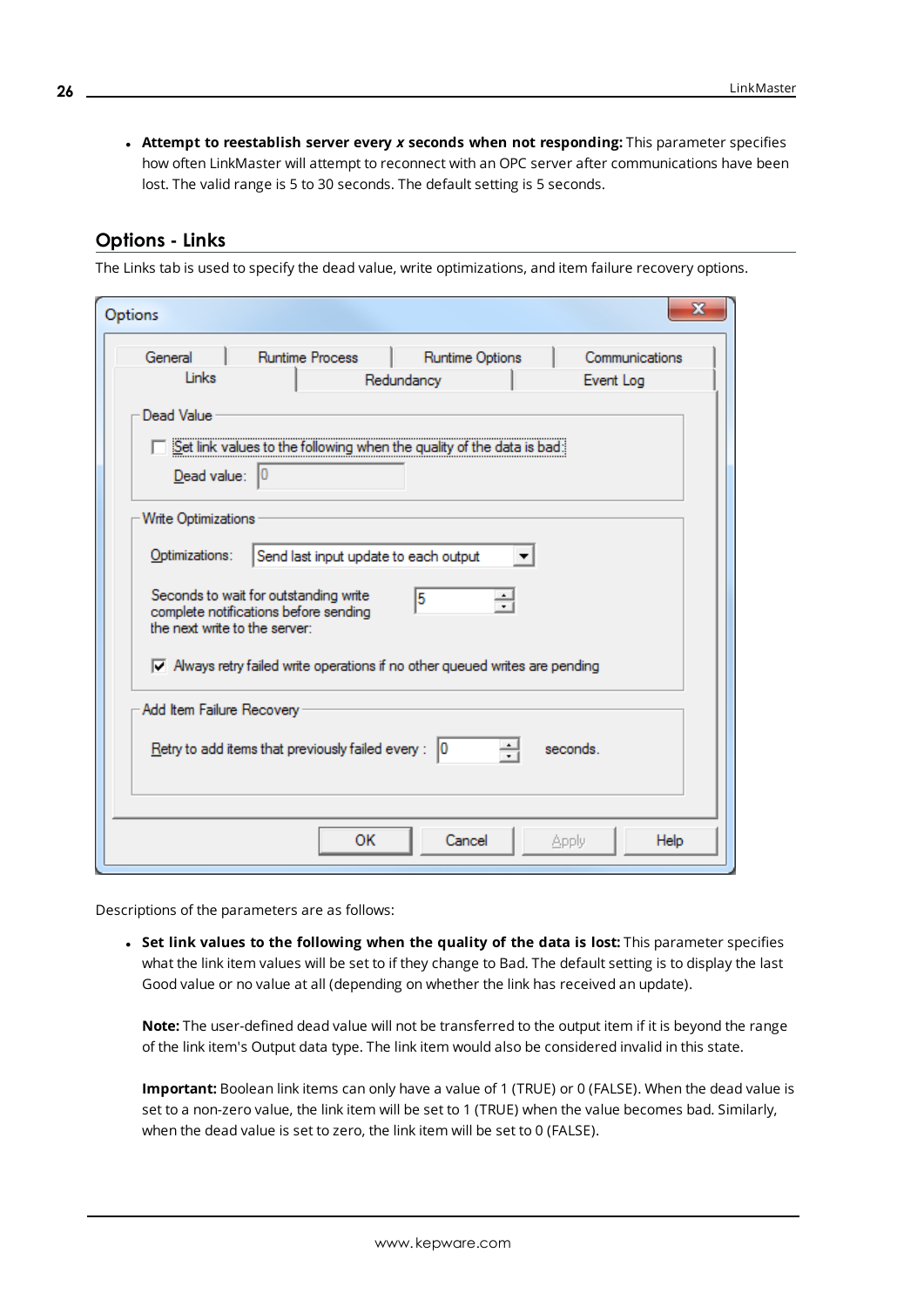- **Attempt to reestablish server every *x* seconds when not responding:** This parameter specifies how often LinkMaster will attempt to reconnect with an OPC server after communications have been lost. The valid range is 5 to 30 seconds. The default setting is 5 seconds.

## Options - Links

The Links tab is used to specify the dead value, write optimizations, and item failure recovery options.

Descriptions of the parameters are as follows:

- **Set link values to the following when the quality of the data is lost:** This parameter specifies what the link item values will be set to if they change to Bad. The default setting is to display the last Good value or no value at all (depending on whether the link has received an update).

  **Note:** The user-defined dead value will not be transferred to the output item if it is beyond the range of the link item's Output data type. The link item would also be considered invalid in this state.

  **Important:** Boolean link items can only have a value of 1 (TRUE) or 0 (FALSE). When the dead value is set to a non-zero value, the link item will be set to 1 (TRUE) when the value becomes bad. Similarly, when the dead value is set to zero, the link item will be set to 0 (FALSE).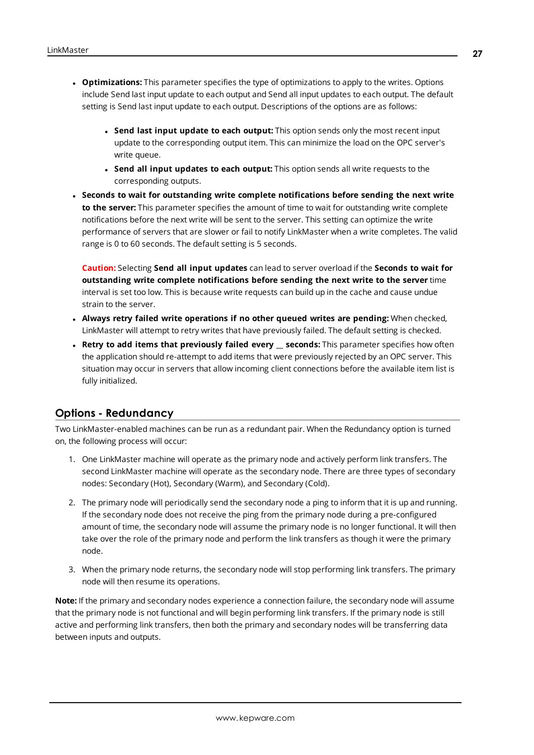- **Optimizations:** This parameter specifies the type of optimizations to apply to the writes. Options include Send last input update to each output and Send all input updates to each output. The default setting is Send last input update to each output. Descriptions of the options are as follows:
    - **Send last input update to each output:** This option sends only the most recent input update to the corresponding output item. This can minimize the load on the OPC server's write queue.
    - **Send all input updates to each output:** This option sends all write requests to the corresponding outputs.
- **Seconds to wait for outstanding write complete notifications before sending the next write to the server:** This parameter specifies the amount of time to wait for outstanding write complete notifications before the next write will be sent to the server. This setting can optimize the write performance of servers that are slower or fail to notify LinkMaster when a write completes. The valid range is 0 to 60 seconds. The default setting is 5 seconds.

  **Caution:** Selecting **Send all input updates** can lead to server overload if the **Seconds to wait for outstanding write complete notifications before sending the next write to the server** time interval is set too low. This is because write requests can build up in the cache and cause undue strain to the server.
- **Always retry failed write operations if no other queued writes are pending:** When checked, LinkMaster will attempt to retry writes that have previously failed. The default setting is checked.
- **Retry to add items that previously failed every __ seconds:** This parameter specifies how often the application should re-attempt to add items that were previously rejected by an OPC server. This situation may occur in servers that allow incoming client connections before the available item list is fully initialized.

## Options - Redundancy

Two LinkMaster-enabled machines can be run as a redundant pair. When the Redundancy option is turned on, the following process will occur:

1. One LinkMaster machine will operate as the primary node and actively perform link transfers. The second LinkMaster machine will operate as the secondary node. There are three types of secondary nodes: Secondary (Hot), Secondary (Warm), and Secondary (Cold).
2. The primary node will periodically send the secondary node a ping to inform that it is up and running. If the secondary node does not receive the ping from the primary node during a pre-configured amount of time, the secondary node will assume the primary node is no longer functional. It will then take over the role of the primary node and perform the link transfers as though it were the primary node.
3. When the primary node returns, the secondary node will stop performing link transfers. The primary node will then resume its operations.

**Note:** If the primary and secondary nodes experience a connection failure, the secondary node will assume that the primary node is not functional and will begin performing link transfers. If the primary node is still active and performing link transfers, then both the primary and secondary nodes will be transferring data between inputs and outputs.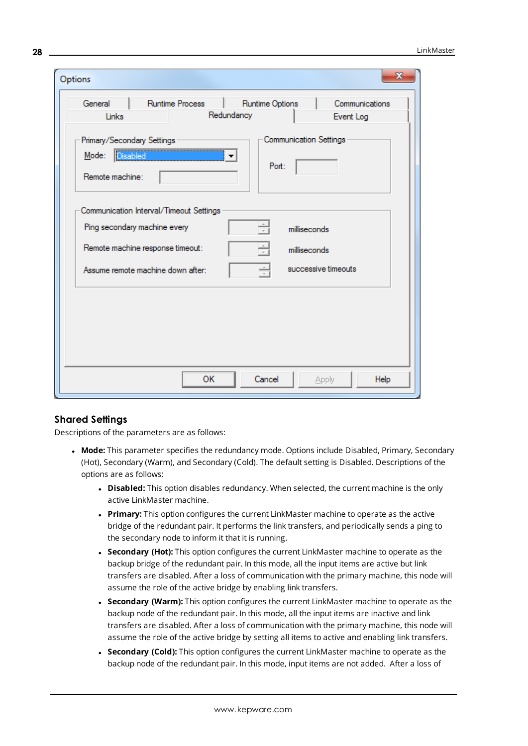## Shared Settings

Descriptions of the parameters are as follows:

- **Mode:** This parameter specifies the redundancy mode. Options include Disabled, Primary, Secondary (Hot), Secondary (Warm), and Secondary (Cold). The default setting is Disabled. Descriptions of the options are as follows:
  - **Disabled:** This option disables redundancy. When selected, the current machine is the only active LinkMaster machine.
  - **Primary:** This option configures the current LinkMaster machine to operate as the active bridge of the redundant pair. It performs the link transfers, and periodically sends a ping to the secondary node to inform it that it is running.
  - **Secondary (Hot):** This option configures the current LinkMaster machine to operate as the backup bridge of the redundant pair. In this mode, all the input items are active but link transfers are disabled. After a loss of communication with the primary machine, this node will assume the role of the active bridge by enabling link transfers.
  - **Secondary (Warm):** This option configures the current LinkMaster machine to operate as the backup node of the redundant pair. In this mode, all the input items are inactive and link transfers are disabled. After a loss of communication with the primary machine, this node will assume the role of the active bridge by setting all items to active and enabling link transfers.
  - **Secondary (Cold):** This option configures the current LinkMaster machine to operate as the backup node of the redundant pair. In this mode, input items are not added. After a loss of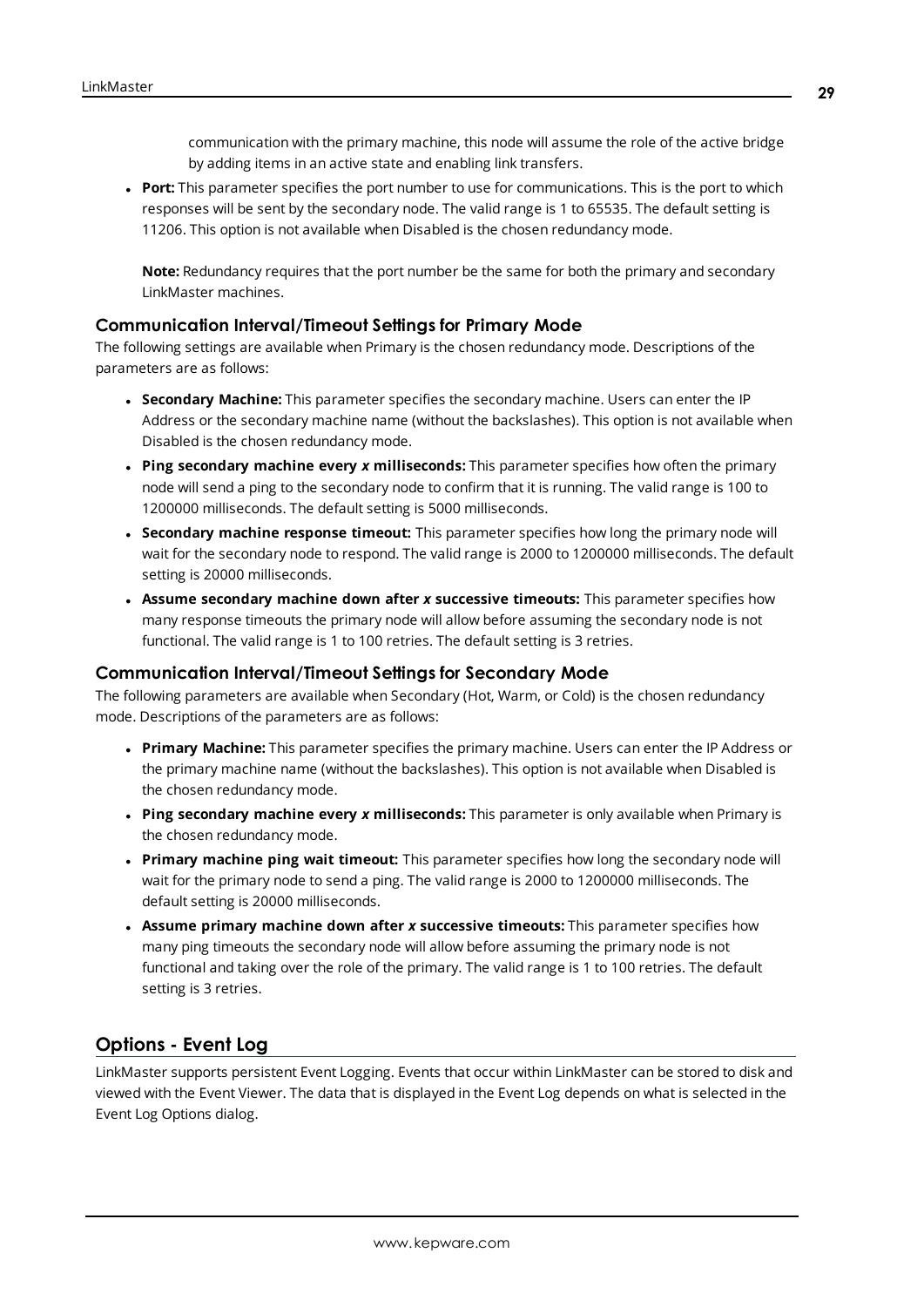communication with the primary machine, this node will assume the role of the active bridge by adding items in an active state and enabling link transfers.

- **Port:** This parameter specifies the port number to use for communications. This is the port to which responses will be sent by the secondary node. The valid range is 1 to 65535. The default setting is 11206. This option is not available when Disabled is the chosen redundancy mode.

  **Note:** Redundancy requires that the port number be the same for both the primary and secondary LinkMaster machines.

### Communication Interval/Timeout Settings for Primary Mode

The following settings are available when Primary is the chosen redundancy mode. Descriptions of the parameters are as follows:

- **Secondary Machine:** This parameter specifies the secondary machine. Users can enter the IP Address or the secondary machine name (without the backslashes). This option is not available when Disabled is the chosen redundancy mode.
- **Ping secondary machine every *x* milliseconds:** This parameter specifies how often the primary node will send a ping to the secondary node to confirm that it is running. The valid range is 100 to 1200000 milliseconds. The default setting is 5000 milliseconds.
- **Secondary machine response timeout:** This parameter specifies how long the primary node will wait for the secondary node to respond. The valid range is 2000 to 1200000 milliseconds. The default setting is 20000 milliseconds.
- **Assume secondary machine down after *x* successive timeouts:** This parameter specifies how many response timeouts the primary node will allow before assuming the secondary node is not functional. The valid range is 1 to 100 retries. The default setting is 3 retries.

### Communication Interval/Timeout Settings for Secondary Mode

The following parameters are available when Secondary (Hot, Warm, or Cold) is the chosen redundancy mode. Descriptions of the parameters are as follows:

- **Primary Machine:** This parameter specifies the primary machine. Users can enter the IP Address or the primary machine name (without the backslashes). This option is not available when Disabled is the chosen redundancy mode.
- **Ping secondary machine every *x* milliseconds:** This parameter is only available when Primary is the chosen redundancy mode.
- **Primary machine ping wait timeout:** This parameter specifies how long the secondary node will wait for the primary node to send a ping. The valid range is 2000 to 1200000 milliseconds. The default setting is 20000 milliseconds.
- **Assume primary machine down after *x* successive timeouts:** This parameter specifies how many ping timeouts the secondary node will allow before assuming the primary node is not functional and taking over the role of the primary. The valid range is 1 to 100 retries. The default setting is 3 retries.

## Options - Event Log

LinkMaster supports persistent Event Logging. Events that occur within LinkMaster can be stored to disk and viewed with the Event Viewer. The data that is displayed in the Event Log depends on what is selected in the Event Log Options dialog.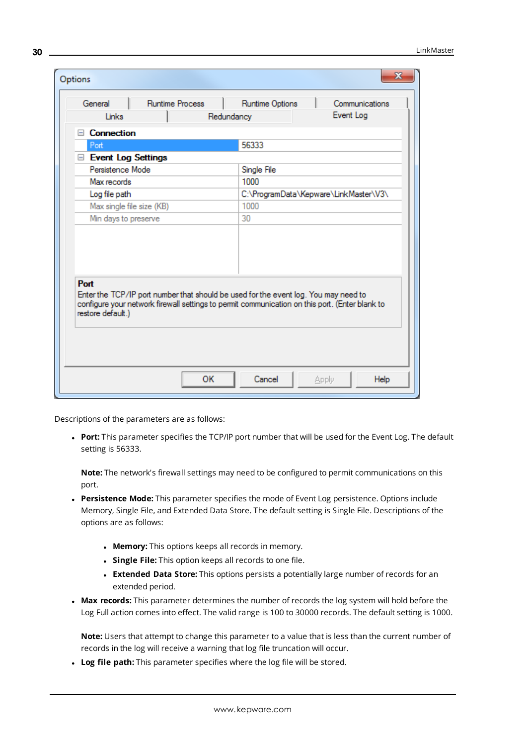Descriptions of the parameters are as follows:

- **Port:** This parameter specifies the TCP/IP port number that will be used for the Event Log. The default setting is 56333.

  **Note:** The network's firewall settings may need to be configured to permit communications on this port.

- **Persistence Mode:** This parameter specifies the mode of Event Log persistence. Options include Memory, Single File, and Extended Data Store. The default setting is Single File. Descriptions of the options are as follows:

  - **Memory:** This options keeps all records in memory.
  - **Single File:** This option keeps all records to one file.
  - **Extended Data Store:** This options persists a potentially large number of records for an extended period.

- **Max records:** This parameter determines the number of records the log system will hold before the Log Full action comes into effect. The valid range is 100 to 30000 records. The default setting is 1000.

  **Note:** Users that attempt to change this parameter to a value that is less than the current number of records in the log will receive a warning that log file truncation will occur.

- **Log file path:** This parameter specifies where the log file will be stored.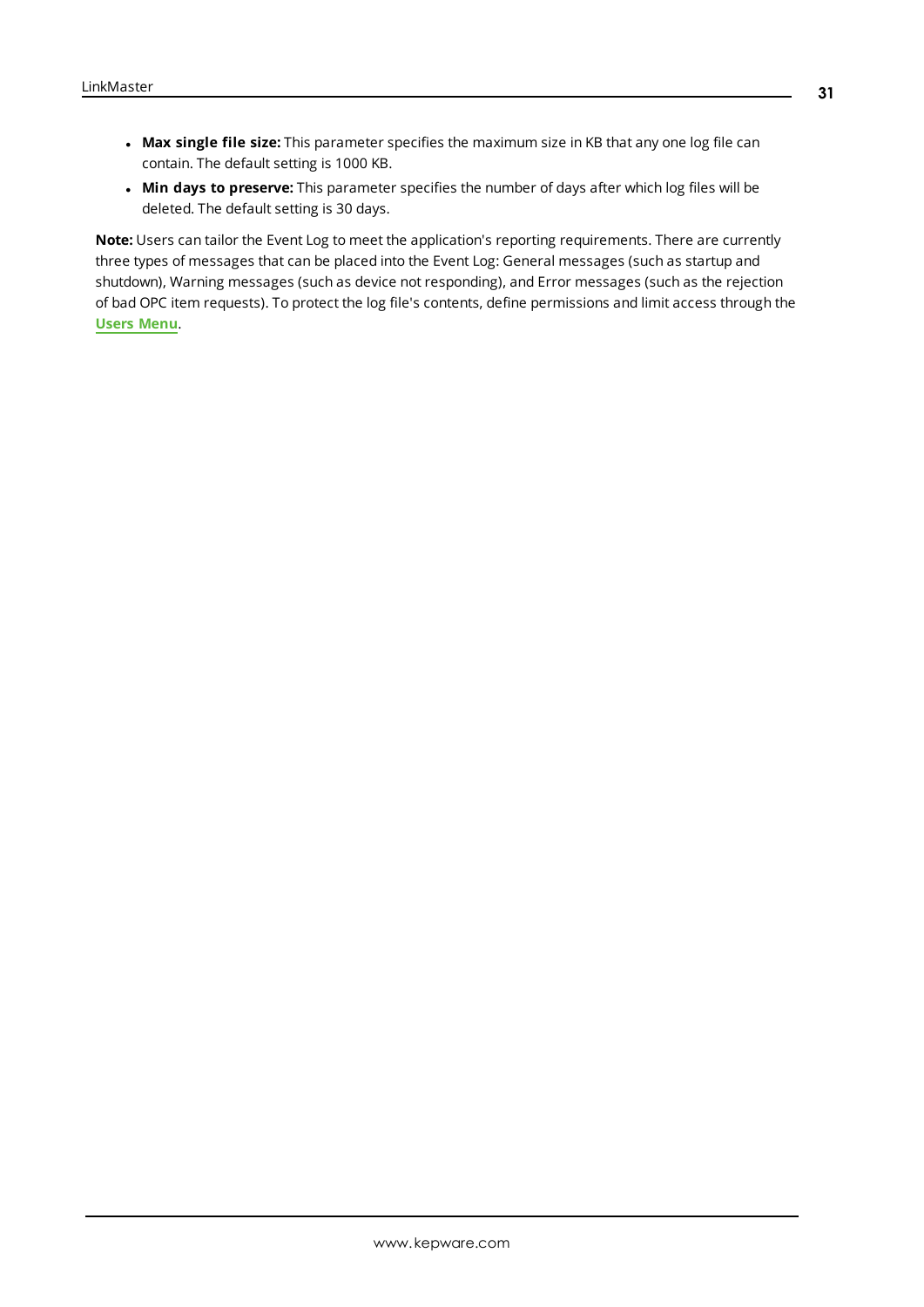- **Max single file size:** This parameter specifies the maximum size in KB that any one log file can contain. The default setting is 1000 KB.
- **Min days to preserve:** This parameter specifies the number of days after which log files will be deleted. The default setting is 30 days.

**Note:** Users can tailor the Event Log to meet the application's reporting requirements. There are currently three types of messages that can be placed into the Event Log: General messages (such as startup and shutdown), Warning messages (such as device not responding), and Error messages (such as the rejection of bad OPC item requests). To protect the log file's contents, define permissions and limit access through the **Users Menu**.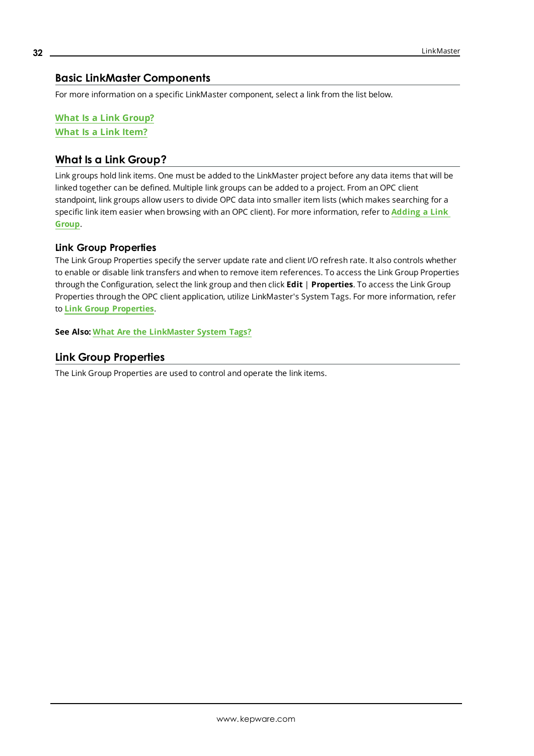## Basic LinkMaster Components

For more information on a specific LinkMaster component, select a link from the list below.

**What Is a Link Group?**
**What Is a Link Item?**

## What Is a Link Group?

Link groups hold link items. One must be added to the LinkMaster project before any data items that will be linked together can be defined. Multiple link groups can be added to a project. From an OPC client standpoint, link groups allow users to divide OPC data into smaller item lists (which makes searching for a specific link item easier when browsing with an OPC client). For more information, refer to **Adding a Link Group**.

### Link Group Properties

The Link Group Properties specify the server update rate and client I/O refresh rate. It also controls whether to enable or disable link transfers and when to remove item references. To access the Link Group Properties through the Configuration, select the link group and then click **Edit** | **Properties**. To access the Link Group Properties through the OPC client application, utilize LinkMaster's System Tags. For more information, refer to **Link Group Properties**.

**See Also:** **What Are the LinkMaster System Tags?**

## Link Group Properties

The Link Group Properties are used to control and operate the link items.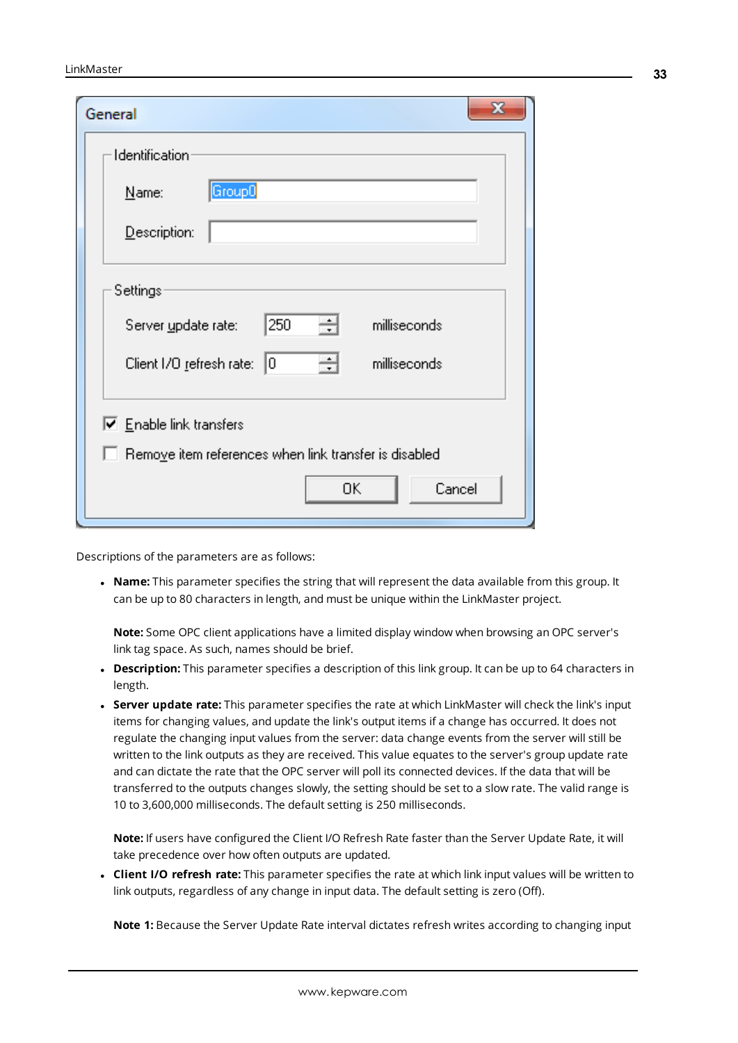Descriptions of the parameters are as follows:

- **Name:** This parameter specifies the string that will represent the data available from this group. It can be up to 80 characters in length, and must be unique within the LinkMaster project.

  **Note:** Some OPC client applications have a limited display window when browsing an OPC server's link tag space. As such, names should be brief.
- **Description:** This parameter specifies a description of this link group. It can be up to 64 characters in length.
- **Server update rate:** This parameter specifies the rate at which LinkMaster will check the link's input items for changing values, and update the link's output items if a change has occurred. It does not regulate the changing input values from the server: data change events from the server will still be written to the link outputs as they are received. This value equates to the server's group update rate and can dictate the rate that the OPC server will poll its connected devices. If the data that will be transferred to the outputs changes slowly, the setting should be set to a slow rate. The valid range is 10 to 3,600,000 milliseconds. The default setting is 250 milliseconds.

  **Note:** If users have configured the Client I/O Refresh Rate faster than the Server Update Rate, it will take precedence over how often outputs are updated.
- **Client I/O refresh rate:** This parameter specifies the rate at which link input values will be written to link outputs, regardless of any change in input data. The default setting is zero (Off).

  **Note 1:** Because the Server Update Rate interval dictates refresh writes according to changing input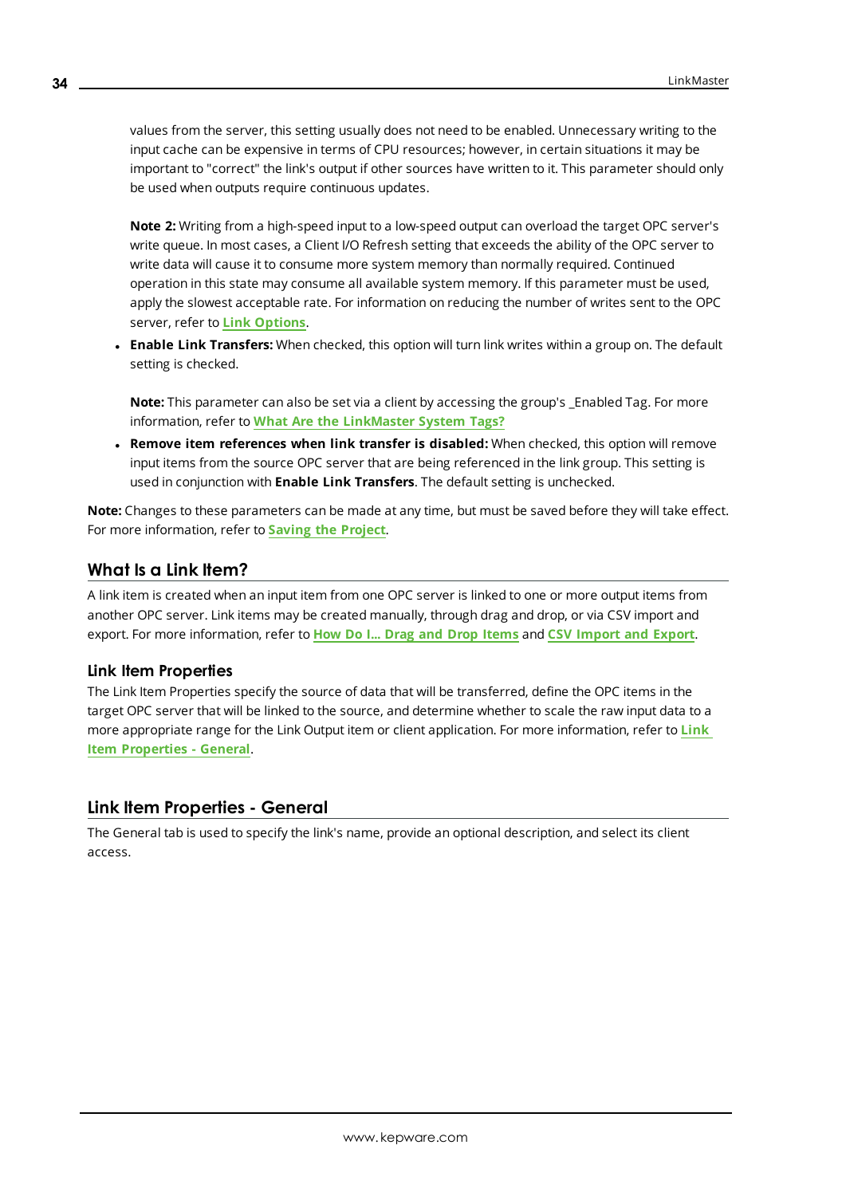values from the server, this setting usually does not need to be enabled. Unnecessary writing to the input cache can be expensive in terms of CPU resources; however, in certain situations it may be important to "correct" the link's output if other sources have written to it. This parameter should only be used when outputs require continuous updates.

**Note 2:** Writing from a high-speed input to a low-speed output can overload the target OPC server's write queue. In most cases, a Client I/O Refresh setting that exceeds the ability of the OPC server to write data will cause it to consume more system memory than normally required. Continued operation in this state may consume all available system memory. If this parameter must be used, apply the slowest acceptable rate. For information on reducing the number of writes sent to the OPC server, refer to **Link Options**.

- **Enable Link Transfers:** When checked, this option will turn link writes within a group on. The default setting is checked.

  **Note:** This parameter can also be set via a client by accessing the group's _Enabled Tag. For more information, refer to **What Are the LinkMaster System Tags?**

- **Remove item references when link transfer is disabled:** When checked, this option will remove input items from the source OPC server that are being referenced in the link group. This setting is used in conjunction with **Enable Link Transfers**. The default setting is unchecked.

**Note:** Changes to these parameters can be made at any time, but must be saved before they will take effect. For more information, refer to **Saving the Project**.

## What Is a Link Item?

A link item is created when an input item from one OPC server is linked to one or more output items from another OPC server. Link items may be created manually, through drag and drop, or via CSV import and export. For more information, refer to **How Do I... Drag and Drop Items** and **CSV Import and Export**.

### Link Item Properties

The Link Item Properties specify the source of data that will be transferred, define the OPC items in the target OPC server that will be linked to the source, and determine whether to scale the raw input data to a more appropriate range for the Link Output item or client application. For more information, refer to **Link Item Properties - General**.

## Link Item Properties - General

The General tab is used to specify the link's name, provide an optional description, and select its client access.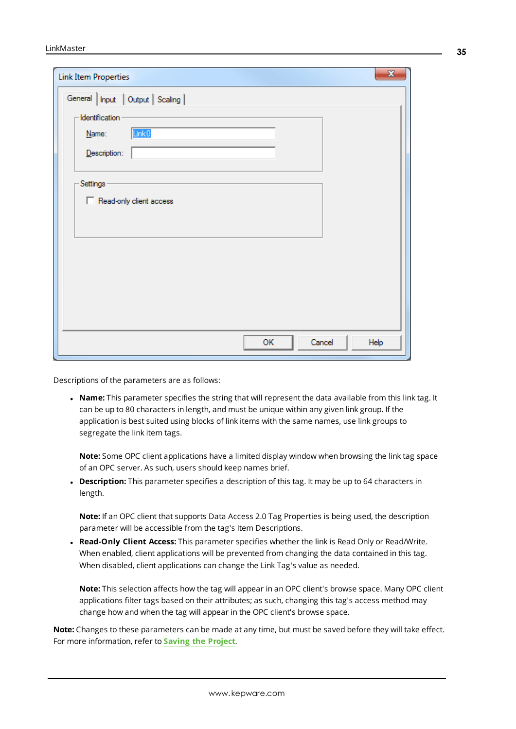Descriptions of the parameters are as follows:

- **Name:** This parameter specifies the string that will represent the data available from this link tag. It can be up to 80 characters in length, and must be unique within any given link group. If the application is best suited using blocks of link items with the same names, use link groups to segregate the link item tags.

  **Note:** Some OPC client applications have a limited display window when browsing the link tag space of an OPC server. As such, users should keep names brief.
- **Description:** This parameter specifies a description of this tag. It may be up to 64 characters in length.

  **Note:** If an OPC client that supports Data Access 2.0 Tag Properties is being used, the description parameter will be accessible from the tag's Item Descriptions.
- **Read-Only Client Access:** This parameter specifies whether the link is Read Only or Read/Write. When enabled, client applications will be prevented from changing the data contained in this tag. When disabled, client applications can change the Link Tag's value as needed.

  **Note:** This selection affects how the tag will appear in an OPC client's browse space. Many OPC client applications filter tags based on their attributes; as such, changing this tag's access method may change how and when the tag will appear in the OPC client's browse space.

**Note:** Changes to these parameters can be made at any time, but must be saved before they will take effect. For more information, refer to **Saving the Project**.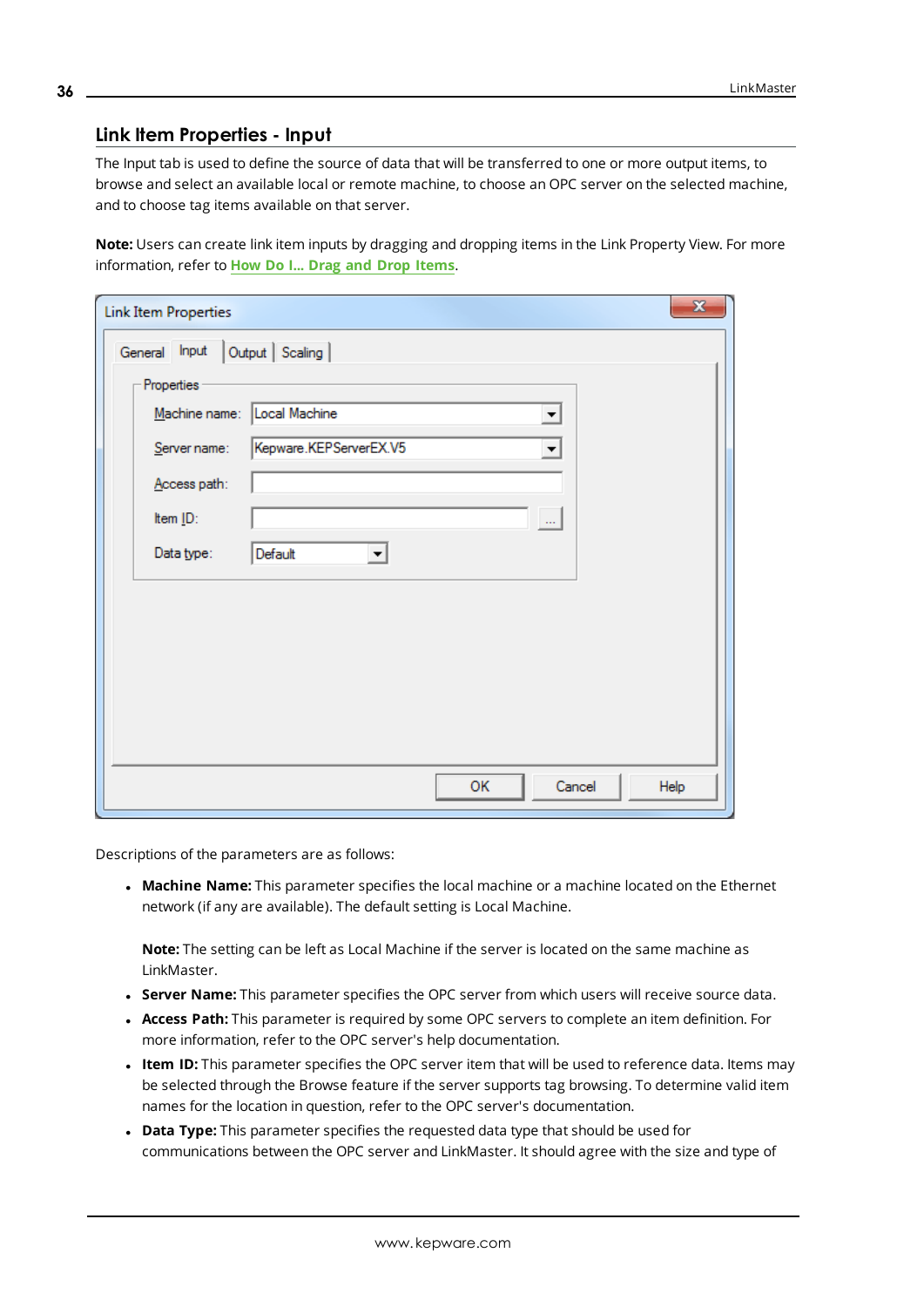## Link Item Properties - Input

The Input tab is used to define the source of data that will be transferred to one or more output items, to browse and select an available local or remote machine, to choose an OPC server on the selected machine, and to choose tag items available on that server.

**Note:** Users can create link item inputs by dragging and dropping items in the Link Property View. For more information, refer to **How Do I... Drag and Drop Items**.

Descriptions of the parameters are as follows:

- **Machine Name:** This parameter specifies the local machine or a machine located on the Ethernet network (if any are available). The default setting is Local Machine.

  **Note:** The setting can be left as Local Machine if the server is located on the same machine as LinkMaster.
- **Server Name:** This parameter specifies the OPC server from which users will receive source data.
- **Access Path:** This parameter is required by some OPC servers to complete an item definition. For more information, refer to the OPC server's help documentation.
- **Item ID:** This parameter specifies the OPC server item that will be used to reference data. Items may be selected through the Browse feature if the server supports tag browsing. To determine valid item names for the location in question, refer to the OPC server's documentation.
- **Data Type:** This parameter specifies the requested data type that should be used for communications between the OPC server and LinkMaster. It should agree with the size and type of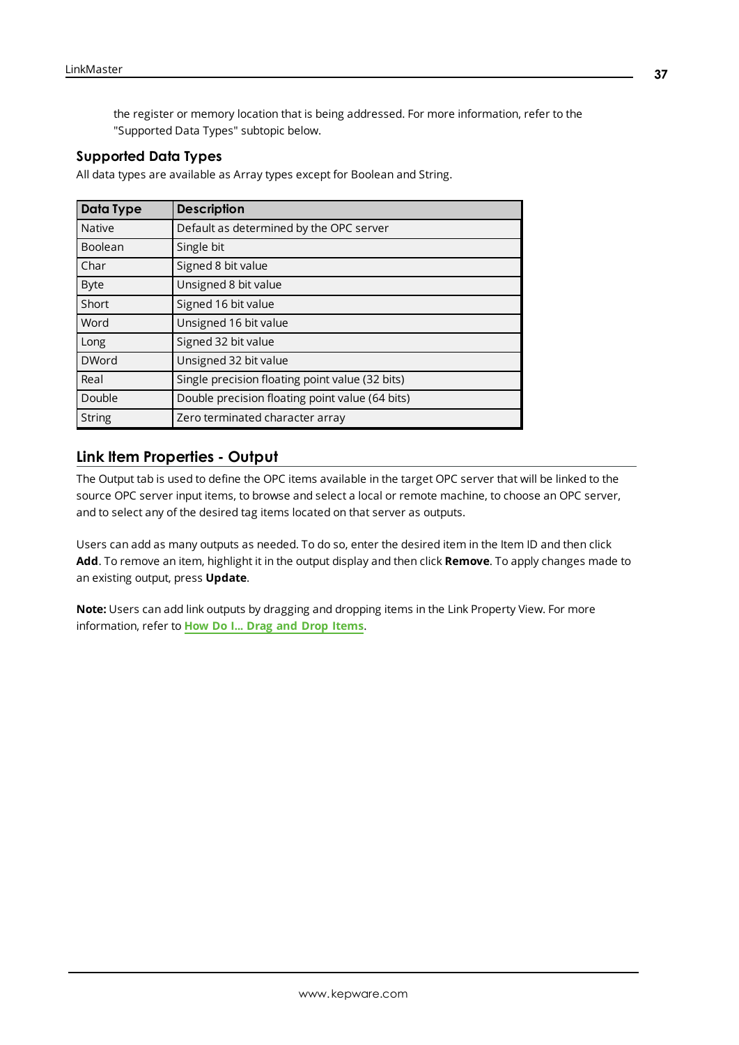the register or memory location that is being addressed. For more information, refer to the "Supported Data Types" subtopic below.

### Supported Data Types

All data types are available as Array types except for Boolean and String.

| Data Type | Description |
| --- | --- |
| Native | Default as determined by the OPC server |
| Boolean | Single bit |
| Char | Signed 8 bit value |
| Byte | Unsigned 8 bit value |
| Short | Signed 16 bit value |
| Word | Unsigned 16 bit value |
| Long | Signed 32 bit value |
| DWord | Unsigned 32 bit value |
| Real | Single precision floating point value (32 bits) |
| Double | Double precision floating point value (64 bits) |
| String | Zero terminated character array |

## Link Item Properties - Output

The Output tab is used to define the OPC items available in the target OPC server that will be linked to the source OPC server input items, to browse and select a local or remote machine, to choose an OPC server, and to select any of the desired tag items located on that server as outputs.

Users can add as many outputs as needed. To do so, enter the desired item in the Item ID and then click **Add**. To remove an item, highlight it in the output display and then click **Remove**. To apply changes made to an existing output, press **Update**.

**Note:** Users can add link outputs by dragging and dropping items in the Link Property View. For more information, refer to **How Do I... Drag and Drop Items**.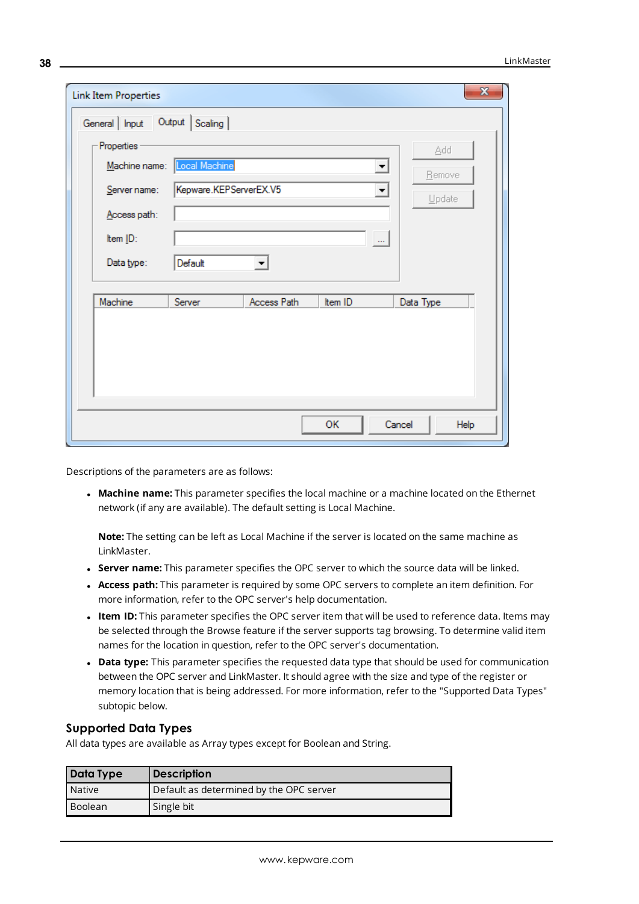Descriptions of the parameters are as follows:

- **Machine name:** This parameter specifies the local machine or a machine located on the Ethernet network (if any are available). The default setting is Local Machine.

  **Note:** The setting can be left as Local Machine if the server is located on the same machine as LinkMaster.
- **Server name:** This parameter specifies the OPC server to which the source data will be linked.
- **Access path:** This parameter is required by some OPC servers to complete an item definition. For more information, refer to the OPC server's help documentation.
- **Item ID:** This parameter specifies the OPC server item that will be used to reference data. Items may be selected through the Browse feature if the server supports tag browsing. To determine valid item names for the location in question, refer to the OPC server's documentation.
- **Data type:** This parameter specifies the requested data type that should be used for communication between the OPC server and LinkMaster. It should agree with the size and type of the register or memory location that is being addressed. For more information, refer to the "Supported Data Types" subtopic below.

## Supported Data Types

All data types are available as Array types except for Boolean and String.

| Data Type | Description |
|---|---|
| Native | Default as determined by the OPC server |
| Boolean | Single bit |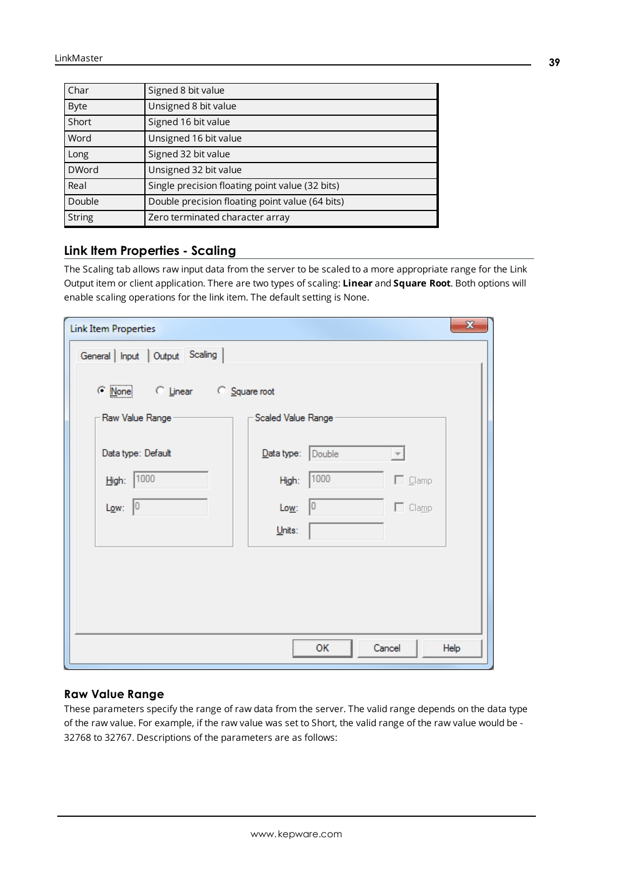| Char | Signed 8 bit value |
|---|---|
| Byte | Unsigned 8 bit value |
| Short | Signed 16 bit value |
| Word | Unsigned 16 bit value |
| Long | Signed 32 bit value |
| DWord | Unsigned 32 bit value |
| Real | Single precision floating point value (32 bits) |
| Double | Double precision floating point value (64 bits) |
| String | Zero terminated character array |

## Link Item Properties - Scaling

The Scaling tab allows raw input data from the server to be scaled to a more appropriate range for the Link Output item or client application. There are two types of scaling: **Linear** and **Square Root**. Both options will enable scaling operations for the link item. The default setting is None.

### Raw Value Range

These parameters specify the range of raw data from the server. The valid range depends on the data type of the raw value. For example, if the raw value was set to Short, the valid range of the raw value would be -32768 to 32767. Descriptions of the parameters are as follows: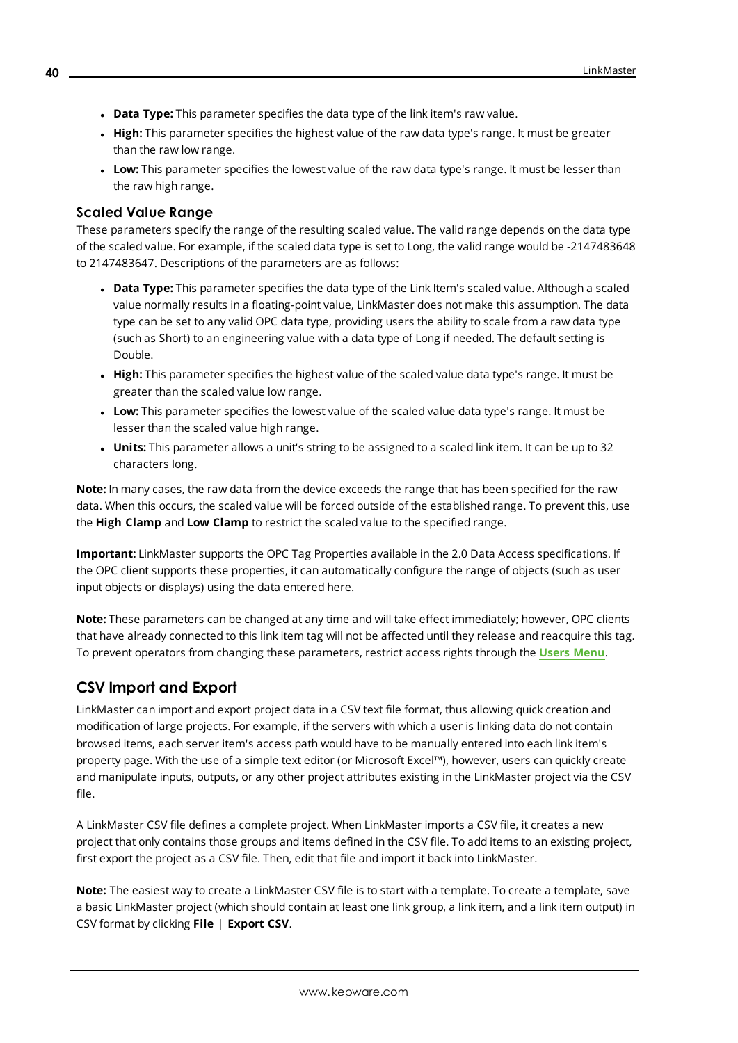- **Data Type:** This parameter specifies the data type of the link item's raw value.
- **High:** This parameter specifies the highest value of the raw data type's range. It must be greater than the raw low range.
- **Low:** This parameter specifies the lowest value of the raw data type's range. It must be lesser than the raw high range.

### Scaled Value Range

These parameters specify the range of the resulting scaled value. The valid range depends on the data type of the scaled value. For example, if the scaled data type is set to Long, the valid range would be -2147483648 to 2147483647. Descriptions of the parameters are as follows:

- **Data Type:** This parameter specifies the data type of the Link Item's scaled value. Although a scaled value normally results in a floating-point value, LinkMaster does not make this assumption. The data type can be set to any valid OPC data type, providing users the ability to scale from a raw data type (such as Short) to an engineering value with a data type of Long if needed. The default setting is Double.
- **High:** This parameter specifies the highest value of the scaled value data type's range. It must be greater than the scaled value low range.
- **Low:** This parameter specifies the lowest value of the scaled value data type's range. It must be lesser than the scaled value high range.
- **Units:** This parameter allows a unit's string to be assigned to a scaled link item. It can be up to 32 characters long.

**Note:** In many cases, the raw data from the device exceeds the range that has been specified for the raw data. When this occurs, the scaled value will be forced outside of the established range. To prevent this, use the **High Clamp** and **Low Clamp** to restrict the scaled value to the specified range.

**Important:** LinkMaster supports the OPC Tag Properties available in the 2.0 Data Access specifications. If the OPC client supports these properties, it can automatically configure the range of objects (such as user input objects or displays) using the data entered here.

**Note:** These parameters can be changed at any time and will take effect immediately; however, OPC clients that have already connected to this link item tag will not be affected until they release and reacquire this tag. To prevent operators from changing these parameters, restrict access rights through the **Users Menu**.

## CSV Import and Export

LinkMaster can import and export project data in a CSV text file format, thus allowing quick creation and modification of large projects. For example, if the servers with which a user is linking data do not contain browsed items, each server item's access path would have to be manually entered into each link item's property page. With the use of a simple text editor (or Microsoft Excel™), however, users can quickly create and manipulate inputs, outputs, or any other project attributes existing in the LinkMaster project via the CSV file.

A LinkMaster CSV file defines a complete project. When LinkMaster imports a CSV file, it creates a new project that only contains those groups and items defined in the CSV file. To add items to an existing project, first export the project as a CSV file. Then, edit that file and import it back into LinkMaster.

**Note:** The easiest way to create a LinkMaster CSV file is to start with a template. To create a template, save a basic LinkMaster project (which should contain at least one link group, a link item, and a link item output) in CSV format by clicking **File** | **Export CSV**.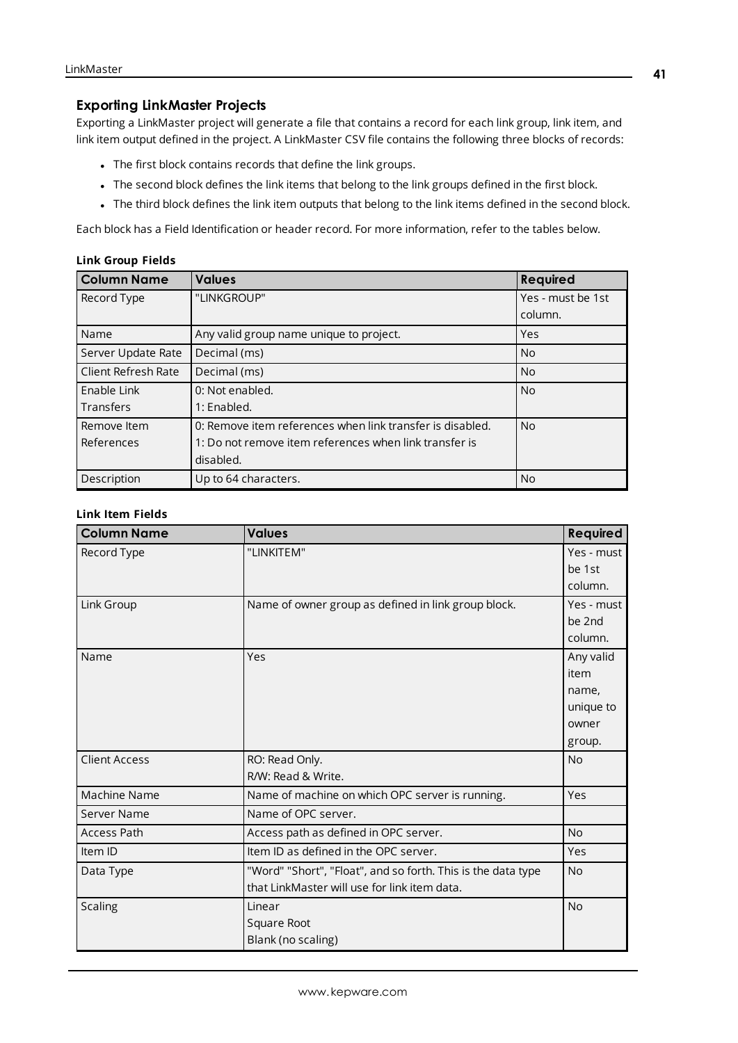### Exporting LinkMaster Projects

Exporting a LinkMaster project will generate a file that contains a record for each link group, link item, and link item output defined in the project. A LinkMaster CSV file contains the following three blocks of records:

- The first block contains records that define the link groups.
- The second block defines the link items that belong to the link groups defined in the first block.
- The third block defines the link item outputs that belong to the link items defined in the second block.

Each block has a Field Identification or header record. For more information, refer to the tables below.

**Link Group Fields**

| Column Name | Values | Required |
|---|---|---|
| Record Type | "LINKGROUP" | Yes - must be 1st column. |
| Name | Any valid group name unique to project. | Yes |
| Server Update Rate | Decimal (ms) | No |
| Client Refresh Rate | Decimal (ms) | No |
| Enable Link Transfers | 0: Not enabled.<br>1: Enabled. | No |
| Remove Item References | 0: Remove item references when link transfer is disabled.<br>1: Do not remove item references when link transfer is disabled. | No |
| Description | Up to 64 characters. | No |

**Link Item Fields**

| Column Name | Values | Required |
|---|---|---|
| Record Type | "LINKITEM" | Yes - must be 1st column. |
| Link Group | Name of owner group as defined in link group block. | Yes - must be 2nd column. |
| Name | Yes | Any valid item name, unique to owner group. |
| Client Access | RO: Read Only.<br>R/W: Read & Write. | No |
| Machine Name | Name of machine on which OPC server is running. | Yes |
| Server Name | Name of OPC server. | |
| Access Path | Access path as defined in OPC server. | No |
| Item ID | Item ID as defined in the OPC server. | Yes |
| Data Type | "Word" "Short", "Float", and so forth. This is the data type that LinkMaster will use for link item data. | No |
| Scaling | Linear<br>Square Root<br>Blank (no scaling) | No |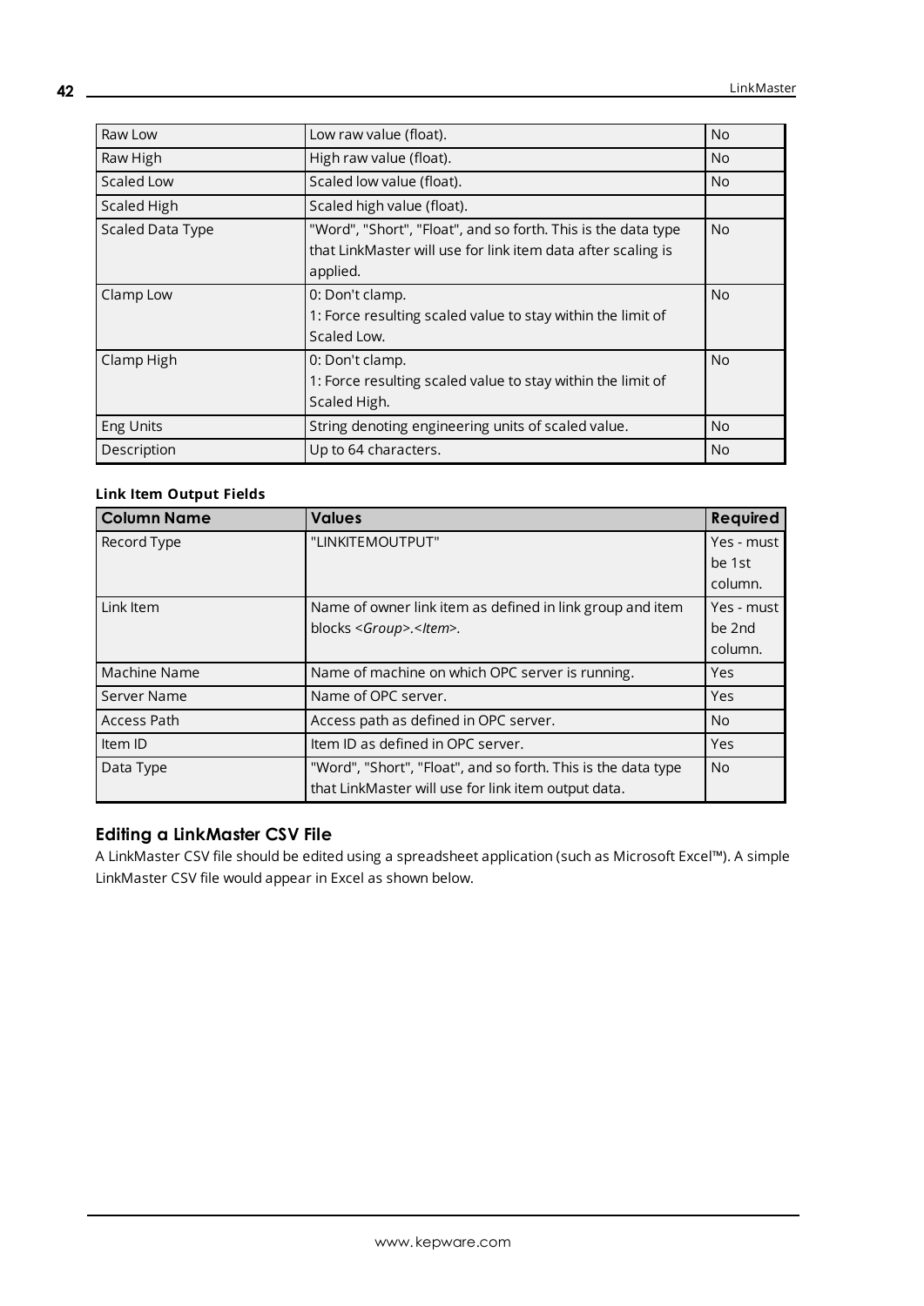| | | |
|---|---|---|
| Raw Low | Low raw value (float). | No |
| Raw High | High raw value (float). | No |
| Scaled Low | Scaled low value (float). | No |
| Scaled High | Scaled high value (float). | |
| Scaled Data Type | "Word", "Short", "Float", and so forth. This is the data type that LinkMaster will use for link item data after scaling is applied. | No |
| Clamp Low | 0: Don't clamp.<br>1: Force resulting scaled value to stay within the limit of Scaled Low. | No |
| Clamp High | 0: Don't clamp.<br>1: Force resulting scaled value to stay within the limit of Scaled High. | No |
| Eng Units | String denoting engineering units of scaled value. | No |
| Description | Up to 64 characters. | No |

**Link Item Output Fields**

| Column Name | Values | Required |
|---|---|---|
| Record Type | "LINKITEMOUTPUT" | Yes - must be 1st column. |
| Link Item | Name of owner link item as defined in link group and item blocks <*Group*>.<*Item*>. | Yes - must be 2nd column. |
| Machine Name | Name of machine on which OPC server is running. | Yes |
| Server Name | Name of OPC server. | Yes |
| Access Path | Access path as defined in OPC server. | No |
| Item ID | Item ID as defined in OPC server. | Yes |
| Data Type | "Word", "Short", "Float", and so forth. This is the data type that LinkMaster will use for link item output data. | No |

### Editing a LinkMaster CSV File

A LinkMaster CSV file should be edited using a spreadsheet application (such as Microsoft Excel™). A simple LinkMaster CSV file would appear in Excel as shown below.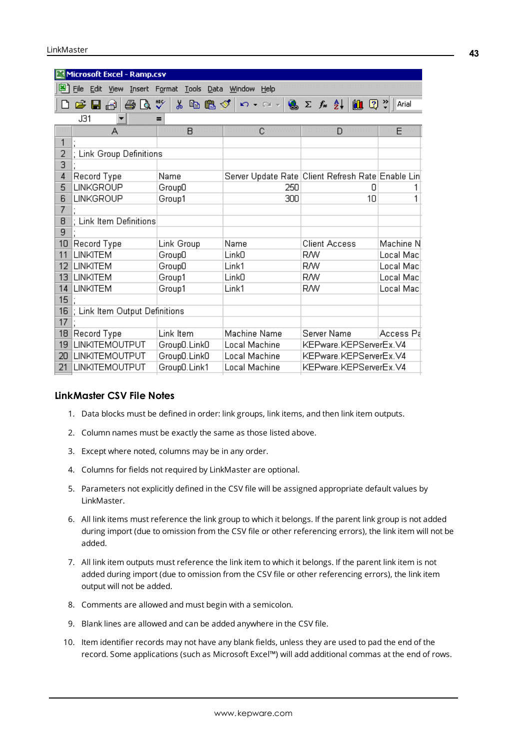| | A | B | C | D | E |
|---|---|---|---|---|---|
| 1 | ; | | | | |
| 2 | ; Link Group Definitions | | | | |
| 3 | ; | | | | |
| 4 | Record Type | Name | Server Update Rate | Client Refresh Rate | Enable Lin |
| 5 | LINKGROUP | Group0 | 250 | 0 | 1 |
| 6 | LINKGROUP | Group1 | 300 | 10 | 1 |
| 7 | ; | | | | |
| 8 | ; Link Item Definitions | | | | |
| 9 | ; | | | | |
| 10 | Record Type | Link Group | Name | Client Access | Machine N |
| 11 | LINKITEM | Group0 | Link0 | R/W | Local Mac |
| 12 | LINKITEM | Group0 | Link1 | R/W | Local Mac |
| 13 | LINKITEM | Group1 | Link0 | R/W | Local Mac |
| 14 | LINKITEM | Group1 | Link1 | R/W | Local Mac |
| 15 | ; | | | | |
| 16 | ; Link Item Output Definitions | | | | |
| 17 | ; | | | | |
| 18 | Record Type | Link Item | Machine Name | Server Name | Access Pa |
| 19 | LINKITEMOUTPUT | Group0.Link0 | Local Machine | KEPware.KEPServerEx.V4 | |
| 20 | LINKITEMOUTPUT | Group0.Link0 | Local Machine | KEPware.KEPServerEx.V4 | |
| 21 | LINKITEMOUTPUT | Group0.Link1 | Local Machine | KEPware.KEPServerEx.V4 | |

### LinkMaster CSV File Notes

1. Data blocks must be defined in order: link groups, link items, and then link item outputs.
2. Column names must be exactly the same as those listed above.
3. Except where noted, columns may be in any order.
4. Columns for fields not required by LinkMaster are optional.
5. Parameters not explicitly defined in the CSV file will be assigned appropriate default values by LinkMaster.
6. All link items must reference the link group to which it belongs. If the parent link group is not added during import (due to omission from the CSV file or other referencing errors), the link item will not be added.
7. All link item outputs must reference the link item to which it belongs. If the parent link item is not added during import (due to omission from the CSV file or other referencing errors), the link item output will not be added.
8. Comments are allowed and must begin with a semicolon.
9. Blank lines are allowed and can be added anywhere in the CSV file.
10. Item identifier records may not have any blank fields, unless they are used to pad the end of the record. Some applications (such as Microsoft Excel™) will add additional commas at the end of rows.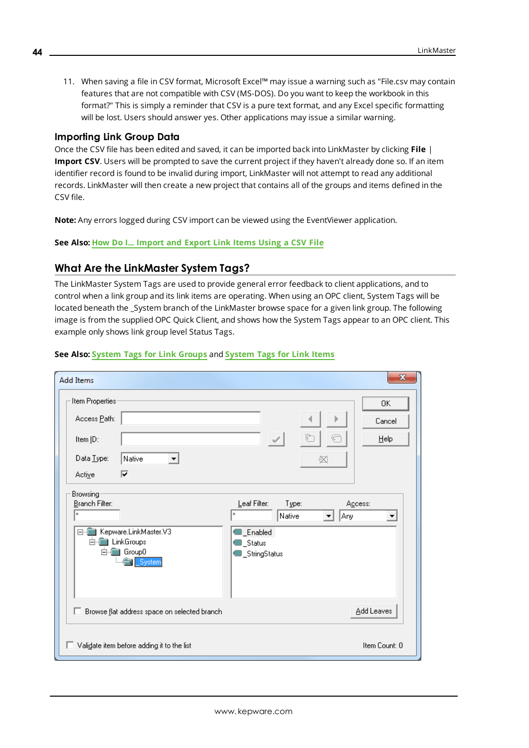11. When saving a file in CSV format, Microsoft Excel™ may issue a warning such as "File.csv may contain features that are not compatible with CSV (MS-DOS). Do you want to keep the workbook in this format?" This is simply a reminder that CSV is a pure text format, and any Excel specific formatting will be lost. Users should answer yes. Other applications may issue a similar warning.

### Importing Link Group Data

Once the CSV file has been edited and saved, it can be imported back into LinkMaster by clicking **File** | **Import CSV**. Users will be prompted to save the current project if they haven't already done so. If an item identifier record is found to be invalid during import, LinkMaster will not attempt to read any additional records. LinkMaster will then create a new project that contains all of the groups and items defined in the CSV file.

**Note:** Any errors logged during CSV import can be viewed using the EventViewer application.

**See Also:** How Do I... Import and Export Link Items Using a CSV File

## What Are the LinkMaster System Tags?

The LinkMaster System Tags are used to provide general error feedback to client applications, and to control when a link group and its link items are operating. When using an OPC client, System Tags will be located beneath the _System branch of the LinkMaster browse space for a given link group. The following image is from the supplied OPC Quick Client, and shows how the System Tags appear to an OPC client. This example only shows link group level Status Tags.

**See Also:** System Tags for Link Groups and System Tags for Link Items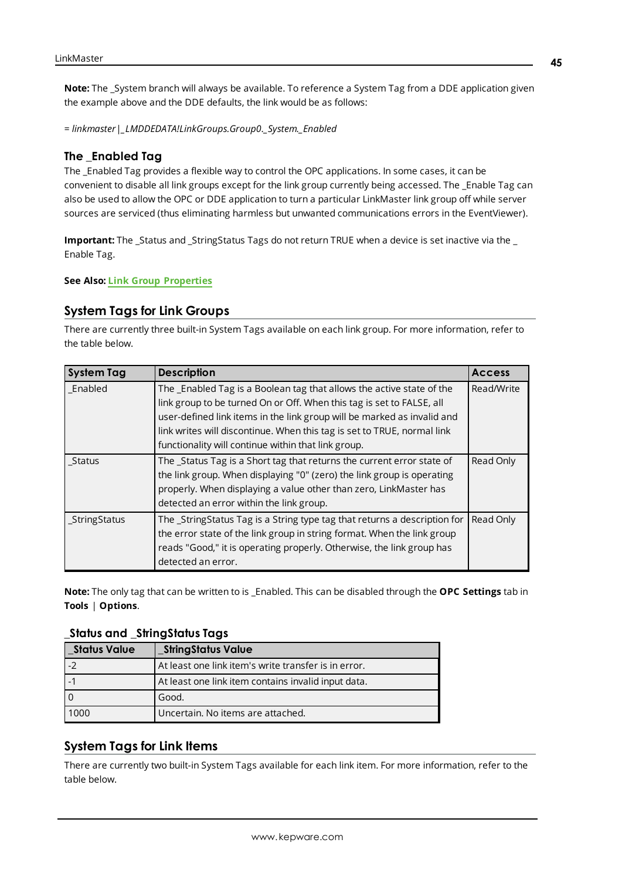**Note:** The _System branch will always be available. To reference a System Tag from a DDE application given the example above and the DDE defaults, the link would be as follows:

*= linkmaster|_LMDDEDATA!LinkGroups.Group0._System._Enabled*

### The _Enabled Tag

The _Enabled Tag provides a flexible way to control the OPC applications. In some cases, it can be convenient to disable all link groups except for the link group currently being accessed. The _Enable Tag can also be used to allow the OPC or DDE application to turn a particular LinkMaster link group off while server sources are serviced (thus eliminating harmless but unwanted communications errors in the EventViewer).

**Important:** The _Status and _StringStatus Tags do not return TRUE when a device is set inactive via the _ Enable Tag.

**See Also:** **Link Group Properties**

## System Tags for Link Groups

There are currently three built-in System Tags available on each link group. For more information, refer to the table below.

| System Tag | Description | Access |
|---|---|---|
| _Enabled | The _Enabled Tag is a Boolean tag that allows the active state of the link group to be turned On or Off. When this tag is set to FALSE, all user-defined link items in the link group will be marked as invalid and link writes will discontinue. When this tag is set to TRUE, normal link functionality will continue within that link group. | Read/Write |
| _Status | The _Status Tag is a Short tag that returns the current error state of the link group. When displaying "0" (zero) the link group is operating properly. When displaying a value other than zero, LinkMaster has detected an error within the link group. | Read Only |
| _StringStatus | The _StringStatus Tag is a String type tag that returns a description for the error state of the link group in string format. When the link group reads "Good," it is operating properly. Otherwise, the link group has detected an error. | Read Only |

**Note:** The only tag that can be written to is _Enabled. This can be disabled through the **OPC Settings** tab in **Tools** | **Options**.

### _Status and _StringStatus Tags

| _Status Value | _StringStatus Value |
|---|---|
| -2 | At least one link item's write transfer is in error. |
| -1 | At least one link item contains invalid input data. |
| 0 | Good. |
| 1000 | Uncertain. No items are attached. |

## System Tags for Link Items

There are currently two built-in System Tags available for each link item. For more information, refer to the table below.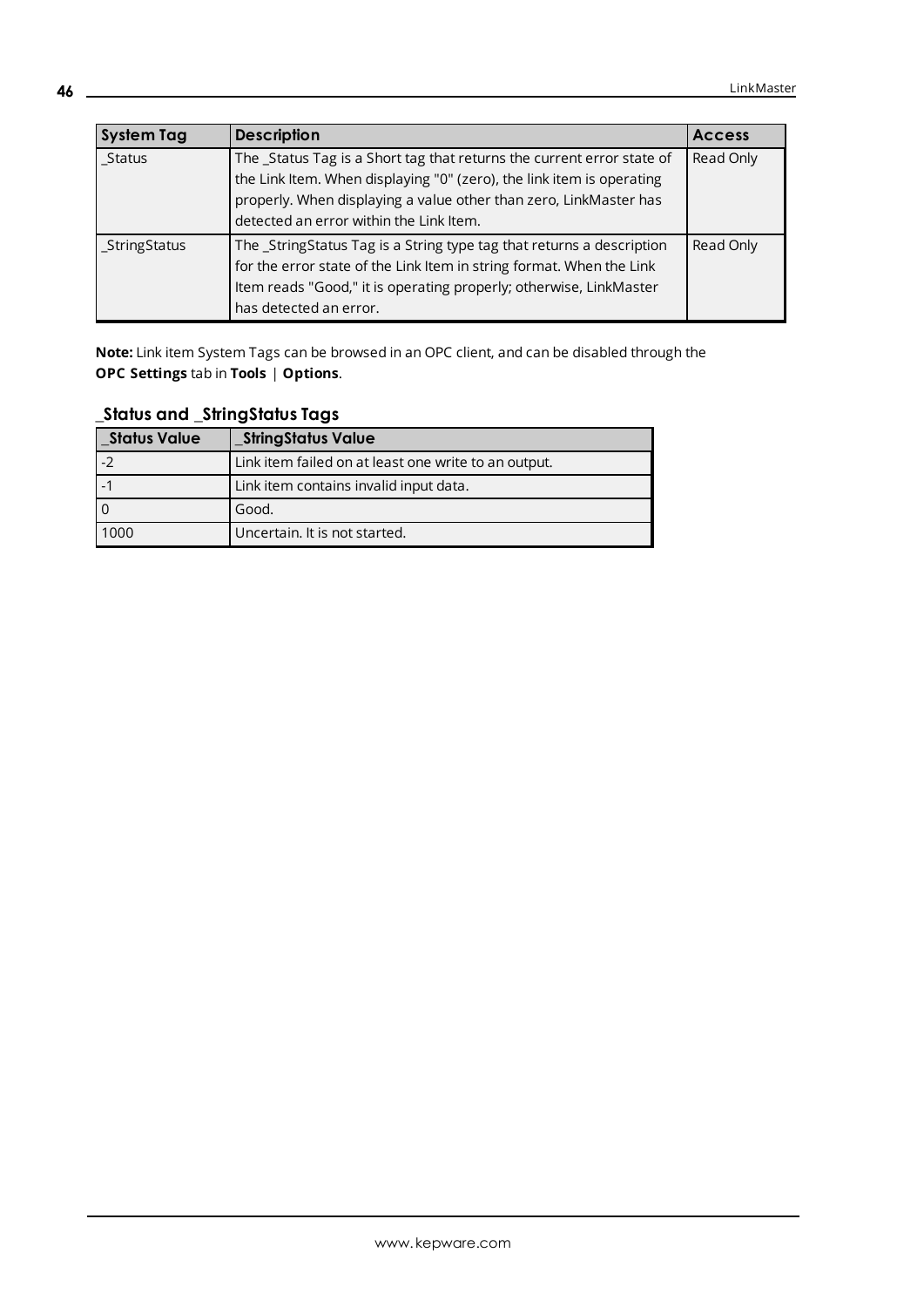| System Tag | Description | Access |
|---|---|---|
| _Status | The _Status Tag is a Short tag that returns the current error state of the Link Item. When displaying "0" (zero), the link item is operating properly. When displaying a value other than zero, LinkMaster has detected an error within the Link Item. | Read Only |
| _StringStatus | The _StringStatus Tag is a String type tag that returns a description for the error state of the Link Item in string format. When the Link Item reads "Good," it is operating properly; otherwise, LinkMaster has detected an error. | Read Only |

**Note:** Link item System Tags can be browsed in an OPC client, and can be disabled through the **OPC Settings** tab in **Tools** | **Options**.

### _Status and _StringStatus Tags

| _Status Value | _StringStatus Value |
|---|---|
| -2 | Link item failed on at least one write to an output. |
| -1 | Link item contains invalid input data. |
| 0 | Good. |
| 1000 | Uncertain. It is not started. |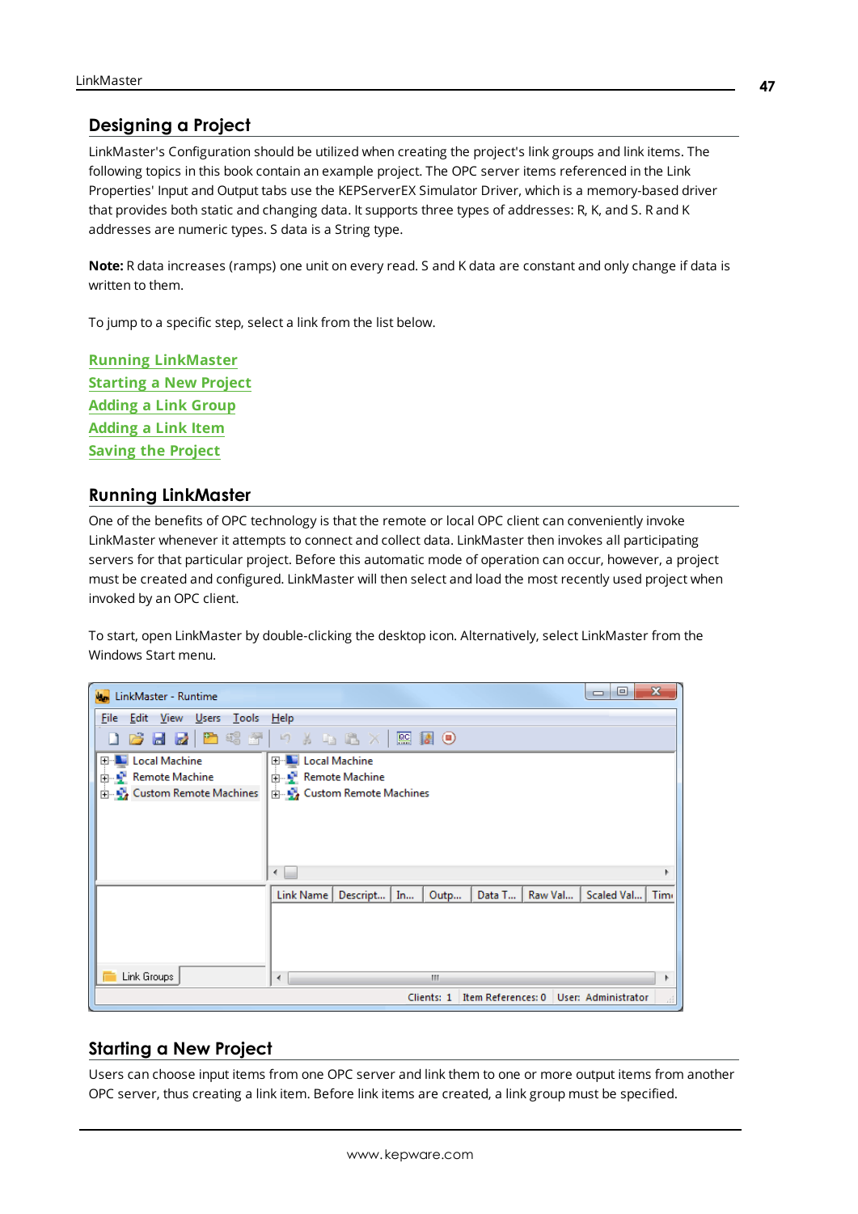## Designing a Project

LinkMaster's Configuration should be utilized when creating the project's link groups and link items. The following topics in this book contain an example project. The OPC server items referenced in the Link Properties' Input and Output tabs use the KEPServerEX Simulator Driver, which is a memory-based driver that provides both static and changing data. It supports three types of addresses: R, K, and S. R and K addresses are numeric types. S data is a String type.

**Note:** R data increases (ramps) one unit on every read. S and K data are constant and only change if data is written to them.

To jump to a specific step, select a link from the list below.

**Running LinkMaster**
**Starting a New Project**
**Adding a Link Group**
**Adding a Link Item**
**Saving the Project**

## Running LinkMaster

One of the benefits of OPC technology is that the remote or local OPC client can conveniently invoke LinkMaster whenever it attempts to connect and collect data. LinkMaster then invokes all participating servers for that particular project. Before this automatic mode of operation can occur, however, a project must be created and configured. LinkMaster will then select and load the most recently used project when invoked by an OPC client.

To start, open LinkMaster by double-clicking the desktop icon. Alternatively, select LinkMaster from the Windows Start menu.

## Starting a New Project

Users can choose input items from one OPC server and link them to one or more output items from another OPC server, thus creating a link item. Before link items are created, a link group must be specified.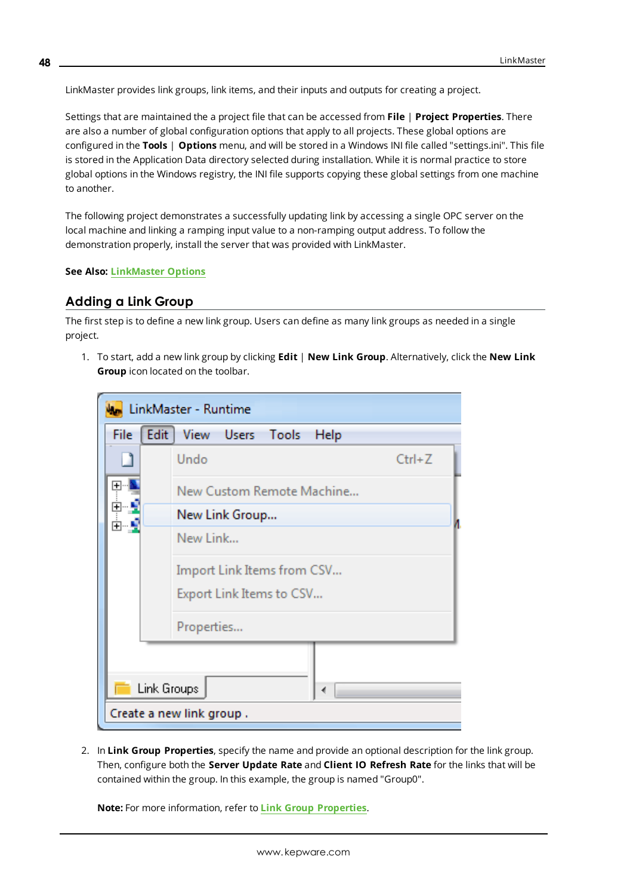LinkMaster provides link groups, link items, and their inputs and outputs for creating a project.

Settings that are maintained the a project file that can be accessed from **File** | **Project Properties**. There are also a number of global configuration options that apply to all projects. These global options are configured in the **Tools** | **Options** menu, and will be stored in a Windows INI file called "settings.ini". This file is stored in the Application Data directory selected during installation. While it is normal practice to store global options in the Windows registry, the INI file supports copying these global settings from one machine to another.

The following project demonstrates a successfully updating link by accessing a single OPC server on the local machine and linking a ramping input value to a non-ramping output address. To follow the demonstration properly, install the server that was provided with LinkMaster.

**See Also:** LinkMaster Options

## Adding a Link Group

The first step is to define a new link group. Users can define as many link groups as needed in a single project.

1. To start, add a new link group by clicking **Edit** | **New Link Group**. Alternatively, click the **New Link Group** icon located on the toolbar.

2. In **Link Group Properties**, specify the name and provide an optional description for the link group. Then, configure both the **Server Update Rate** and **Client IO Refresh Rate** for the links that will be contained within the group. In this example, the group is named "Group0".

   **Note:** For more information, refer to Link Group Properties.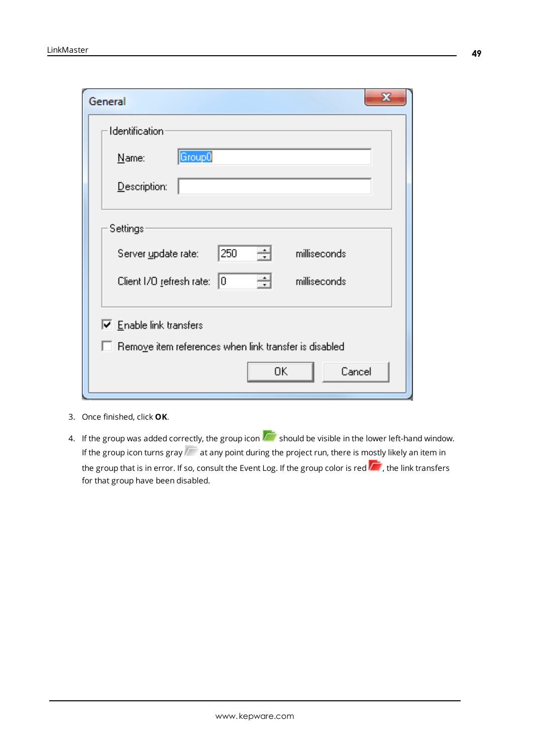3. Once finished, click **OK**.

4. If the group was added correctly, the group icon should be visible in the lower left-hand window. If the group icon turns gray at any point during the project run, there is mostly likely an item in the group that is in error. If so, consult the Event Log. If the group color is red, the link transfers for that group have been disabled.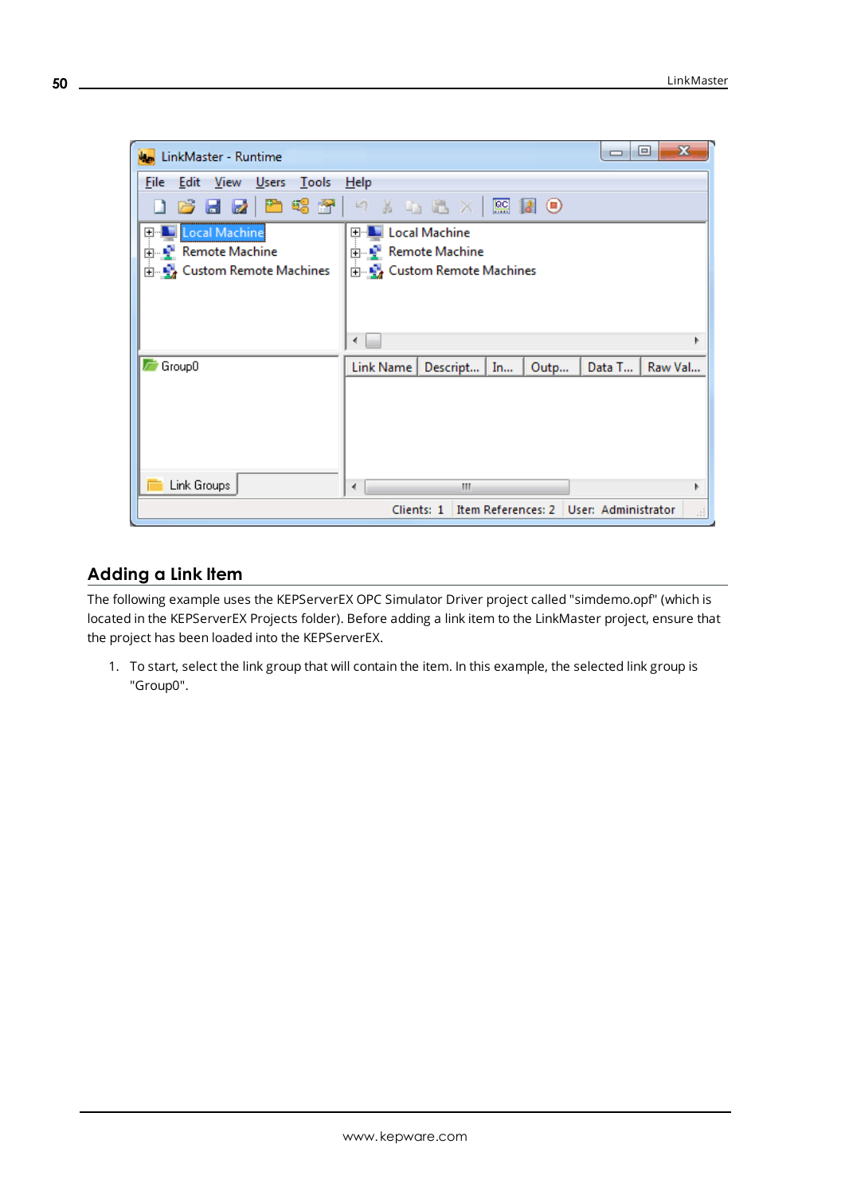## Adding a Link Item

The following example uses the KEPServerEX OPC Simulator Driver project called "simdemo.opf" (which is located in the KEPServerEX Projects folder). Before adding a link item to the LinkMaster project, ensure that the project has been loaded into the KEPServerEX.

1. To start, select the link group that will contain the item. In this example, the selected link group is "Group0".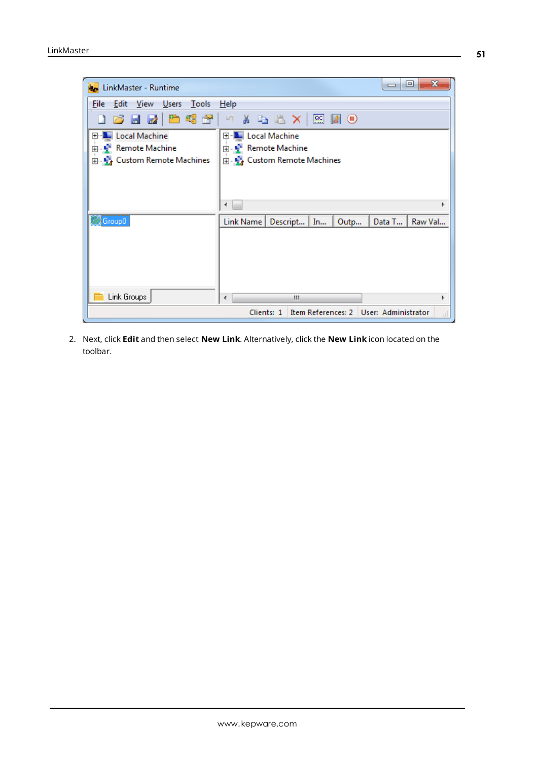2. Next, click **Edit** and then select **New Link**. Alternatively, click the **New Link** icon located on the toolbar.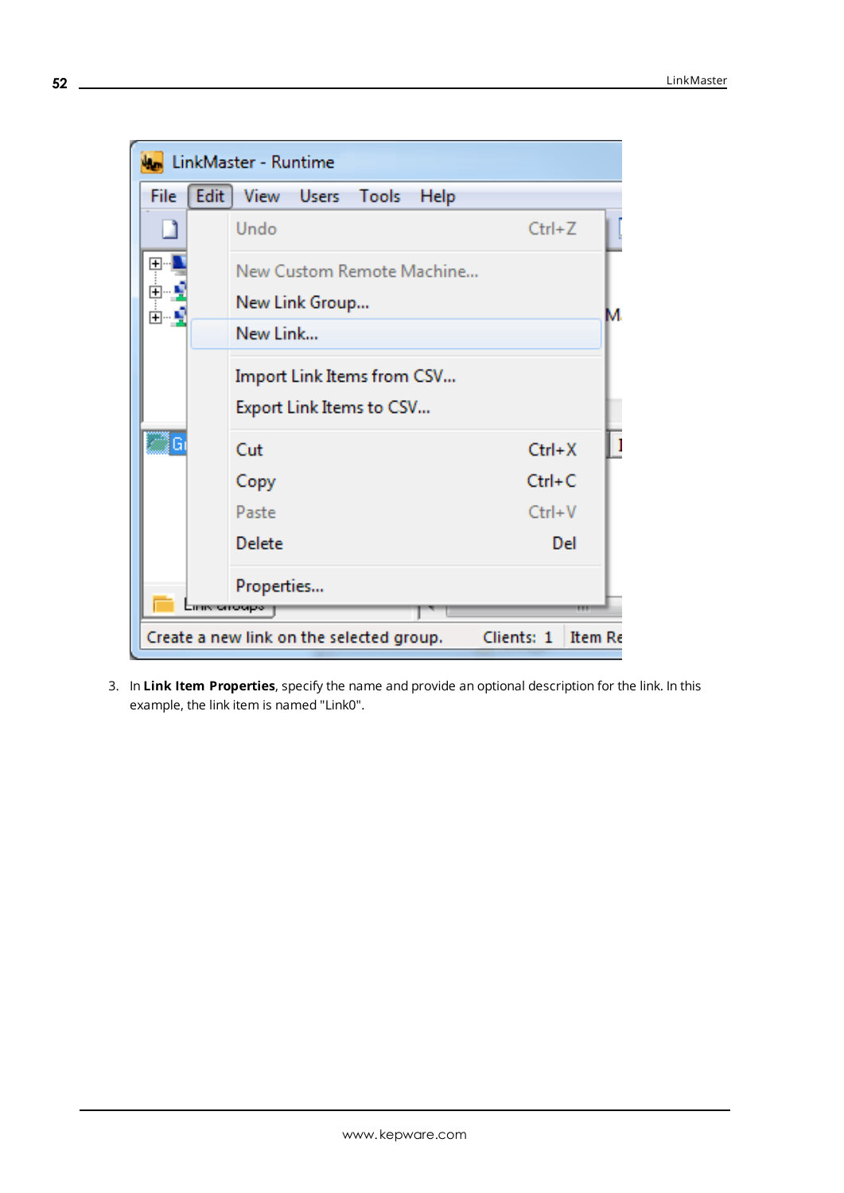3. In **Link Item Properties**, specify the name and provide an optional description for the link. In this example, the link item is named "Link0".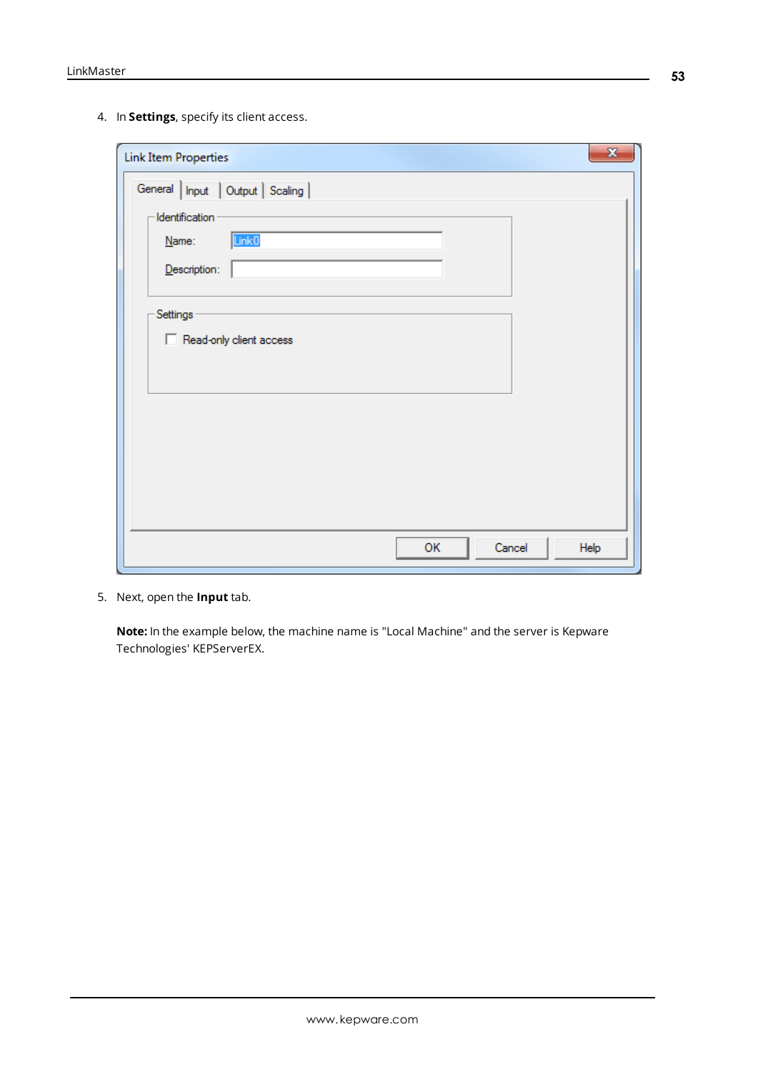4. In **Settings**, specify its client access.

5. Next, open the **Input** tab.

   **Note:** In the example below, the machine name is "Local Machine" and the server is Kepware Technologies' KEPServerEX.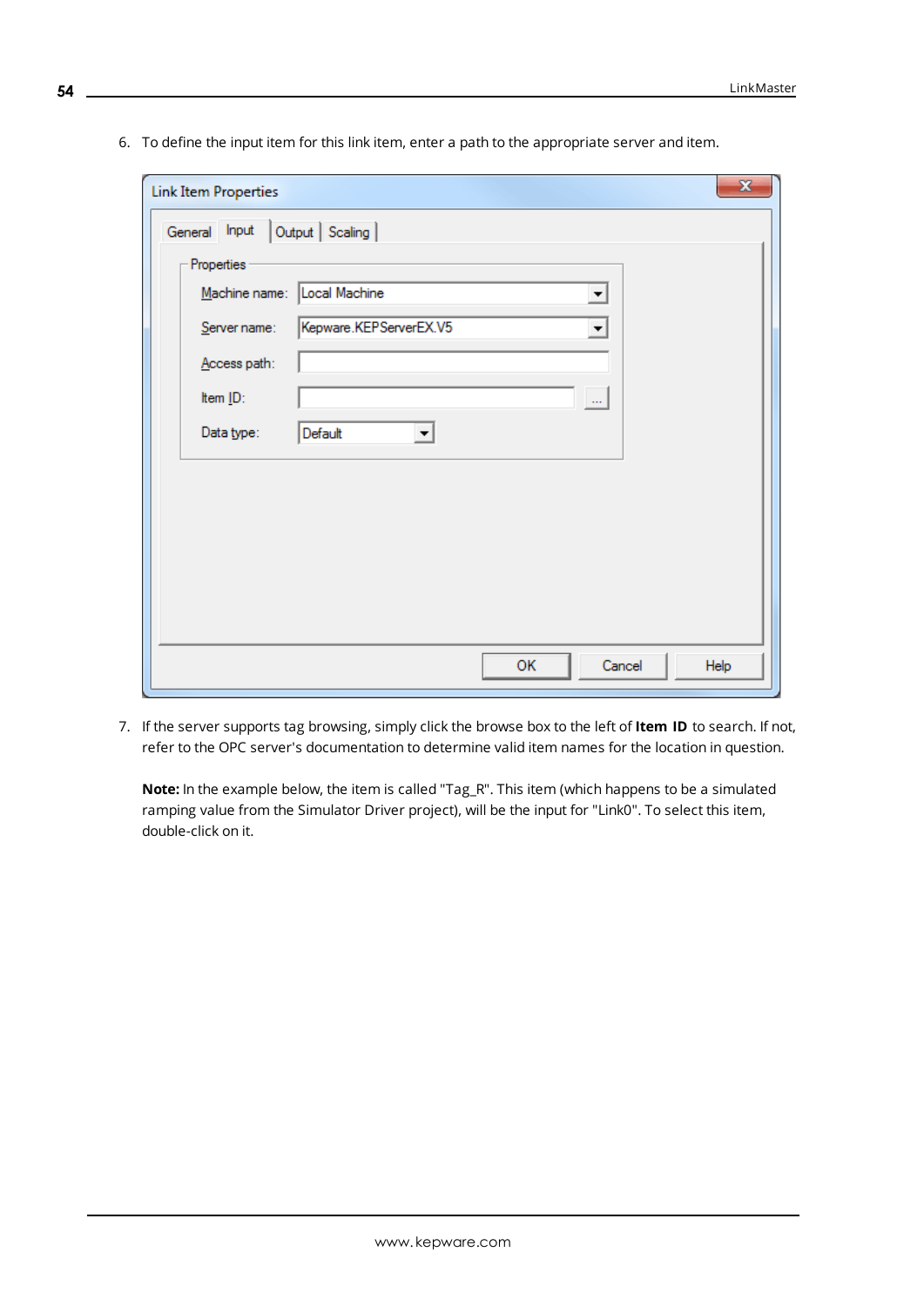6. To define the input item for this link item, enter a path to the appropriate server and item.

7. If the server supports tag browsing, simply click the browse box to the left of **Item ID** to search. If not, refer to the OPC server's documentation to determine valid item names for the location in question.

   **Note:** In the example below, the item is called "Tag_R". This item (which happens to be a simulated ramping value from the Simulator Driver project), will be the input for "Link0". To select this item, double-click on it.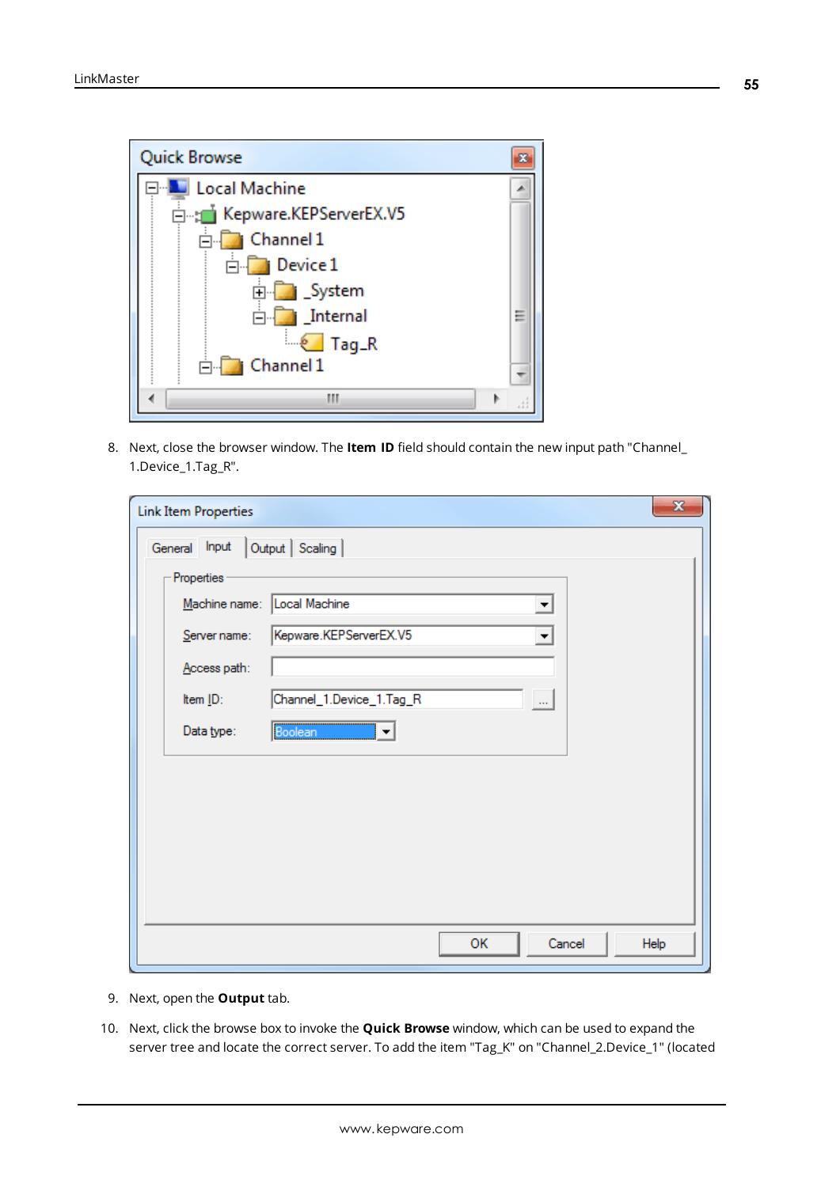8. Next, close the browser window. The **Item ID** field should contain the new input path "Channel_1.Device_1.Tag_R".

9. Next, open the **Output** tab.

10. Next, click the browse box to invoke the **Quick Browse** window, which can be used to expand the server tree and locate the correct server. To add the item "Tag_K" on "Channel_2.Device_1" (located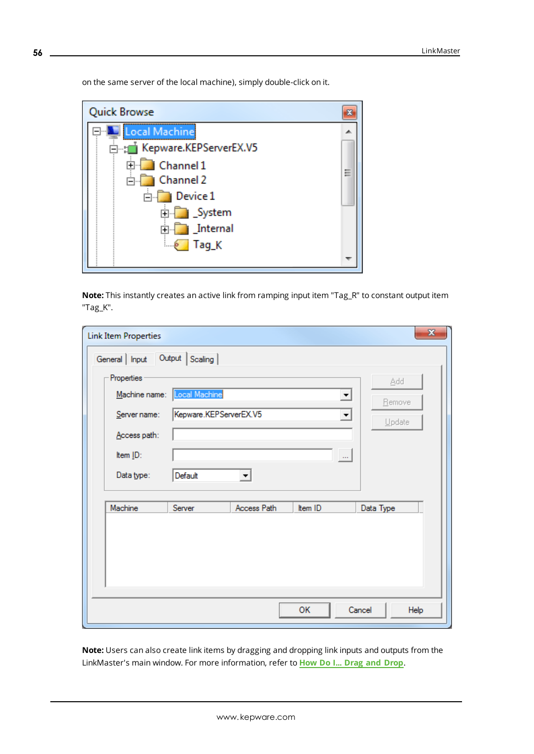on the same server of the local machine), simply double-click on it.

**Note:** This instantly creates an active link from ramping input item "Tag_R" to constant output item "Tag_K".

**Note:** Users can also create link items by dragging and dropping link inputs and outputs from the LinkMaster's main window. For more information, refer to How Do I... Drag and Drop.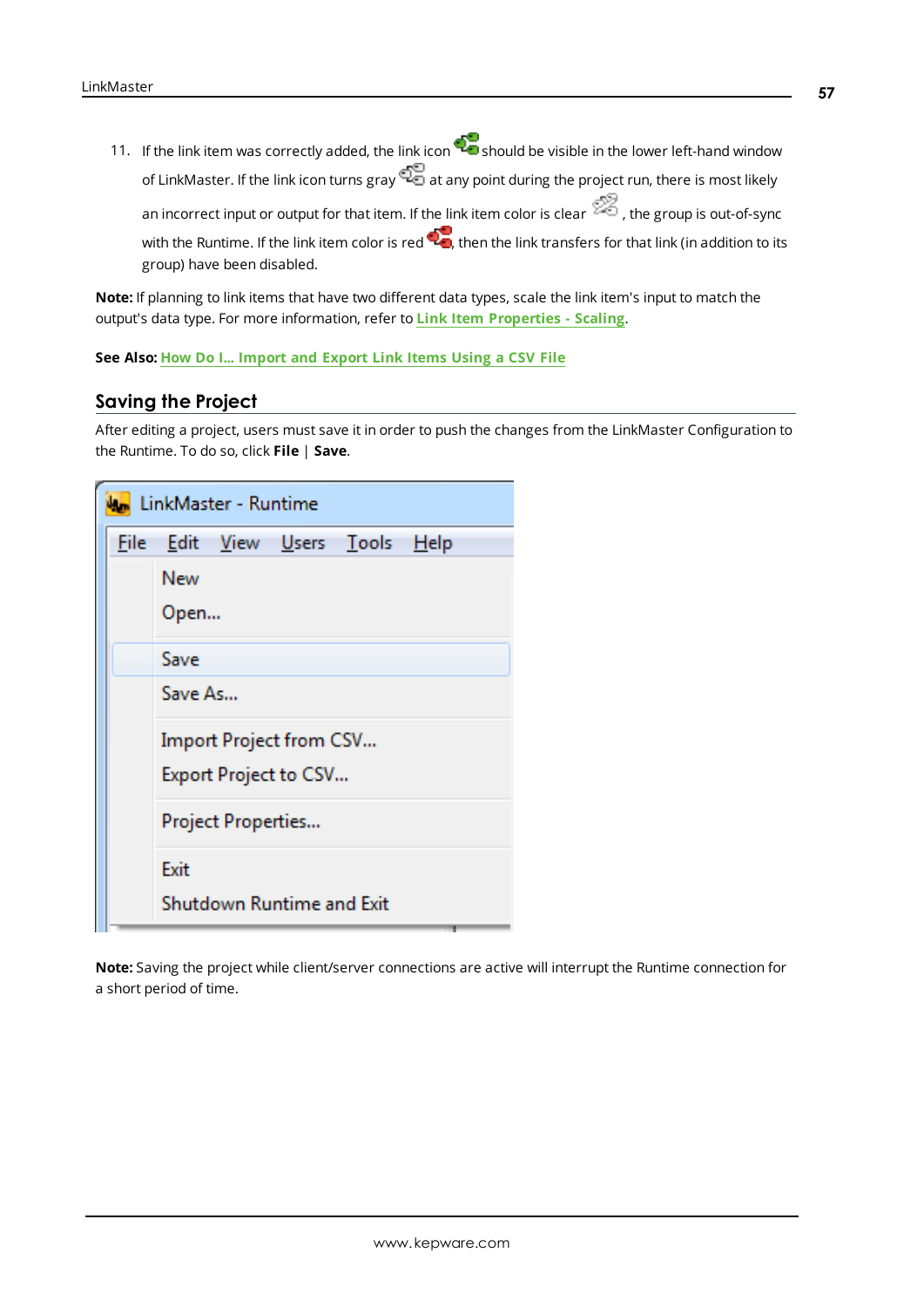11. If the link item was correctly added, the link icon should be visible in the lower left-hand window of LinkMaster. If the link icon turns gray at any point during the project run, there is most likely an incorrect input or output for that item. If the link item color is clear , the group is out-of-sync with the Runtime. If the link item color is red , then the link transfers for that link (in addition to its group) have been disabled.

**Note:** If planning to link items that have two different data types, scale the link item's input to match the output's data type. For more information, refer to **Link Item Properties - Scaling**.

**See Also:** **How Do I... Import and Export Link Items Using a CSV File**

## Saving the Project

After editing a project, users must save it in order to push the changes from the LinkMaster Configuration to the Runtime. To do so, click **File** | **Save**.

**Note:** Saving the project while client/server connections are active will interrupt the Runtime connection for a short period of time.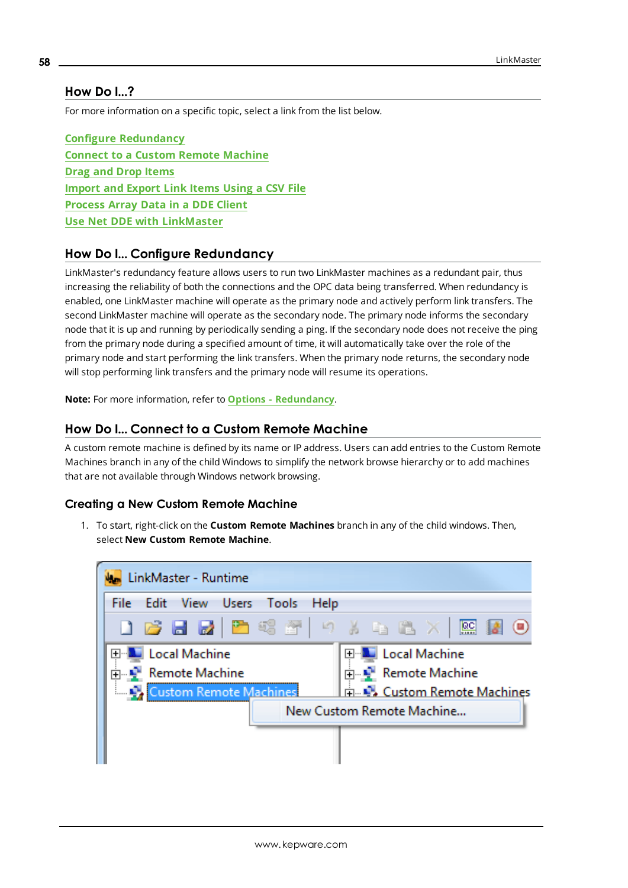## How Do I...?

For more information on a specific topic, select a link from the list below.

Configure Redundancy
Connect to a Custom Remote Machine
Drag and Drop Items
Import and Export Link Items Using a CSV File
Process Array Data in a DDE Client
Use Net DDE with LinkMaster

## How Do I... Configure Redundancy

LinkMaster's redundancy feature allows users to run two LinkMaster machines as a redundant pair, thus increasing the reliability of both the connections and the OPC data being transferred. When redundancy is enabled, one LinkMaster machine will operate as the primary node and actively perform link transfers. The second LinkMaster machine will operate as the secondary node. The primary node informs the secondary node that it is up and running by periodically sending a ping. If the secondary node does not receive the ping from the primary node during a specified amount of time, it will automatically take over the role of the primary node and start performing the link transfers. When the primary node returns, the secondary node will stop performing link transfers and the primary node will resume its operations.

**Note:** For more information, refer to Options - Redundancy.

## How Do I... Connect to a Custom Remote Machine

A custom remote machine is defined by its name or IP address. Users can add entries to the Custom Remote Machines branch in any of the child Windows to simplify the network browse hierarchy or to add machines that are not available through Windows network browsing.

### Creating a New Custom Remote Machine

1. To start, right-click on the **Custom Remote Machines** branch in any of the child windows. Then, select **New Custom Remote Machine**.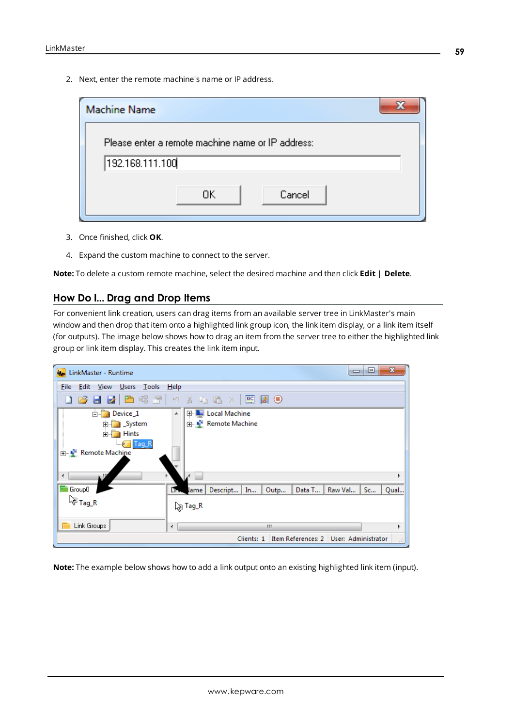2. Next, enter the remote machine's name or IP address.

3. Once finished, click **OK**.

4. Expand the custom machine to connect to the server.

**Note:** To delete a custom remote machine, select the desired machine and then click **Edit** | **Delete**.

## How Do I... Drag and Drop Items

For convenient link creation, users can drag items from an available server tree in LinkMaster's main window and then drop that item onto a highlighted link group icon, the link item display, or a link item itself (for outputs). The image below shows how to drag an item from the server tree to either the highlighted link group or link item display. This creates the link item input.

**Note:** The example below shows how to add a link output onto an existing highlighted link item (input).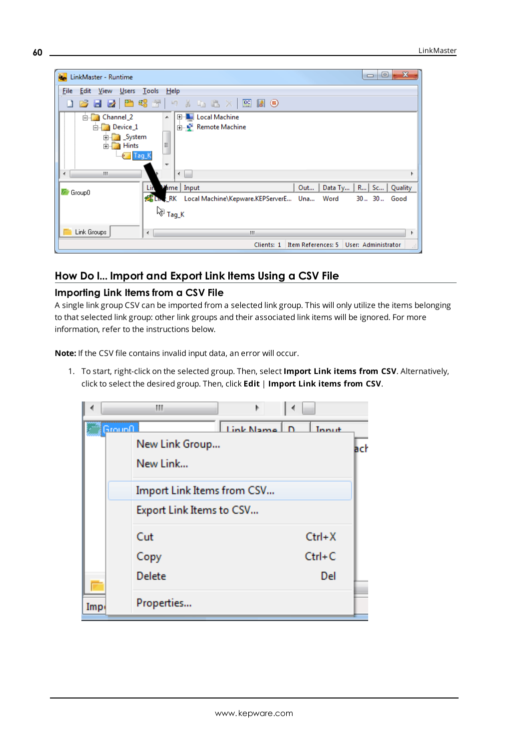## How Do I... Import and Export Link Items Using a CSV File

### Importing Link Items from a CSV File

A single link group CSV can be imported from a selected link group. This will only utilize the items belonging to that selected link group: other link groups and their associated link items will be ignored. For more information, refer to the instructions below.

**Note:** If the CSV file contains invalid input data, an error will occur.

1. To start, right-click on the selected group. Then, select **Import Link items from CSV**. Alternatively, click to select the desired group. Then, click **Edit** | **Import Link items from CSV**.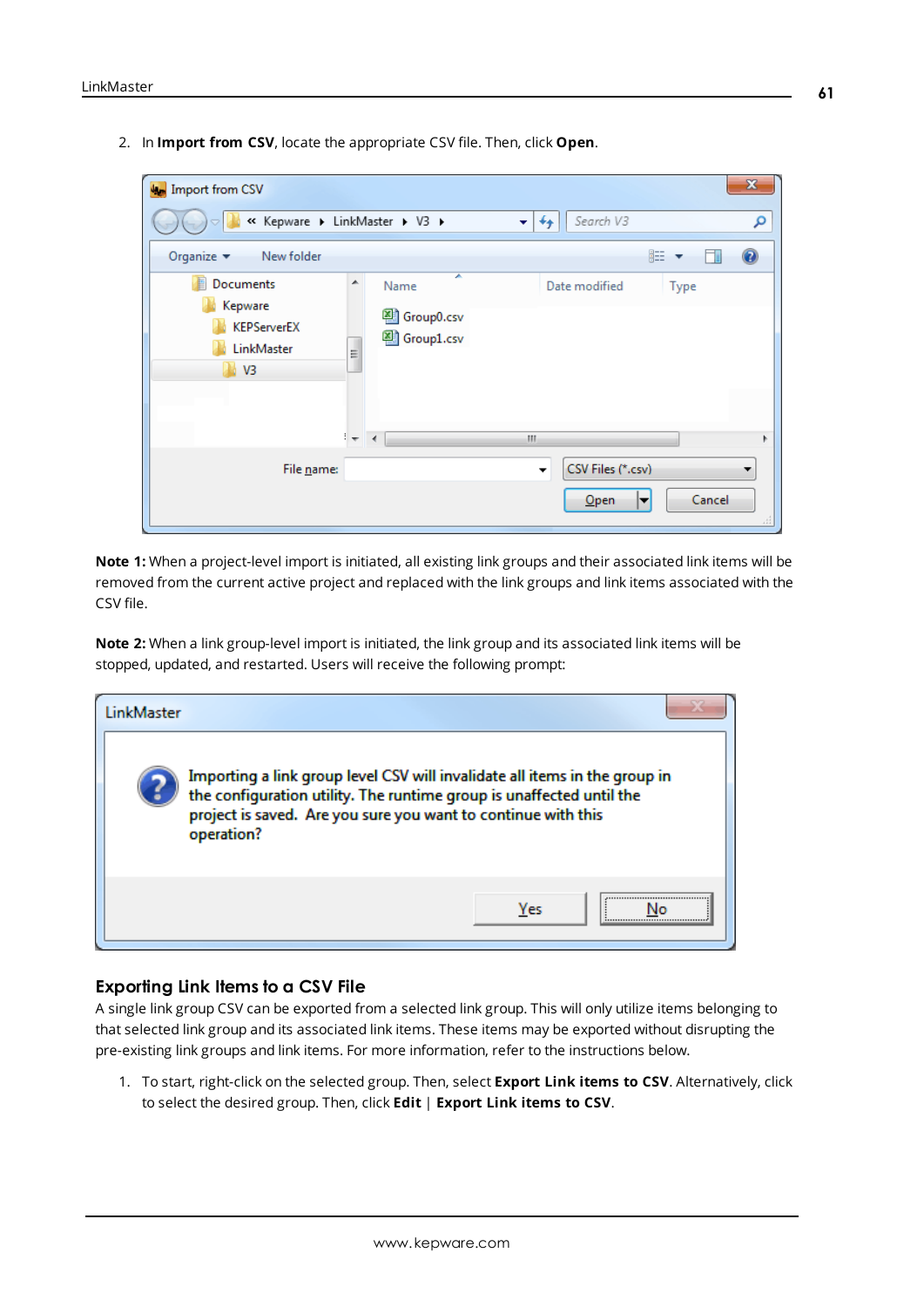2. In **Import from CSV**, locate the appropriate CSV file. Then, click **Open**.

**Note 1:** When a project-level import is initiated, all existing link groups and their associated link items will be removed from the current active project and replaced with the link groups and link items associated with the CSV file.

**Note 2:** When a link group-level import is initiated, the link group and its associated link items will be stopped, updated, and restarted. Users will receive the following prompt:

## Exporting Link Items to a CSV File

A single link group CSV can be exported from a selected link group. This will only utilize items belonging to that selected link group and its associated link items. These items may be exported without disrupting the pre-existing link groups and link items. For more information, refer to the instructions below.

1. To start, right-click on the selected group. Then, select **Export Link items to CSV**. Alternatively, click to select the desired group. Then, click **Edit** | **Export Link items to CSV**.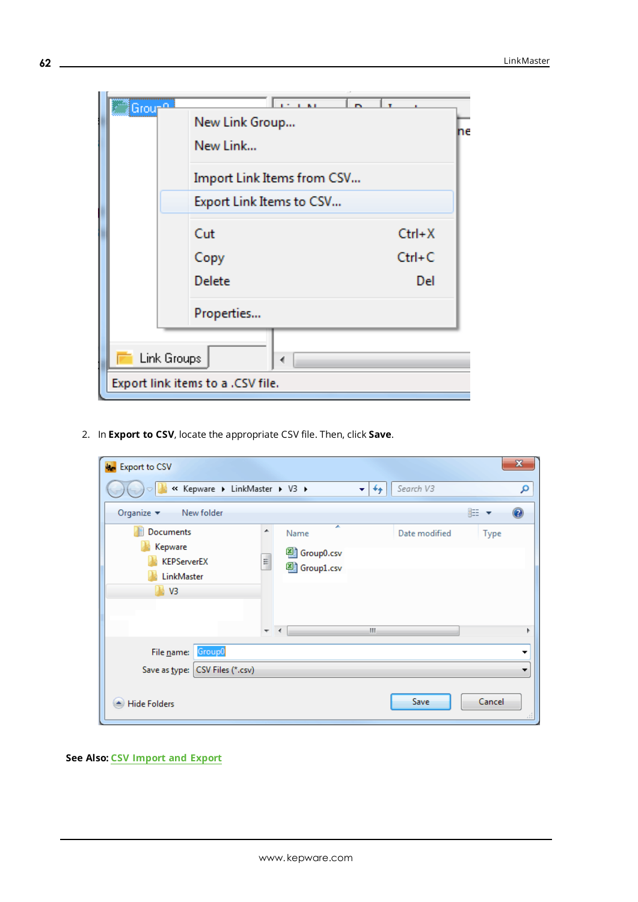2. In **Export to CSV**, locate the appropriate CSV file. Then, click **Save**.

**See Also:** CSV Import and Export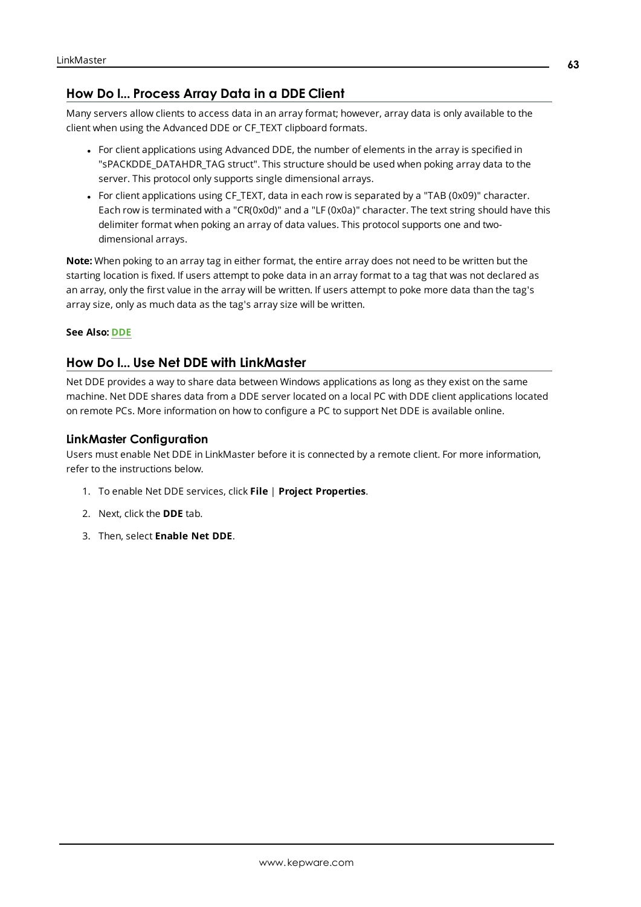## How Do I... Process Array Data in a DDE Client

Many servers allow clients to access data in an array format; however, array data is only available to the client when using the Advanced DDE or CF_TEXT clipboard formats.

- For client applications using Advanced DDE, the number of elements in the array is specified in "sPACKDDE_DATAHDR_TAG struct". This structure should be used when poking array data to the server. This protocol only supports single dimensional arrays.
- For client applications using CF_TEXT, data in each row is separated by a "TAB (0x09)" character. Each row is terminated with a "CR(0x0d)" and a "LF (0x0a)" character. The text string should have this delimiter format when poking an array of data values. This protocol supports one and two-dimensional arrays.

**Note:** When poking to an array tag in either format, the entire array does not need to be written but the starting location is fixed. If users attempt to poke data in an array format to a tag that was not declared as an array, only the first value in the array will be written. If users attempt to poke more data than the tag's array size, only as much data as the tag's array size will be written.

**See Also:** DDE

## How Do I... Use Net DDE with LinkMaster

Net DDE provides a way to share data between Windows applications as long as they exist on the same machine. Net DDE shares data from a DDE server located on a local PC with DDE client applications located on remote PCs. More information on how to configure a PC to support Net DDE is available online.

### LinkMaster Configuration

Users must enable Net DDE in LinkMaster before it is connected by a remote client. For more information, refer to the instructions below.

1. To enable Net DDE services, click **File** | **Project Properties**.
2. Next, click the **DDE** tab.
3. Then, select **Enable Net DDE**.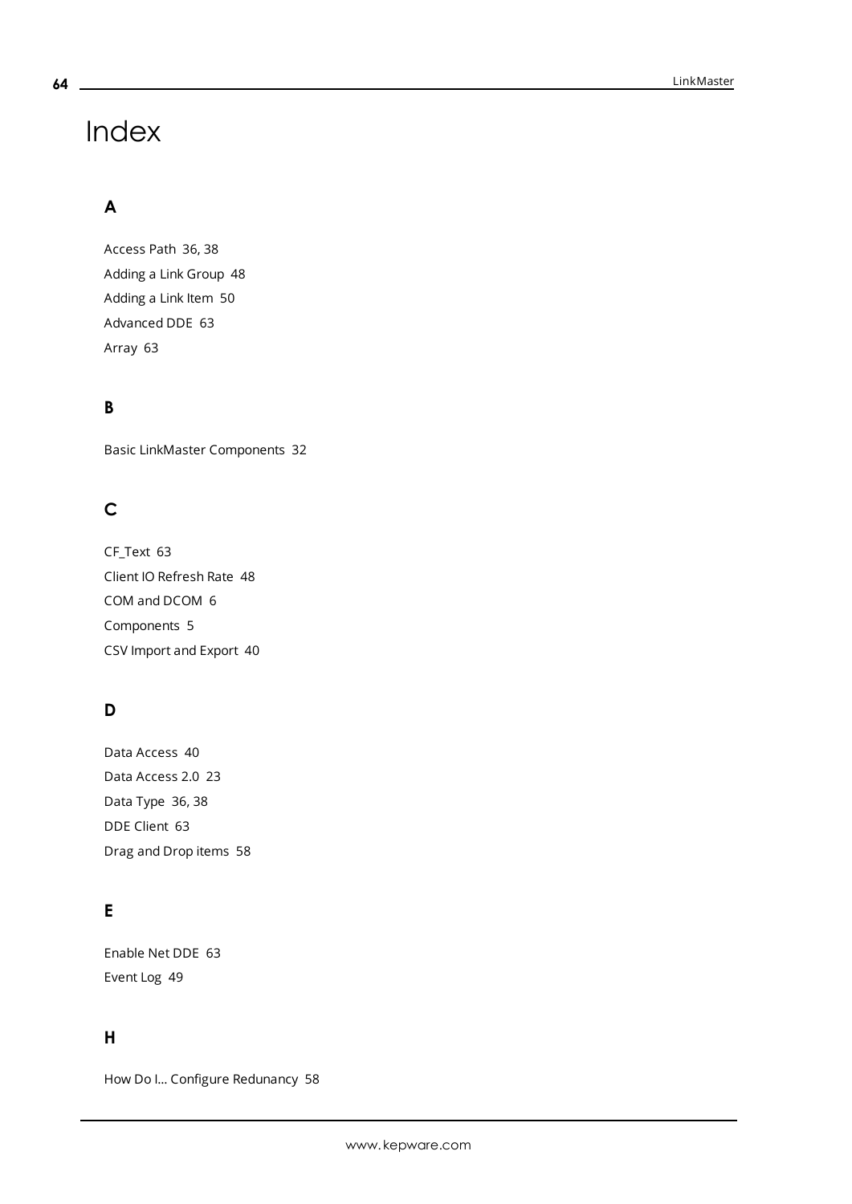# Index

## A

Access Path 36, 38
Adding a Link Group 48
Adding a Link Item 50
Advanced DDE 63
Array 63

## B

Basic LinkMaster Components 32

## C

CF_Text 63
Client IO Refresh Rate 48
COM and DCOM 6
Components 5
CSV Import and Export 40

## D

Data Access 40
Data Access 2.0 23
Data Type 36, 38
DDE Client 63
Drag and Drop items 58

## E

Enable Net DDE 63
Event Log 49

## H

How Do I... Configure Redunancy 58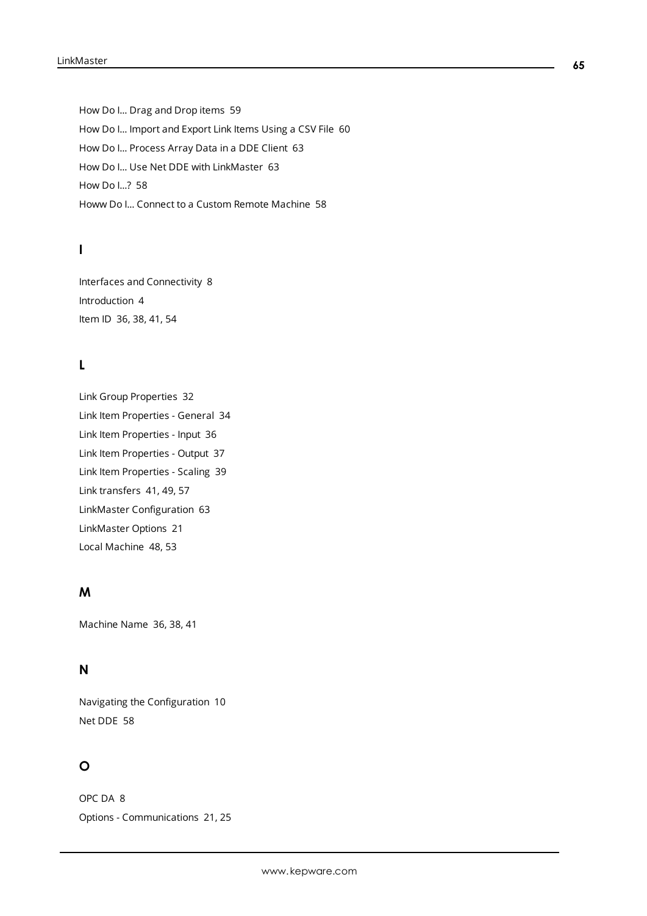How Do I... Drag and Drop items 59

How Do I... Import and Export Link Items Using a CSV File 60

How Do I... Process Array Data in a DDE Client 63

How Do I... Use Net DDE with LinkMaster 63

How Do I...? 58

Howw Do I... Connect to a Custom Remote Machine 58

## I

Interfaces and Connectivity 8

Introduction 4

Item ID 36, 38, 41, 54

## L

Link Group Properties 32

Link Item Properties - General 34

Link Item Properties - Input 36

Link Item Properties - Output 37

Link Item Properties - Scaling 39

Link transfers 41, 49, 57

LinkMaster Configuration 63

LinkMaster Options 21

Local Machine 48, 53

## M

Machine Name 36, 38, 41

## N

Navigating the Configuration 10

Net DDE 58

## O

OPC DA 8

Options - Communications 21, 25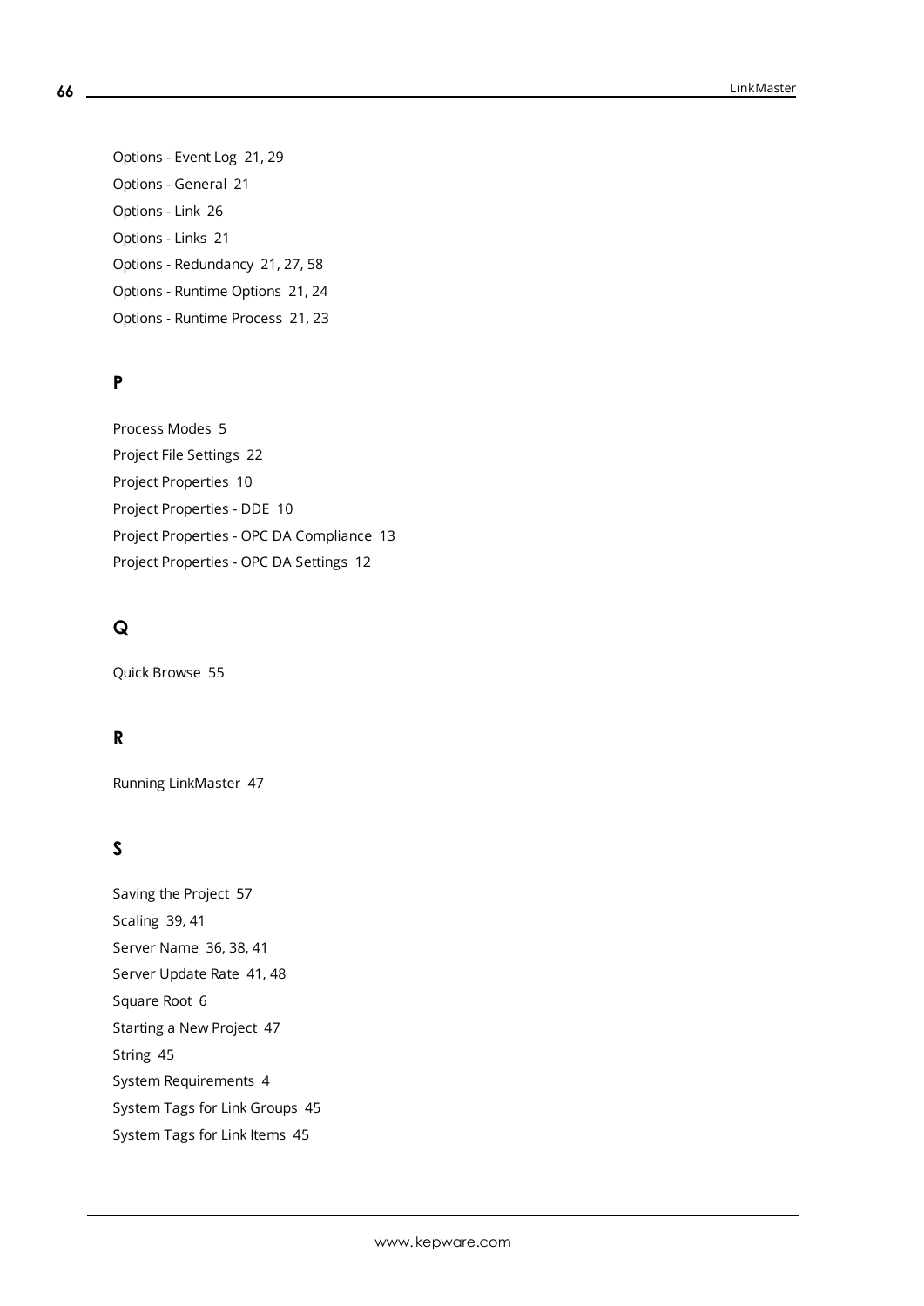Options - Event Log 21, 29

Options - General 21

Options - Link 26

Options - Links 21

Options - Redundancy 21, 27, 58

Options - Runtime Options 21, 24

Options - Runtime Process 21, 23

## P

Process Modes 5

Project File Settings 22

Project Properties 10

Project Properties - DDE 10

Project Properties - OPC DA Compliance 13

Project Properties - OPC DA Settings 12

## Q

Quick Browse 55

## R

Running LinkMaster 47

## S

Saving the Project 57

Scaling 39, 41

Server Name 36, 38, 41

Server Update Rate 41, 48

Square Root 6

Starting a New Project 47

String 45

System Requirements 4

System Tags for Link Groups 45

System Tags for Link Items 45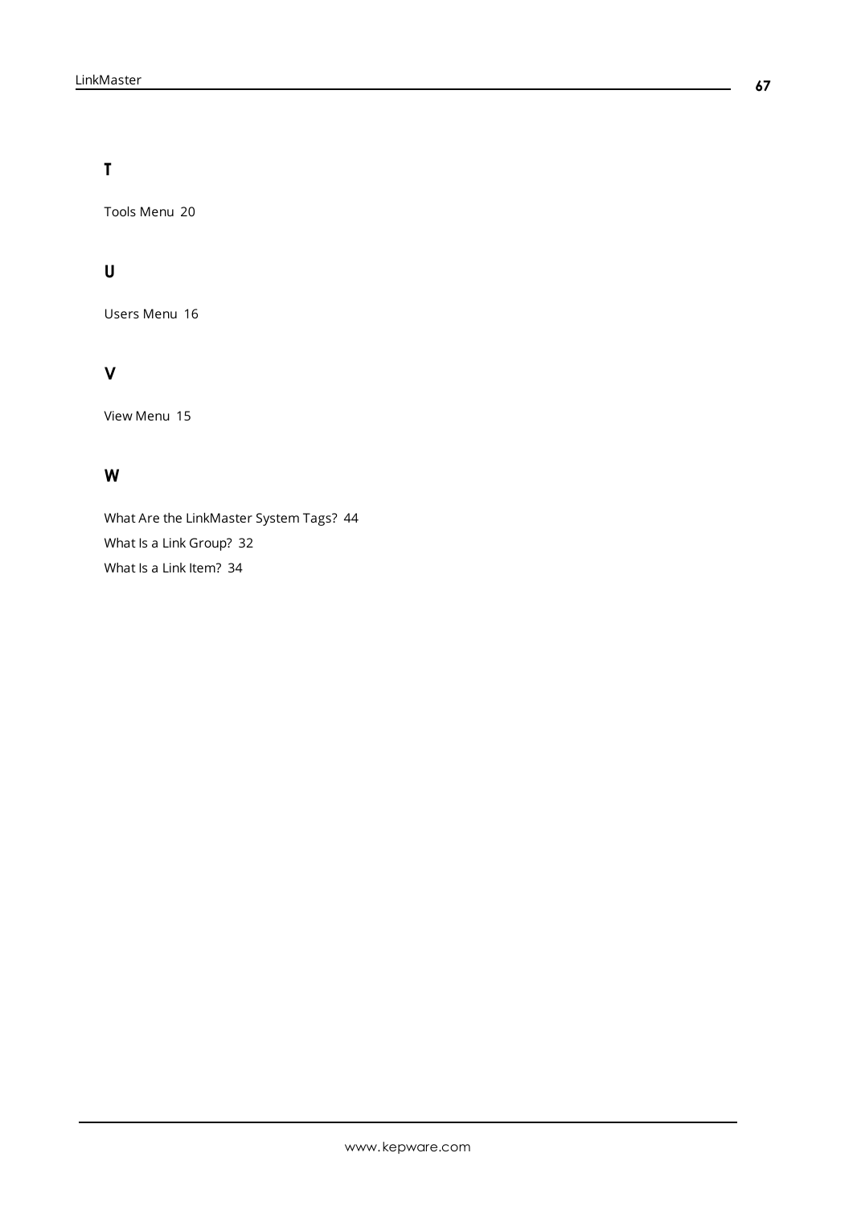## T

Tools Menu 20

## U

Users Menu 16

## V

View Menu 15

## W

What Are the LinkMaster System Tags? 44

What Is a Link Group? 32

What Is a Link Item? 34